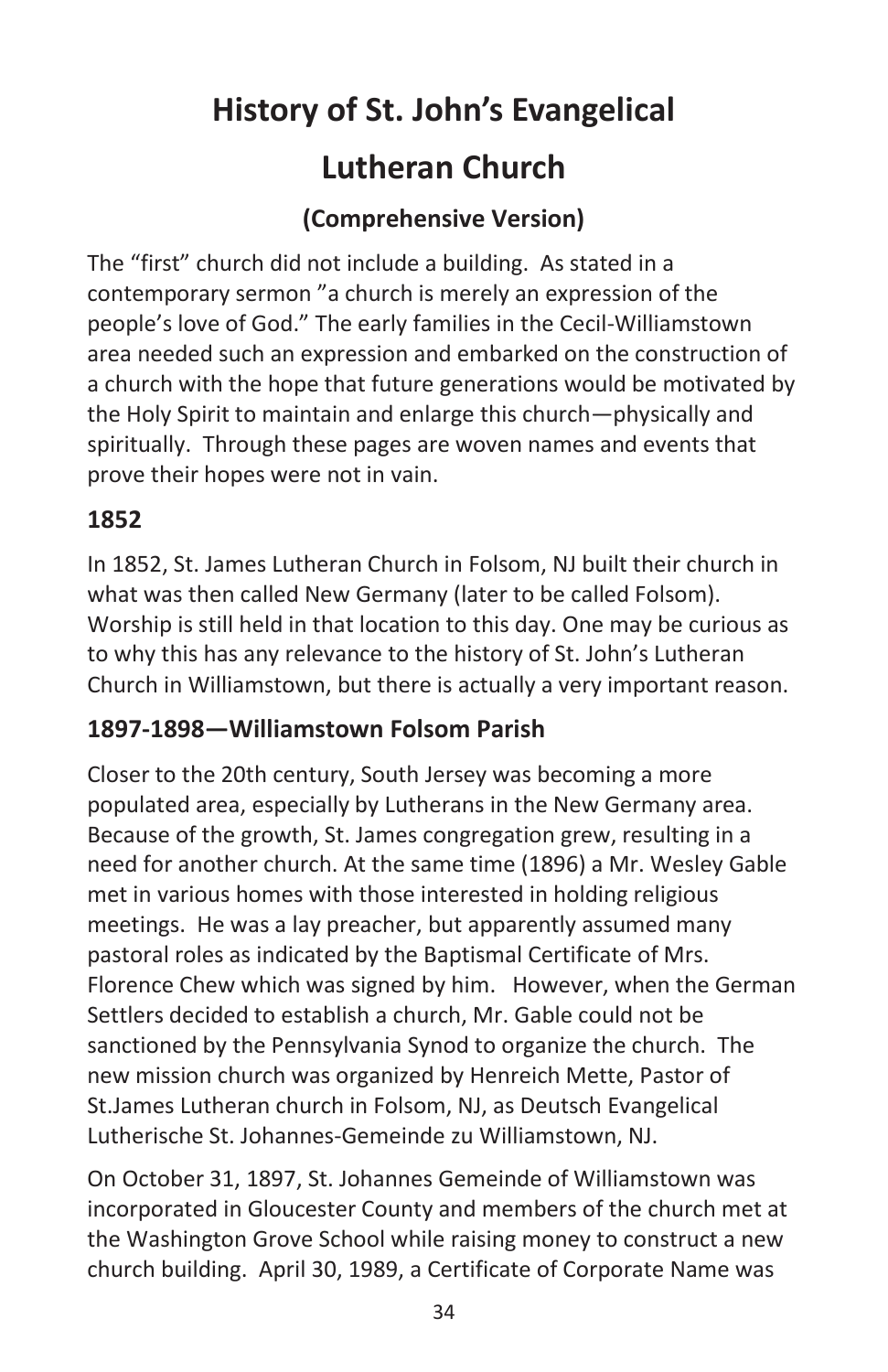# History of St. John's Evangelical Lutheran Church

### (Comprehensive Version)

The "first" church did not include a building. As stated in a contemporary sermon "a church is merely an expression of the people's love of God." The early families in the Cecil-Williamstown area needed such an expression and embarked on the construction of a church with the hope that future generations would be motivated by the Holy Spirit to maintain and enlarge this church—physically and spiritually. Through these pages are woven names and events that prove their hopes were not in vain.

## 1852

In 1852, St. James Lutheran Church in Folsom, NJ built their church in what was then called New Germany (later to be called Folsom). Worship is still held in that location to this day. One may be curious as to why this has any relevance to the history of St. John's Lutheran Church in Williamstown, but there is actually a very important reason.

## 1897-1898—Williamstown Folsom Parish

Closer to the 20th century, South Jersey was becoming a more populated area, especially by Lutherans in the New Germany area. Because of the growth, St. James congregation grew, resulting in a need for another church. At the same time (1896) a Mr. Wesley Gable met in various homes with those interested in holding religious meetings. He was a lay preacher, but apparently assumed many pastoral roles as indicated by the Baptismal Certificate of Mrs. Florence Chew which was signed by him. However, when the German Settlers decided to establish a church, Mr. Gable could not be sanctioned by the Pennsylvania Synod to organize the church. The new mission church was organized by Henreich Mette, Pastor of St.James Lutheran church in Folsom, NJ, as Deutsch Evangelical Lutherische St. Johannes-Gemeinde zu Williamstown, NJ.

On October 31, 1897, St. Johannes Gemeinde of Williamstown was incorporated in Gloucester County and members of the church met at the Washington Grove School while raising money to construct a new church building. April 30, 1989, a Certificate of Corporate Name was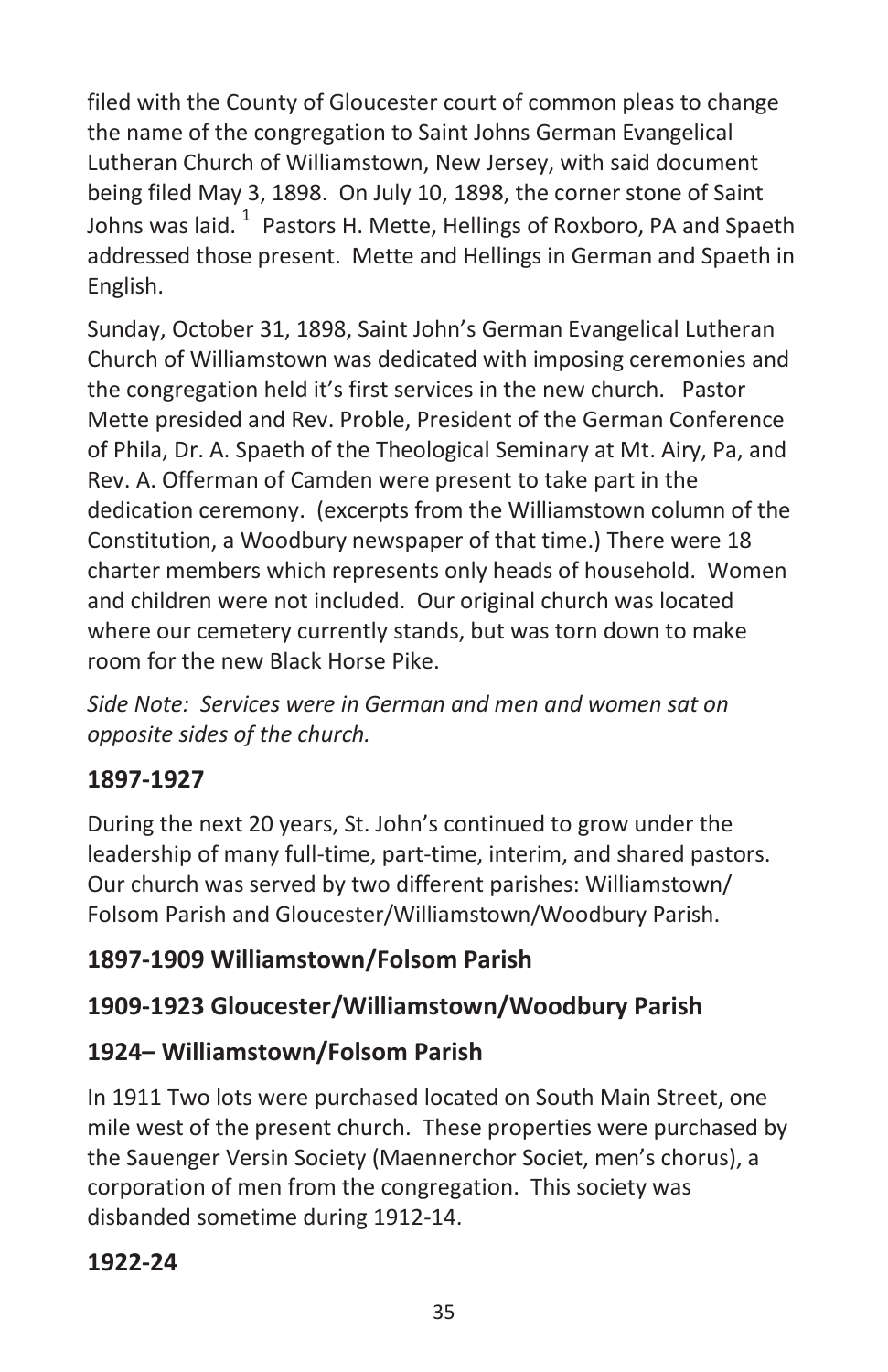filed with the County of Gloucester court of common pleas to change the name of the congregation to Saint Johns German Evangelical Lutheran Church of Williamstown, New Jersey, with said document being filed May 3, 1898. On July 10, 1898, the corner stone of Saint Johns was laid. [1] Pastors H. Mette, Hellings of Roxboro, PA and Spaeth addressed those present. Mette and Hellings in German and Spaeth in English.

Sunday, October 31, 1898, Saint John's German Evangelical Lutheran Church of Williamstown was dedicated with imposing ceremonies and the congregation held it's first services in the new church. Pastor Mette presided and Rev. Proble, President of the German Conference of Phila, Dr. A. Spaeth of the Theological Seminary at Mt. Airy, Pa, and Rev. A. Offerman of Camden were present to take part in the dedication ceremony. (excerpts from the Williamstown column of the Constitution, a Woodbury newspaper of that time.) There were 18 charter members which represents only heads of household. Women and children were not included. Our original church was located where our cemetery currently stands, but was torn down to make room for the new Black Horse Pike.

*Side Note: Services were in German and men and women sat on opposite sides of the church.*

### 1897-1927

During the next 20 years, St. John's continued to grow under the leadership of many full-time, part-time, interim, and shared pastors. Our church was served by two different parishes: Williamstown/ Folsom Parish and Gloucester/Williamstown/Woodbury Parish.

### 1897-1909 Williamstown/Folsom Parish

### 1909-1923 Gloucester/Williamstown/Woodbury Parish

### 1924– Williamstown/Folsom Parish

In 1911 Two lots were purchased located on South Main Street, one mile west of the present church. These properties were purchased by the Sauenger Versin Society (Maennerchor Societ, men's chorus), a corporation of men from the congregation. This society was disbanded sometime during 1912-14.

### 1922-24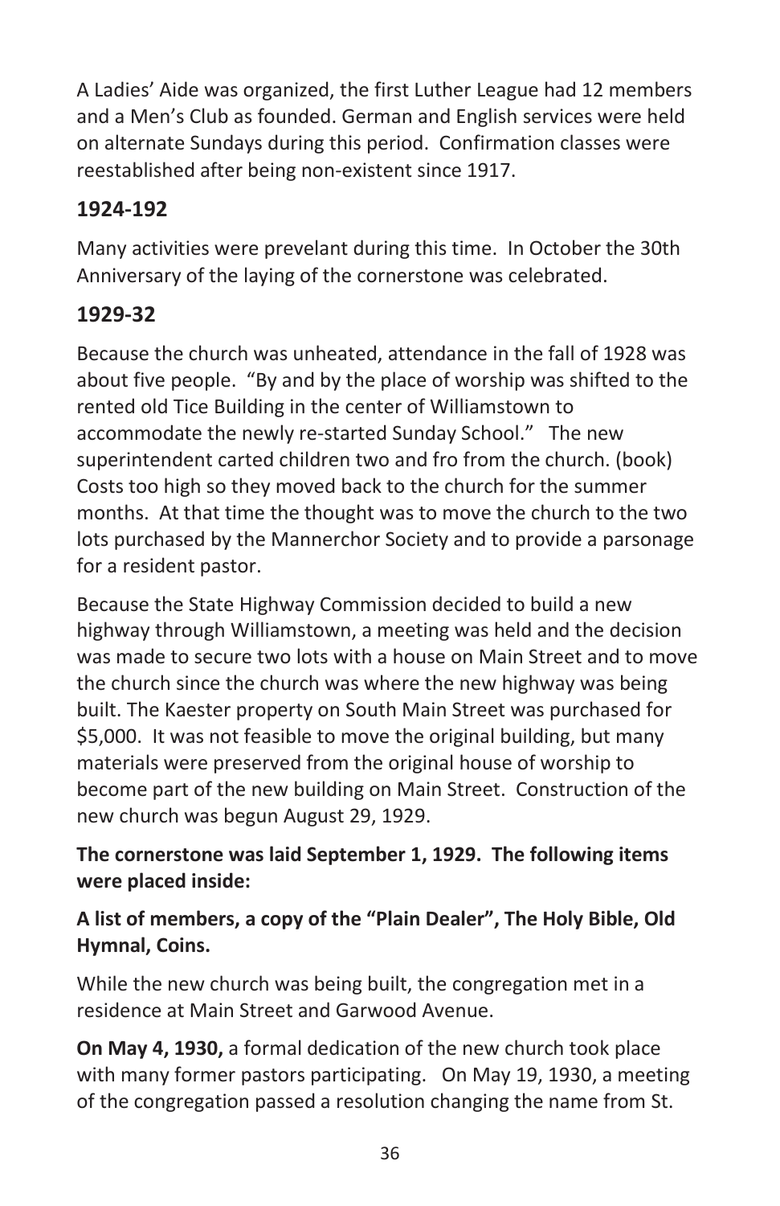A Ladies' Aide was organized, the first Luther League had 12 members and a Men's Club as founded. German and English services were held on alternate Sundays during this period. Confirmation classes were reestablished after being non-existent since 1917.

## 1924-192

Many activities were prevelant during this time. In October the 30th Anniversary of the laying of the cornerstone was celebrated.

## 1929-32

Because the church was unheated, attendance in the fall of 1928 was about five people. "By and by the place of worship was shifted to the rented old Tice Building in the center of Williamstown to accommodate the newly re-started Sunday School." The new superintendent carted children two and fro from the church. (book) Costs too high so they moved back to the church for the summer months. At that time the thought was to move the church to the two lots purchased by the Mannerchor Society and to provide a parsonage for a resident pastor.

Because the State Highway Commission decided to build a new highway through Williamstown, a meeting was held and the decision was made to secure two lots with a house on Main Street and to move the church since the church was where the new highway was being built. The Kaester property on South Main Street was purchased for $5,000. It was not feasible to move the original building, but many materials were preserved from the original house of worship to become part of the new building on Main Street. Construction of the new church was begun August 29, 1929.

**The cornerstone was laid September 1, 1929. The following items were placed inside:**

**A list of members, a copy of the "Plain Dealer", The Holy Bible, Old Hymnal, Coins.**

While the new church was being built, the congregation met in a residence at Main Street and Garwood Avenue.

**On May 4, 1930,** a formal dedication of the new church took place with many former pastors participating. On May 19, 1930, a meeting of the congregation passed a resolution changing the name from St.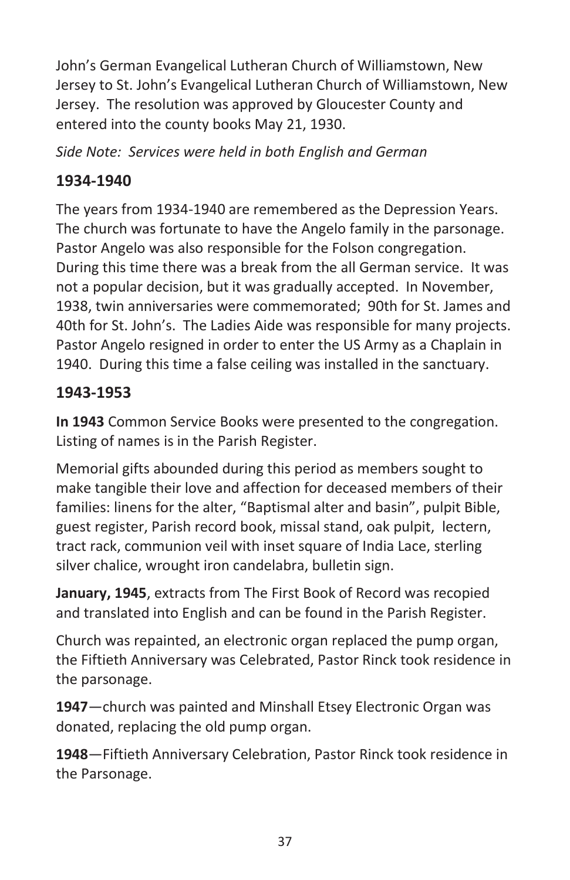John's German Evangelical Lutheran Church of Williamstown, New Jersey to St. John's Evangelical Lutheran Church of Williamstown, New Jersey. The resolution was approved by Gloucester County and entered into the county books May 21, 1930.

*Side Note: Services were held in both English and German*

## 1934-1940

The years from 1934-1940 are remembered as the Depression Years. The church was fortunate to have the Angelo family in the parsonage. Pastor Angelo was also responsible for the Folson congregation. During this time there was a break from the all German service. It was not a popular decision, but it was gradually accepted. In November, 1938, twin anniversaries were commemorated; 90th for St. James and 40th for St. John's. The Ladies Aide was responsible for many projects. Pastor Angelo resigned in order to enter the US Army as a Chaplain in 1940. During this time a false ceiling was installed in the sanctuary.

## 1943-1953

**In 1943** Common Service Books were presented to the congregation. Listing of names is in the Parish Register.

Memorial gifts abounded during this period as members sought to make tangible their love and affection for deceased members of their families: linens for the alter, "Baptismal alter and basin", pulpit Bible, guest register, Parish record book, missal stand, oak pulpit, lectern, tract rack, communion veil with inset square of India Lace, sterling silver chalice, wrought iron candelabra, bulletin sign.

**January, 1945**, extracts from The First Book of Record was recopied and translated into English and can be found in the Parish Register.

Church was repainted, an electronic organ replaced the pump organ, the Fiftieth Anniversary was Celebrated, Pastor Rinck took residence in the parsonage.

**1947**—church was painted and Minshall Etsey Electronic Organ was donated, replacing the old pump organ.

**1948**—Fiftieth Anniversary Celebration, Pastor Rinck took residence in the Parsonage.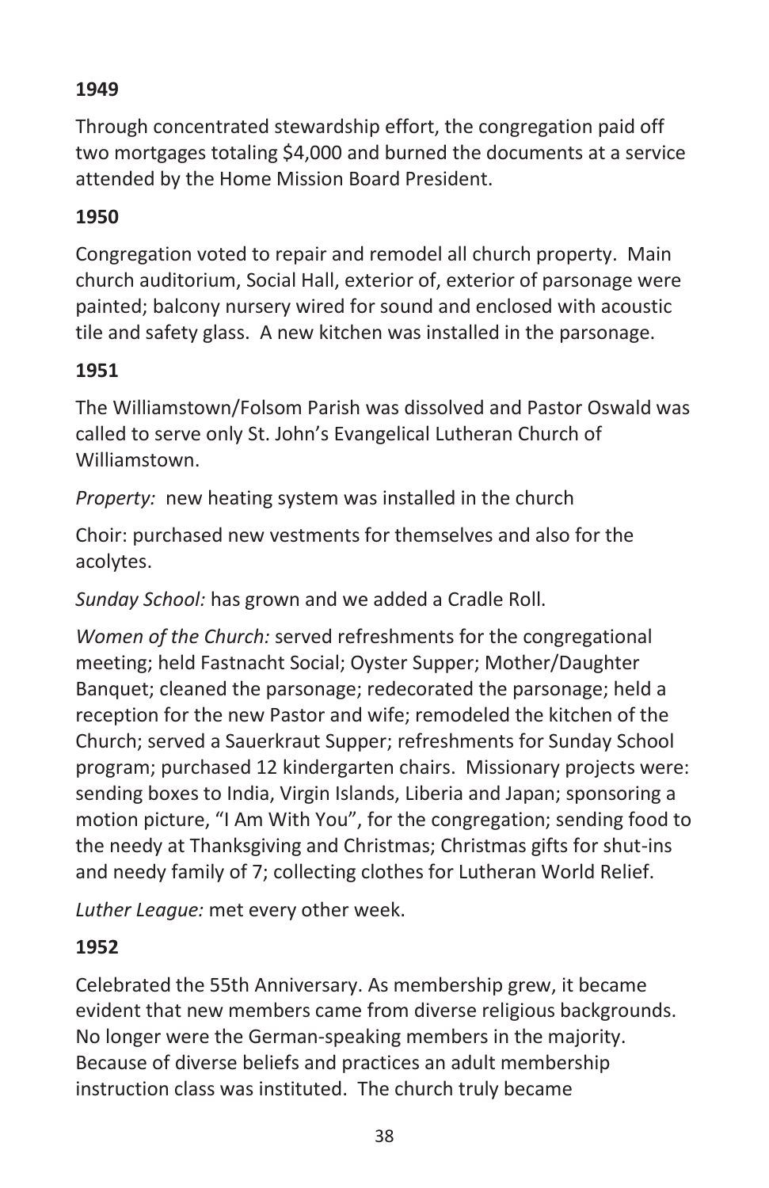**1949**

Through concentrated stewardship effort, the congregation paid off two mortgages totaling $4,000 and burned the documents at a service attended by the Home Mission Board President.

**1950**

Congregation voted to repair and remodel all church property. Main church auditorium, Social Hall, exterior of, exterior of parsonage were painted; balcony nursery wired for sound and enclosed with acoustic tile and safety glass. A new kitchen was installed in the parsonage.

**1951**

The Williamstown/Folsom Parish was dissolved and Pastor Oswald was called to serve only St. John's Evangelical Lutheran Church of Williamstown.

*Property:* new heating system was installed in the church

Choir: purchased new vestments for themselves and also for the acolytes.

*Sunday School:* has grown and we added a Cradle Roll.

*Women of the Church:* served refreshments for the congregational meeting; held Fastnacht Social; Oyster Supper; Mother/Daughter Banquet; cleaned the parsonage; redecorated the parsonage; held a reception for the new Pastor and wife; remodeled the kitchen of the Church; served a Sauerkraut Supper; refreshments for Sunday School program; purchased 12 kindergarten chairs. Missionary projects were: sending boxes to India, Virgin Islands, Liberia and Japan; sponsoring a motion picture, "I Am With You", for the congregation; sending food to the needy at Thanksgiving and Christmas; Christmas gifts for shut-ins and needy family of 7; collecting clothes for Lutheran World Relief.

*Luther League:* met every other week.

**1952**

Celebrated the 55th Anniversary. As membership grew, it became evident that new members came from diverse religious backgrounds. No longer were the German-speaking members in the majority. Because of diverse beliefs and practices an adult membership instruction class was instituted. The church truly became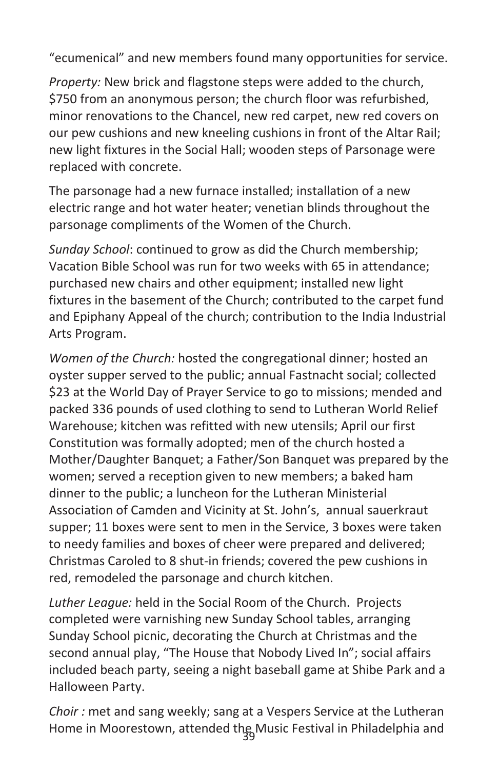“ecumenical” and new members found many opportunities for service.

*Property:* New brick and flagstone steps were added to the church, $750 from an anonymous person; the church floor was refurbished, minor renovations to the Chancel, new red carpet, new red covers on our pew cushions and new kneeling cushions in front of the Altar Rail; new light fixtures in the Social Hall; wooden steps of Parsonage were replaced with concrete.

The parsonage had a new furnace installed; installation of a new electric range and hot water heater; venetian blinds throughout the parsonage compliments of the Women of the Church.

*Sunday School*: continued to grow as did the Church membership; Vacation Bible School was run for two weeks with 65 in attendance; purchased new chairs and other equipment; installed new light fixtures in the basement of the Church; contributed to the carpet fund and Epiphany Appeal of the church; contribution to the India Industrial Arts Program.

*Women of the Church:* hosted the congregational dinner; hosted an oyster supper served to the public; annual Fastnacht social; collected $23 at the World Day of Prayer Service to go to missions; mended and packed 336 pounds of used clothing to send to Lutheran World Relief Warehouse; kitchen was refitted with new utensils; April our first Constitution was formally adopted; men of the church hosted a Mother/Daughter Banquet; a Father/Son Banquet was prepared by the women; served a reception given to new members; a baked ham dinner to the public; a luncheon for the Lutheran Ministerial Association of Camden and Vicinity at St. John’s, annual sauerkraut supper; 11 boxes were sent to men in the Service, 3 boxes were taken to needy families and boxes of cheer were prepared and delivered; Christmas Caroled to 8 shut-in friends; covered the pew cushions in red, remodeled the parsonage and church kitchen.

*Luther League:* held in the Social Room of the Church. Projects completed were varnishing new Sunday School tables, arranging Sunday School picnic, decorating the Church at Christmas and the second annual play, “The House that Nobody Lived In”; social affairs included beach party, seeing a night baseball game at Shibe Park and a Halloween Party.

*Choir :* met and sang weekly; sang at a Vespers Service at the Lutheran Home in Moorestown, attended the Music Festival in Philadelphia and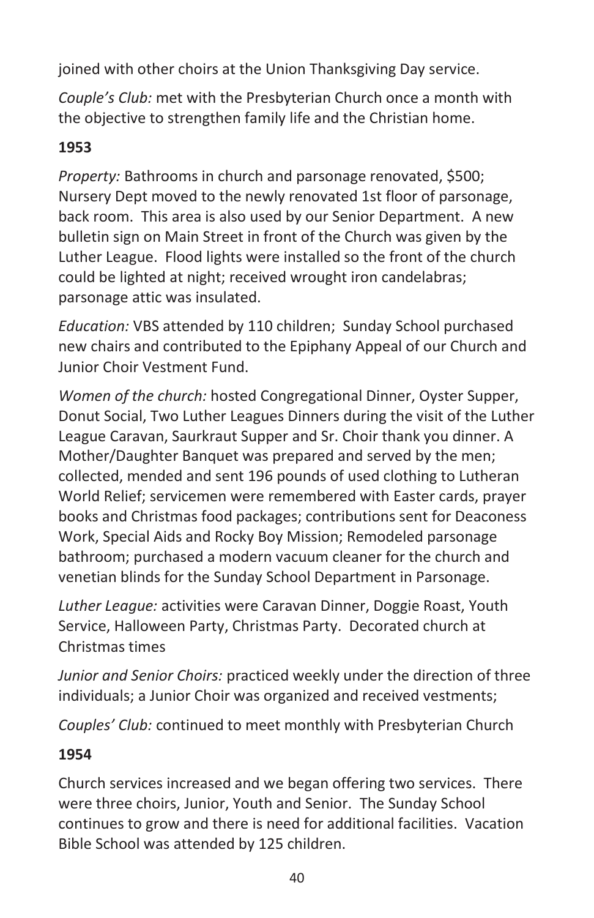joined with other choirs at the Union Thanksgiving Day service.

*Couple's Club:* met with the Presbyterian Church once a month with the objective to strengthen family life and the Christian home.

**1953**

*Property:* Bathrooms in church and parsonage renovated, $500; Nursery Dept moved to the newly renovated 1st floor of parsonage, back room. This area is also used by our Senior Department. A new bulletin sign on Main Street in front of the Church was given by the Luther League. Flood lights were installed so the front of the church could be lighted at night; received wrought iron candelabras; parsonage attic was insulated.

*Education:* VBS attended by 110 children; Sunday School purchased new chairs and contributed to the Epiphany Appeal of our Church and Junior Choir Vestment Fund.

*Women of the church:* hosted Congregational Dinner, Oyster Supper, Donut Social, Two Luther Leagues Dinners during the visit of the Luther League Caravan, Saurkraut Supper and Sr. Choir thank you dinner. A Mother/Daughter Banquet was prepared and served by the men; collected, mended and sent 196 pounds of used clothing to Lutheran World Relief; servicemen were remembered with Easter cards, prayer books and Christmas food packages; contributions sent for Deaconess Work, Special Aids and Rocky Boy Mission; Remodeled parsonage bathroom; purchased a modern vacuum cleaner for the church and venetian blinds for the Sunday School Department in Parsonage.

*Luther League:* activities were Caravan Dinner, Doggie Roast, Youth Service, Halloween Party, Christmas Party. Decorated church at Christmas times

*Junior and Senior Choirs:* practiced weekly under the direction of three individuals; a Junior Choir was organized and received vestments;

*Couples' Club:* continued to meet monthly with Presbyterian Church

**1954**

Church services increased and we began offering two services. There were three choirs, Junior, Youth and Senior. The Sunday School continues to grow and there is need for additional facilities. Vacation Bible School was attended by 125 children.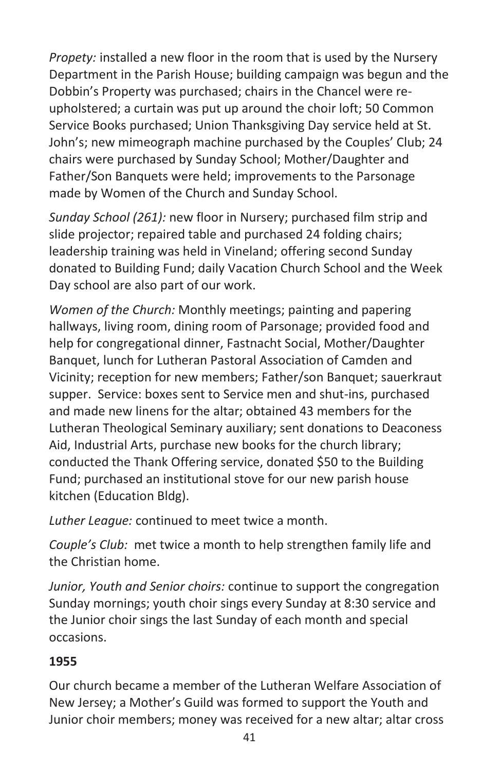*Propety:* installed a new floor in the room that is used by the Nursery Department in the Parish House; building campaign was begun and the Dobbin's Property was purchased; chairs in the Chancel were re-upholstered; a curtain was put up around the choir loft; 50 Common Service Books purchased; Union Thanksgiving Day service held at St. John's; new mimeograph machine purchased by the Couples' Club; 24 chairs were purchased by Sunday School; Mother/Daughter and Father/Son Banquets were held; improvements to the Parsonage made by Women of the Church and Sunday School.

*Sunday School (261):* new floor in Nursery; purchased film strip and slide projector; repaired table and purchased 24 folding chairs; leadership training was held in Vineland; offering second Sunday donated to Building Fund; daily Vacation Church School and the Week Day school are also part of our work.

*Women of the Church:* Monthly meetings; painting and papering hallways, living room, dining room of Parsonage; provided food and help for congregational dinner, Fastnacht Social, Mother/Daughter Banquet, lunch for Lutheran Pastoral Association of Camden and Vicinity; reception for new members; Father/son Banquet; sauerkraut supper. Service: boxes sent to Service men and shut-ins, purchased and made new linens for the altar; obtained 43 members for the Lutheran Theological Seminary auxiliary; sent donations to Deaconess Aid, Industrial Arts, purchase new books for the church library; conducted the Thank Offering service, donated $50 to the Building Fund; purchased an institutional stove for our new parish house kitchen (Education Bldg).

*Luther League:* continued to meet twice a month.

*Couple's Club:* met twice a month to help strengthen family life and the Christian home.

*Junior, Youth and Senior choirs:* continue to support the congregation Sunday mornings; youth choir sings every Sunday at 8:30 service and the Junior choir sings the last Sunday of each month and special occasions.

**1955**

Our church became a member of the Lutheran Welfare Association of New Jersey; a Mother's Guild was formed to support the Youth and Junior choir members; money was received for a new altar; altar cross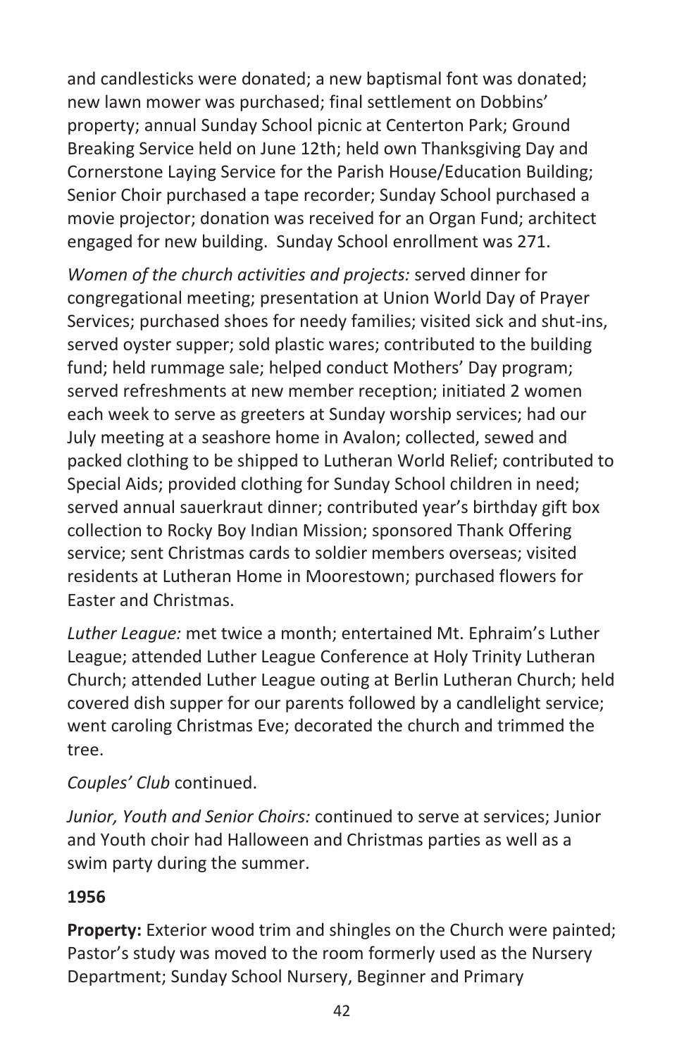and candlesticks were donated; a new baptismal font was donated; new lawn mower was purchased; final settlement on Dobbins' property; annual Sunday School picnic at Centerton Park; Ground Breaking Service held on June 12th; held own Thanksgiving Day and Cornerstone Laying Service for the Parish House/Education Building; Senior Choir purchased a tape recorder; Sunday School purchased a movie projector; donation was received for an Organ Fund; architect engaged for new building. Sunday School enrollment was 271.

*Women of the church activities and projects:* served dinner for congregational meeting; presentation at Union World Day of Prayer Services; purchased shoes for needy families; visited sick and shut-ins, served oyster supper; sold plastic wares; contributed to the building fund; held rummage sale; helped conduct Mothers' Day program; served refreshments at new member reception; initiated 2 women each week to serve as greeters at Sunday worship services; had our July meeting at a seashore home in Avalon; collected, sewed and packed clothing to be shipped to Lutheran World Relief; contributed to Special Aids; provided clothing for Sunday School children in need; served annual sauerkraut dinner; contributed year's birthday gift box collection to Rocky Boy Indian Mission; sponsored Thank Offering service; sent Christmas cards to soldier members overseas; visited residents at Lutheran Home in Moorestown; purchased flowers for Easter and Christmas.

*Luther League:* met twice a month; entertained Mt. Ephraim's Luther League; attended Luther League Conference at Holy Trinity Lutheran Church; attended Luther League outing at Berlin Lutheran Church; held covered dish supper for our parents followed by a candlelight service; went caroling Christmas Eve; decorated the church and trimmed the tree.

*Couples' Club* continued.

*Junior, Youth and Senior Choirs:* continued to serve at services; Junior and Youth choir had Halloween and Christmas parties as well as a swim party during the summer.

**1956**

**Property:** Exterior wood trim and shingles on the Church were painted; Pastor's study was moved to the room formerly used as the Nursery Department; Sunday School Nursery, Beginner and Primary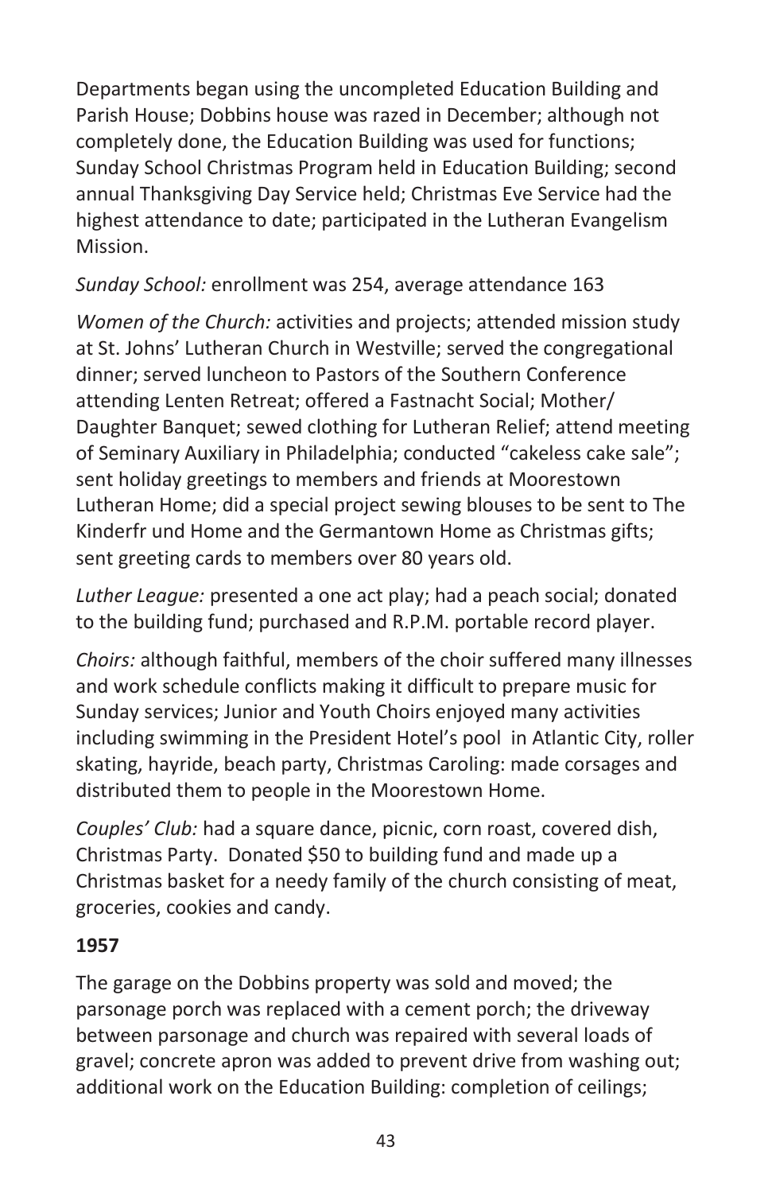Departments began using the uncompleted Education Building and Parish House; Dobbins house was razed in December; although not completely done, the Education Building was used for functions; Sunday School Christmas Program held in Education Building; second annual Thanksgiving Day Service held; Christmas Eve Service had the highest attendance to date; participated in the Lutheran Evangelism Mission.

*Sunday School:* enrollment was 254, average attendance 163

*Women of the Church:* activities and projects; attended mission study at St. Johns' Lutheran Church in Westville; served the congregational dinner; served luncheon to Pastors of the Southern Conference attending Lenten Retreat; offered a Fastnacht Social; Mother/ Daughter Banquet; sewed clothing for Lutheran Relief; attend meeting of Seminary Auxiliary in Philadelphia; conducted "cakeless cake sale"; sent holiday greetings to members and friends at Moorestown Lutheran Home; did a special project sewing blouses to be sent to The Kinderfr und Home and the Germantown Home as Christmas gifts; sent greeting cards to members over 80 years old.

*Luther League:* presented a one act play; had a peach social; donated to the building fund; purchased and R.P.M. portable record player.

*Choirs:* although faithful, members of the choir suffered many illnesses and work schedule conflicts making it difficult to prepare music for Sunday services; Junior and Youth Choirs enjoyed many activities including swimming in the President Hotel's pool in Atlantic City, roller skating, hayride, beach party, Christmas Caroling: made corsages and distributed them to people in the Moorestown Home.

*Couples' Club:* had a square dance, picnic, corn roast, covered dish, Christmas Party. Donated $50 to building fund and made up a Christmas basket for a needy family of the church consisting of meat, groceries, cookies and candy.

**1957**

The garage on the Dobbins property was sold and moved; the parsonage porch was replaced with a cement porch; the driveway between parsonage and church was repaired with several loads of gravel; concrete apron was added to prevent drive from washing out; additional work on the Education Building: completion of ceilings;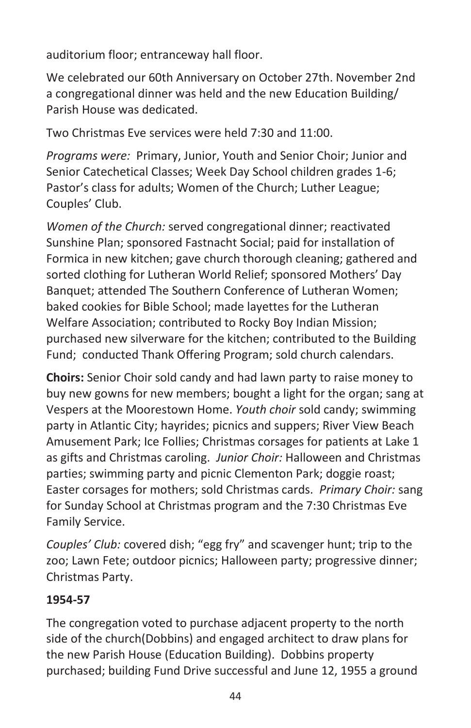auditorium floor; entranceway hall floor.

We celebrated our 60th Anniversary on October 27th. November 2nd a congregational dinner was held and the new Education Building/ Parish House was dedicated.

Two Christmas Eve services were held 7:30 and 11:00.

*Programs were:* Primary, Junior, Youth and Senior Choir; Junior and Senior Catechetical Classes; Week Day School children grades 1-6; Pastor's class for adults; Women of the Church; Luther League; Couples' Club.

*Women of the Church:* served congregational dinner; reactivated Sunshine Plan; sponsored Fastnacht Social; paid for installation of Formica in new kitchen; gave church thorough cleaning; gathered and sorted clothing for Lutheran World Relief; sponsored Mothers' Day Banquet; attended The Southern Conference of Lutheran Women; baked cookies for Bible School; made layettes for the Lutheran Welfare Association; contributed to Rocky Boy Indian Mission; purchased new silverware for the kitchen; contributed to the Building Fund; conducted Thank Offering Program; sold church calendars.

**Choirs:** Senior Choir sold candy and had lawn party to raise money to buy new gowns for new members; bought a light for the organ; sang at Vespers at the Moorestown Home. *Youth choir* sold candy; swimming party in Atlantic City; hayrides; picnics and suppers; River View Beach Amusement Park; Ice Follies; Christmas corsages for patients at Lake 1 as gifts and Christmas caroling. *Junior Choir:* Halloween and Christmas parties; swimming party and picnic Clementon Park; doggie roast; Easter corsages for mothers; sold Christmas cards. *Primary Choir:* sang for Sunday School at Christmas program and the 7:30 Christmas Eve Family Service.

*Couples' Club:* covered dish; "egg fry" and scavenger hunt; trip to the zoo; Lawn Fete; outdoor picnics; Halloween party; progressive dinner; Christmas Party.

**1954-57**

The congregation voted to purchase adjacent property to the north side of the church(Dobbins) and engaged architect to draw plans for the new Parish House (Education Building). Dobbins property purchased; building Fund Drive successful and June 12, 1955 a ground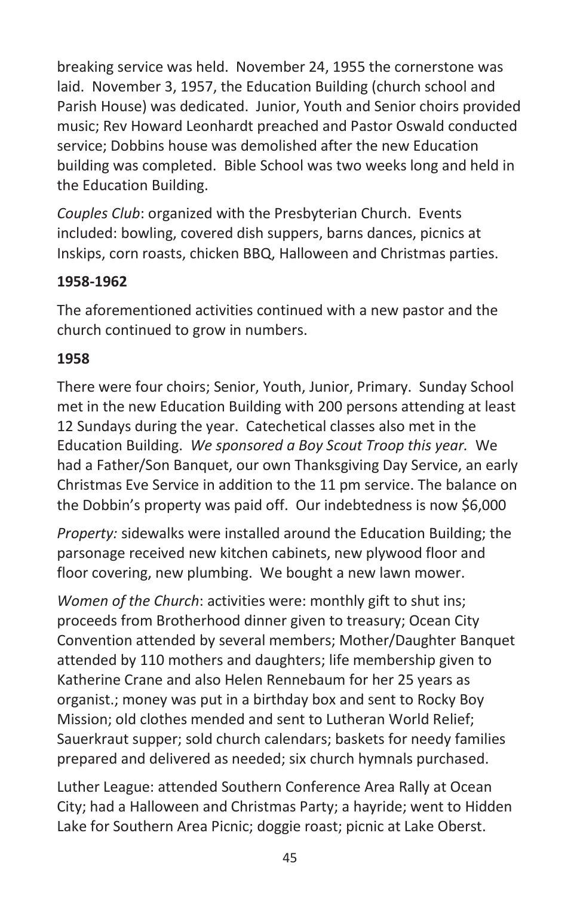breaking service was held. November 24, 1955 the cornerstone was laid. November 3, 1957, the Education Building (church school and Parish House) was dedicated. Junior, Youth and Senior choirs provided music; Rev Howard Leonhardt preached and Pastor Oswald conducted service; Dobbins house was demolished after the new Education building was completed. Bible School was two weeks long and held in the Education Building.

*Couples Club*: organized with the Presbyterian Church. Events included: bowling, covered dish suppers, barns dances, picnics at Inskips, corn roasts, chicken BBQ, Halloween and Christmas parties.

**1958-1962**

The aforementioned activities continued with a new pastor and the church continued to grow in numbers.

**1958**

There were four choirs; Senior, Youth, Junior, Primary. Sunday School met in the new Education Building with 200 persons attending at least 12 Sundays during the year. Catechetical classes also met in the Education Building. *We sponsored a Boy Scout Troop this year.* We had a Father/Son Banquet, our own Thanksgiving Day Service, an early Christmas Eve Service in addition to the 11 pm service. The balance on the Dobbin's property was paid off. Our indebtedness is now $6,000

*Property:* sidewalks were installed around the Education Building; the parsonage received new kitchen cabinets, new plywood floor and floor covering, new plumbing. We bought a new lawn mower.

*Women of the Church*: activities were: monthly gift to shut ins; proceeds from Brotherhood dinner given to treasury; Ocean City Convention attended by several members; Mother/Daughter Banquet attended by 110 mothers and daughters; life membership given to Katherine Crane and also Helen Rennebaum for her 25 years as organist.; money was put in a birthday box and sent to Rocky Boy Mission; old clothes mended and sent to Lutheran World Relief; Sauerkraut supper; sold church calendars; baskets for needy families prepared and delivered as needed; six church hymnals purchased.

Luther League: attended Southern Conference Area Rally at Ocean City; had a Halloween and Christmas Party; a hayride; went to Hidden Lake for Southern Area Picnic; doggie roast; picnic at Lake Oberst.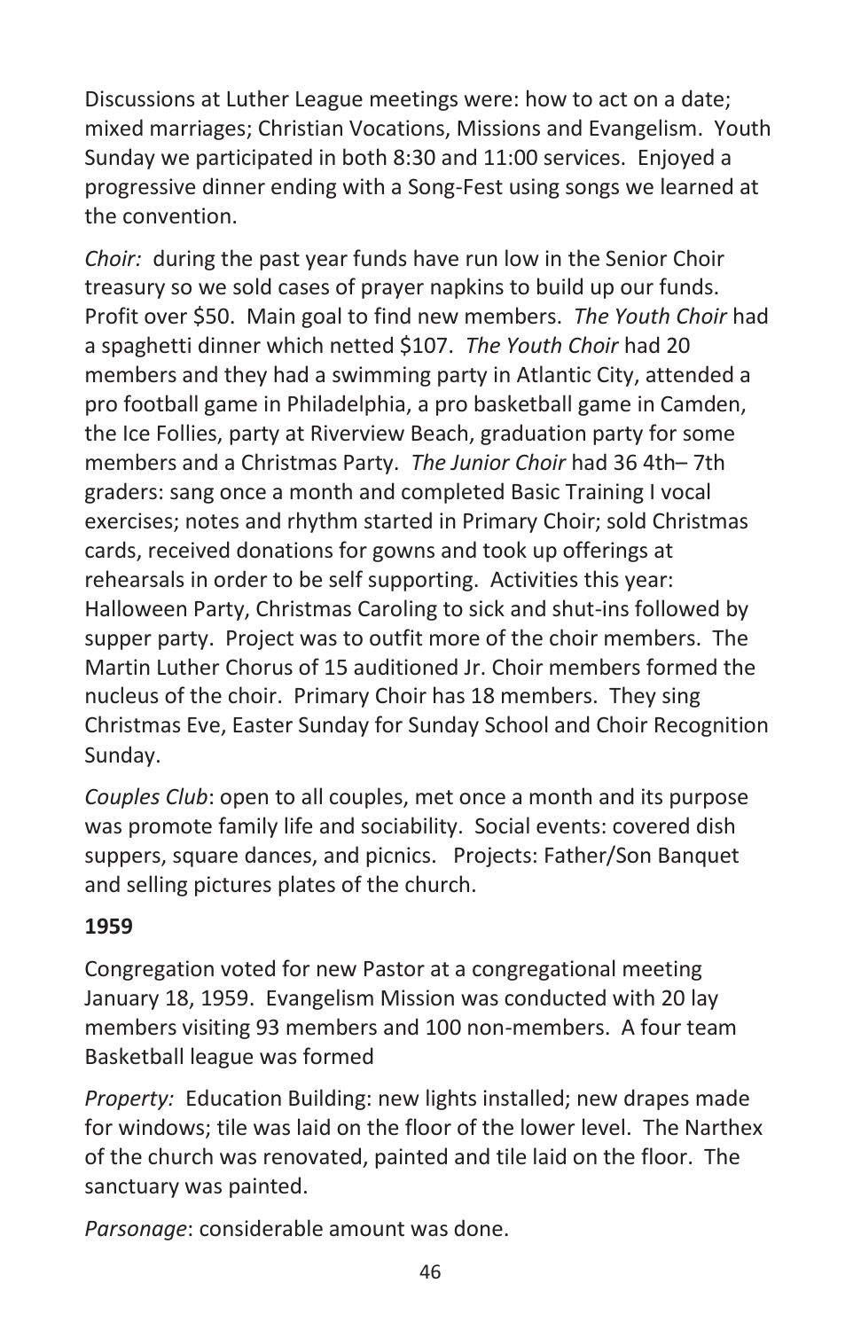Discussions at Luther League meetings were: how to act on a date; mixed marriages; Christian Vocations, Missions and Evangelism. Youth Sunday we participated in both 8:30 and 11:00 services. Enjoyed a progressive dinner ending with a Song-Fest using songs we learned at the convention.

*Choir:* during the past year funds have run low in the Senior Choir treasury so we sold cases of prayer napkins to build up our funds. Profit over $50. Main goal to find new members. *The Youth Choir* had a spaghetti dinner which netted $107. *The Youth Choir* had 20 members and they had a swimming party in Atlantic City, attended a pro football game in Philadelphia, a pro basketball game in Camden, the Ice Follies, party at Riverview Beach, graduation party for some members and a Christmas Party. *The Junior Choir* had 36 4th– 7th graders: sang once a month and completed Basic Training I vocal exercises; notes and rhythm started in Primary Choir; sold Christmas cards, received donations for gowns and took up offerings at rehearsals in order to be self supporting. Activities this year: Halloween Party, Christmas Caroling to sick and shut-ins followed by supper party. Project was to outfit more of the choir members. The Martin Luther Chorus of 15 auditioned Jr. Choir members formed the nucleus of the choir. Primary Choir has 18 members. They sing Christmas Eve, Easter Sunday for Sunday School and Choir Recognition Sunday.

*Couples Club*: open to all couples, met once a month and its purpose was promote family life and sociability. Social events: covered dish suppers, square dances, and picnics. Projects: Father/Son Banquet and selling pictures plates of the church.

**1959**

Congregation voted for new Pastor at a congregational meeting January 18, 1959. Evangelism Mission was conducted with 20 lay members visiting 93 members and 100 non-members. A four team Basketball league was formed

*Property:* Education Building: new lights installed; new drapes made for windows; tile was laid on the floor of the lower level. The Narthex of the church was renovated, painted and tile laid on the floor. The sanctuary was painted.

*Parsonage*: considerable amount was done.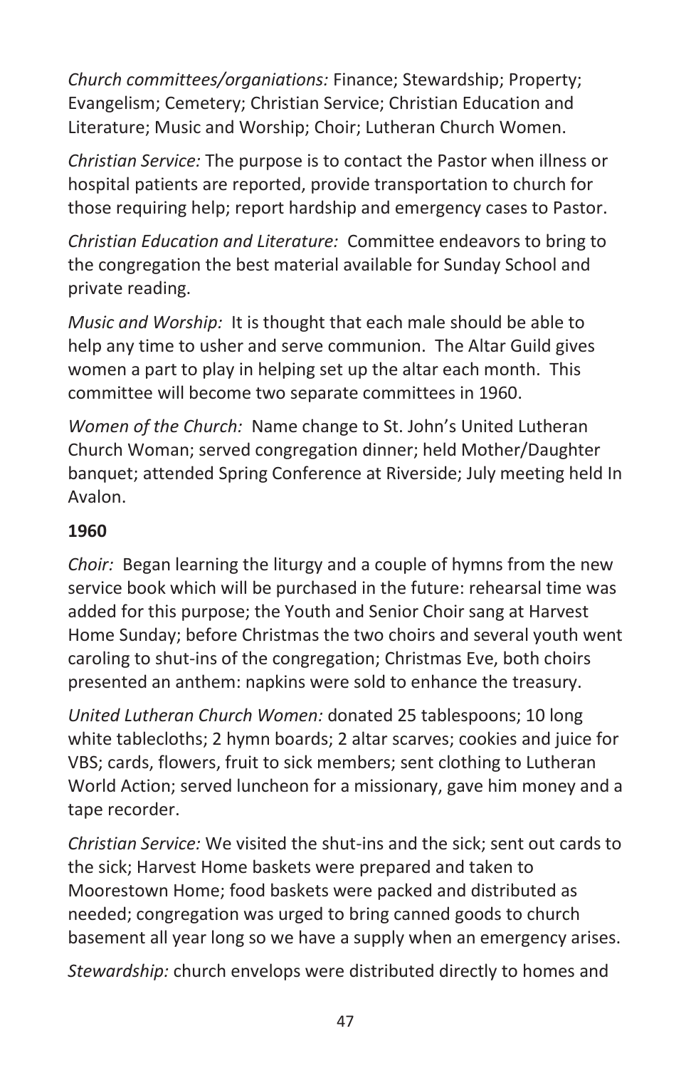*Church committees/organiations:* Finance; Stewardship; Property; Evangelism; Cemetery; Christian Service; Christian Education and Literature; Music and Worship; Choir; Lutheran Church Women.

*Christian Service:* The purpose is to contact the Pastor when illness or hospital patients are reported, provide transportation to church for those requiring help; report hardship and emergency cases to Pastor.

*Christian Education and Literature:* Committee endeavors to bring to the congregation the best material available for Sunday School and private reading.

*Music and Worship:* It is thought that each male should be able to help any time to usher and serve communion. The Altar Guild gives women a part to play in helping set up the altar each month. This committee will become two separate committees in 1960.

*Women of the Church:* Name change to St. John's United Lutheran Church Woman; served congregation dinner; held Mother/Daughter banquet; attended Spring Conference at Riverside; July meeting held In Avalon.

**1960**

*Choir:* Began learning the liturgy and a couple of hymns from the new service book which will be purchased in the future: rehearsal time was added for this purpose; the Youth and Senior Choir sang at Harvest Home Sunday; before Christmas the two choirs and several youth went caroling to shut-ins of the congregation; Christmas Eve, both choirs presented an anthem: napkins were sold to enhance the treasury.

*United Lutheran Church Women:* donated 25 tablespoons; 10 long white tablecloths; 2 hymn boards; 2 altar scarves; cookies and juice for VBS; cards, flowers, fruit to sick members; sent clothing to Lutheran World Action; served luncheon for a missionary, gave him money and a tape recorder.

*Christian Service:* We visited the shut-ins and the sick; sent out cards to the sick; Harvest Home baskets were prepared and taken to Moorestown Home; food baskets were packed and distributed as needed; congregation was urged to bring canned goods to church basement all year long so we have a supply when an emergency arises.

*Stewardship:* church envelops were distributed directly to homes and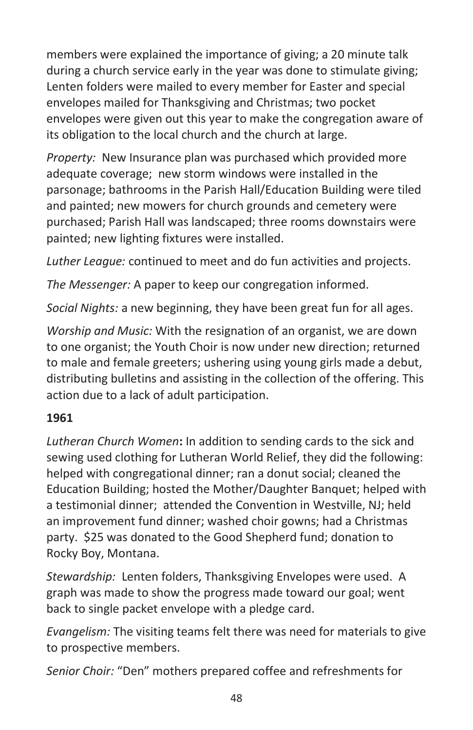members were explained the importance of giving; a 20 minute talk during a church service early in the year was done to stimulate giving; Lenten folders were mailed to every member for Easter and special envelopes mailed for Thanksgiving and Christmas; two pocket envelopes were given out this year to make the congregation aware of its obligation to the local church and the church at large.

*Property:* New Insurance plan was purchased which provided more adequate coverage; new storm windows were installed in the parsonage; bathrooms in the Parish Hall/Education Building were tiled and painted; new mowers for church grounds and cemetery were purchased; Parish Hall was landscaped; three rooms downstairs were painted; new lighting fixtures were installed.

*Luther League:* continued to meet and do fun activities and projects.

*The Messenger:* A paper to keep our congregation informed.

*Social Nights:* a new beginning, they have been great fun for all ages.

*Worship and Music:* With the resignation of an organist, we are down to one organist; the Youth Choir is now under new direction; returned to male and female greeters; ushering using young girls made a debut, distributing bulletins and assisting in the collection of the offering. This action due to a lack of adult participation.

**1961**

*Lutheran Church Women***:** In addition to sending cards to the sick and sewing used clothing for Lutheran World Relief, they did the following: helped with congregational dinner; ran a donut social; cleaned the Education Building; hosted the Mother/Daughter Banquet; helped with a testimonial dinner; attended the Convention in Westville, NJ; held an improvement fund dinner; washed choir gowns; had a Christmas party. $25 was donated to the Good Shepherd fund; donation to Rocky Boy, Montana.

*Stewardship:* Lenten folders, Thanksgiving Envelopes were used. A graph was made to show the progress made toward our goal; went back to single packet envelope with a pledge card.

*Evangelism:* The visiting teams felt there was need for materials to give to prospective members.

*Senior Choir:* "Den" mothers prepared coffee and refreshments for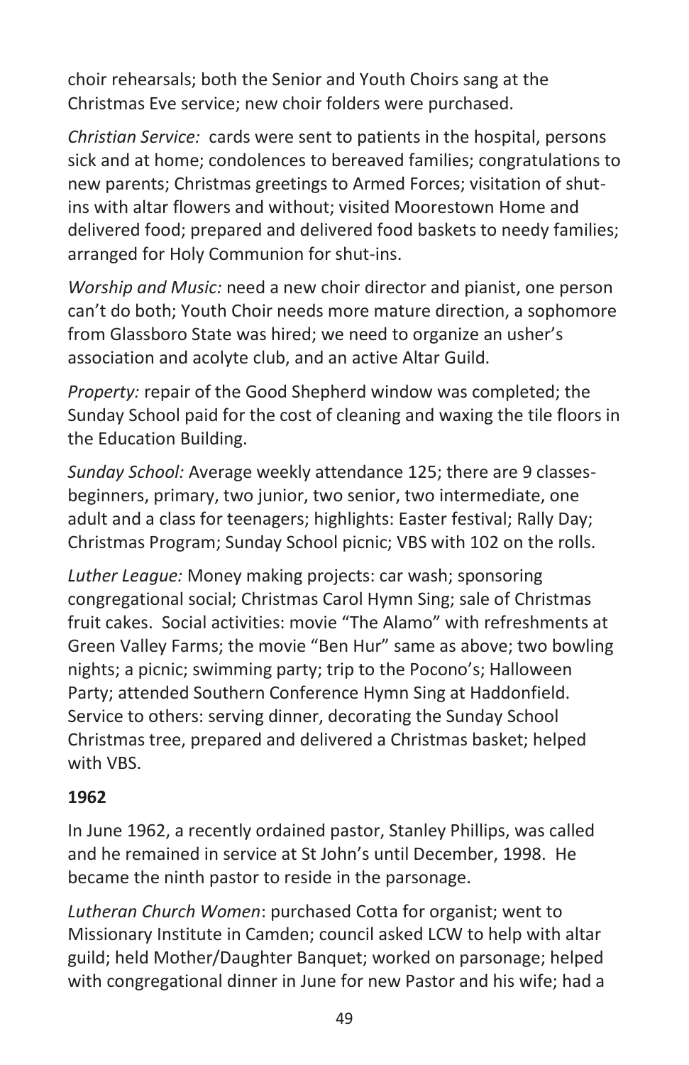choir rehearsals; both the Senior and Youth Choirs sang at the Christmas Eve service; new choir folders were purchased.

*Christian Service:* cards were sent to patients in the hospital, persons sick and at home; condolences to bereaved families; congratulations to new parents; Christmas greetings to Armed Forces; visitation of shut-ins with altar flowers and without; visited Moorestown Home and delivered food; prepared and delivered food baskets to needy families; arranged for Holy Communion for shut-ins.

*Worship and Music:* need a new choir director and pianist, one person can't do both; Youth Choir needs more mature direction, a sophomore from Glassboro State was hired; we need to organize an usher's association and acolyte club, and an active Altar Guild.

*Property:* repair of the Good Shepherd window was completed; the Sunday School paid for the cost of cleaning and waxing the tile floors in the Education Building.

*Sunday School:* Average weekly attendance 125; there are 9 classes- beginners, primary, two junior, two senior, two intermediate, one adult and a class for teenagers; highlights: Easter festival; Rally Day; Christmas Program; Sunday School picnic; VBS with 102 on the rolls.

*Luther League:* Money making projects: car wash; sponsoring congregational social; Christmas Carol Hymn Sing; sale of Christmas fruit cakes. Social activities: movie "The Alamo" with refreshments at Green Valley Farms; the movie "Ben Hur" same as above; two bowling nights; a picnic; swimming party; trip to the Pocono's; Halloween Party; attended Southern Conference Hymn Sing at Haddonfield. Service to others: serving dinner, decorating the Sunday School Christmas tree, prepared and delivered a Christmas basket; helped with VBS.

**1962**

In June 1962, a recently ordained pastor, Stanley Phillips, was called and he remained in service at St John's until December, 1998. He became the ninth pastor to reside in the parsonage.

*Lutheran Church Women*: purchased Cotta for organist; went to Missionary Institute in Camden; council asked LCW to help with altar guild; held Mother/Daughter Banquet; worked on parsonage; helped with congregational dinner in June for new Pastor and his wife; had a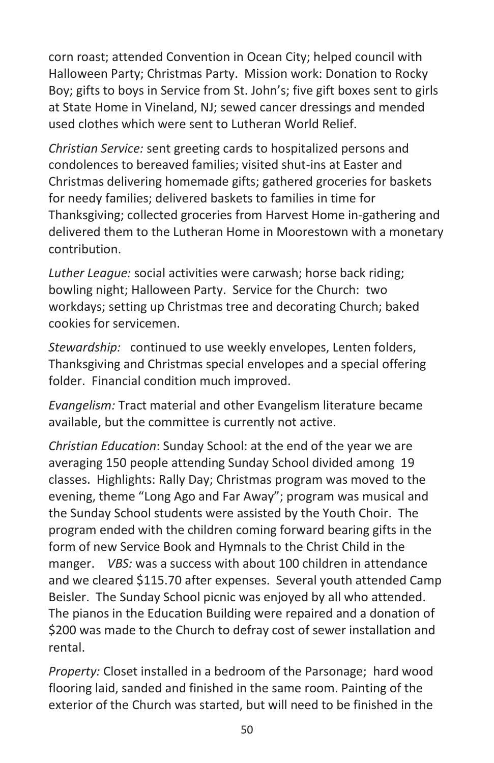corn roast; attended Convention in Ocean City; helped council with Halloween Party; Christmas Party. Mission work: Donation to Rocky Boy; gifts to boys in Service from St. John's; five gift boxes sent to girls at State Home in Vineland, NJ; sewed cancer dressings and mended used clothes which were sent to Lutheran World Relief.

*Christian Service:* sent greeting cards to hospitalized persons and condolences to bereaved families; visited shut-ins at Easter and Christmas delivering homemade gifts; gathered groceries for baskets for needy families; delivered baskets to families in time for Thanksgiving; collected groceries from Harvest Home in-gathering and delivered them to the Lutheran Home in Moorestown with a monetary contribution.

*Luther League:* social activities were carwash; horse back riding; bowling night; Halloween Party. Service for the Church: two workdays; setting up Christmas tree and decorating Church; baked cookies for servicemen.

*Stewardship:* continued to use weekly envelopes, Lenten folders, Thanksgiving and Christmas special envelopes and a special offering folder. Financial condition much improved.

*Evangelism:* Tract material and other Evangelism literature became available, but the committee is currently not active.

*Christian Education*: Sunday School: at the end of the year we are averaging 150 people attending Sunday School divided among 19 classes. Highlights: Rally Day; Christmas program was moved to the evening, theme "Long Ago and Far Away"; program was musical and the Sunday School students were assisted by the Youth Choir. The program ended with the children coming forward bearing gifts in the form of new Service Book and Hymnals to the Christ Child in the manger. *VBS:* was a success with about 100 children in attendance and we cleared $115.70 after expenses. Several youth attended Camp Beisler. The Sunday School picnic was enjoyed by all who attended. The pianos in the Education Building were repaired and a donation of $200 was made to the Church to defray cost of sewer installation and rental.

*Property:* Closet installed in a bedroom of the Parsonage; hard wood flooring laid, sanded and finished in the same room. Painting of the exterior of the Church was started, but will need to be finished in the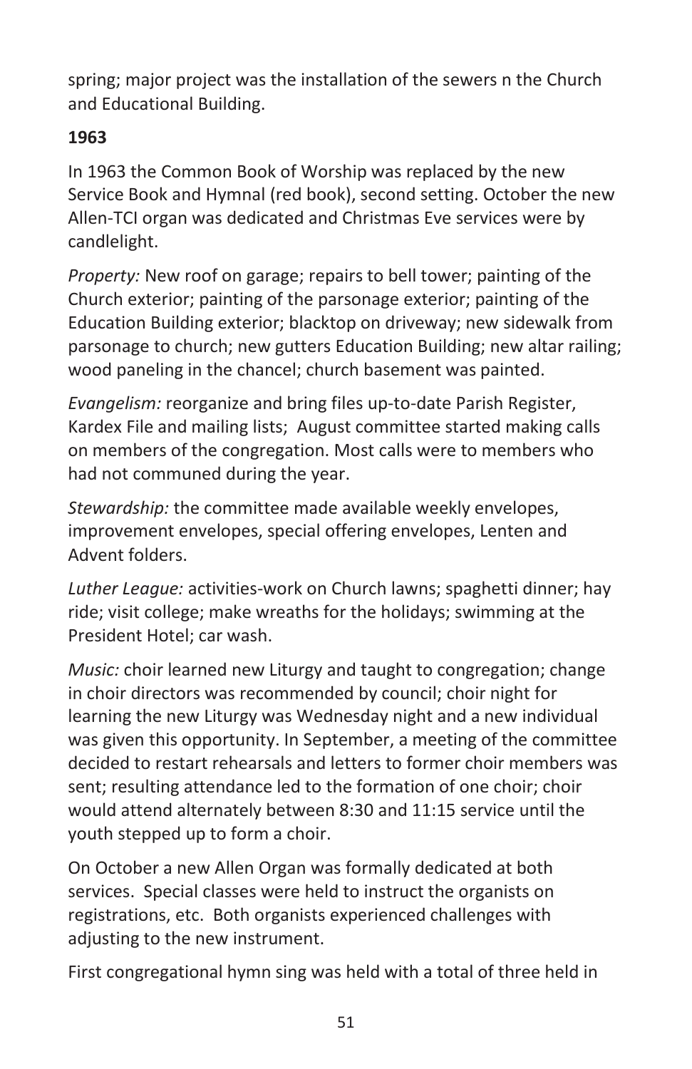spring; major project was the installation of the sewers n the Church and Educational Building.

**1963**

In 1963 the Common Book of Worship was replaced by the new Service Book and Hymnal (red book), second setting. October the new Allen-TCI organ was dedicated and Christmas Eve services were by candlelight.

*Property:* New roof on garage; repairs to bell tower; painting of the Church exterior; painting of the parsonage exterior; painting of the Education Building exterior; blacktop on driveway; new sidewalk from parsonage to church; new gutters Education Building; new altar railing; wood paneling in the chancel; church basement was painted.

*Evangelism:* reorganize and bring files up-to-date Parish Register, Kardex File and mailing lists; August committee started making calls on members of the congregation. Most calls were to members who had not communed during the year.

*Stewardship:* the committee made available weekly envelopes, improvement envelopes, special offering envelopes, Lenten and Advent folders.

*Luther League:* activities-work on Church lawns; spaghetti dinner; hay ride; visit college; make wreaths for the holidays; swimming at the President Hotel; car wash.

*Music:* choir learned new Liturgy and taught to congregation; change in choir directors was recommended by council; choir night for learning the new Liturgy was Wednesday night and a new individual was given this opportunity. In September, a meeting of the committee decided to restart rehearsals and letters to former choir members was sent; resulting attendance led to the formation of one choir; choir would attend alternately between 8:30 and 11:15 service until the youth stepped up to form a choir.

On October a new Allen Organ was formally dedicated at both services. Special classes were held to instruct the organists on registrations, etc. Both organists experienced challenges with adjusting to the new instrument.

First congregational hymn sing was held with a total of three held in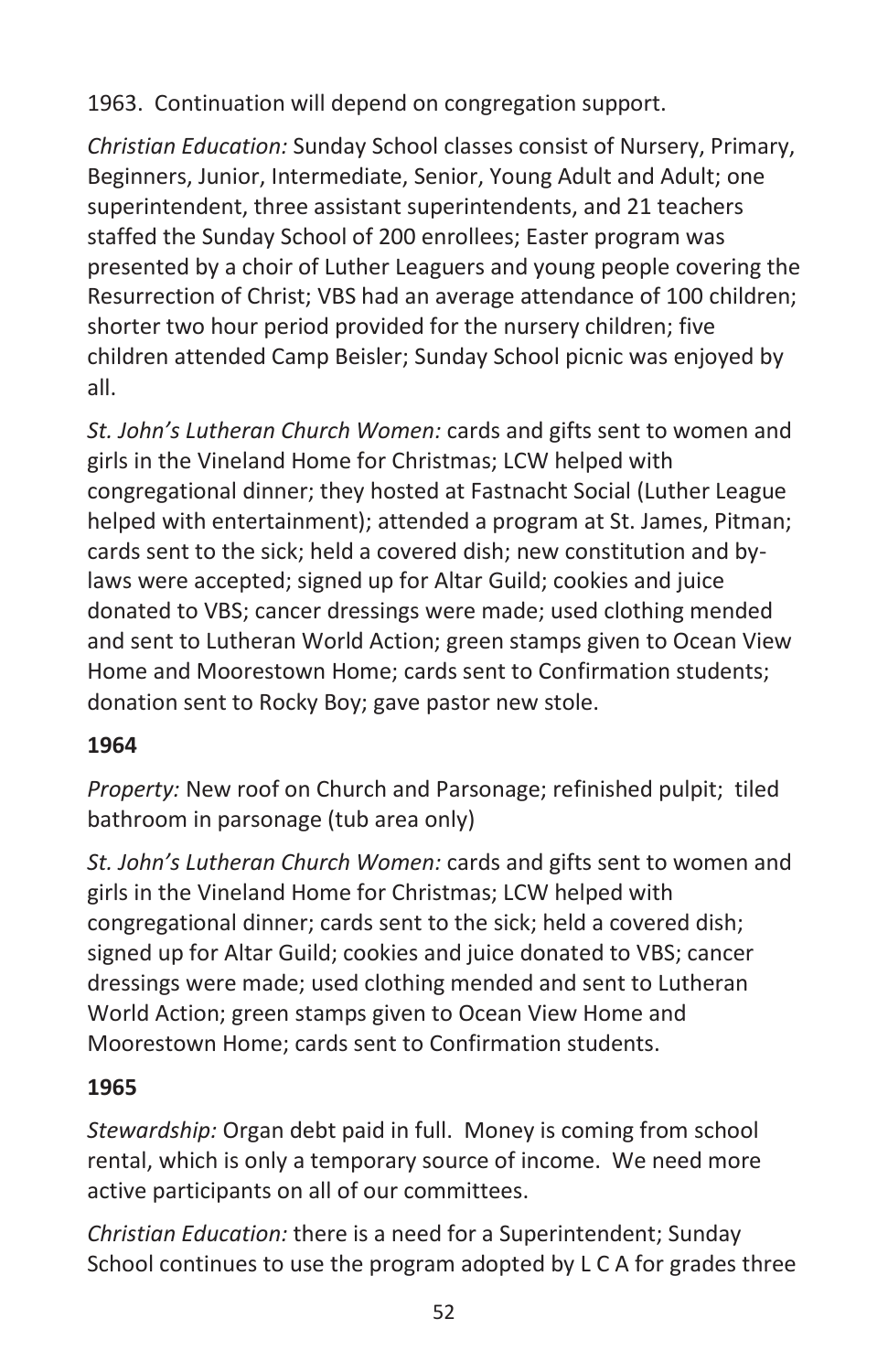1963. Continuation will depend on congregation support.

*Christian Education:* Sunday School classes consist of Nursery, Primary, Beginners, Junior, Intermediate, Senior, Young Adult and Adult; one superintendent, three assistant superintendents, and 21 teachers staffed the Sunday School of 200 enrollees; Easter program was presented by a choir of Luther Leaguers and young people covering the Resurrection of Christ; VBS had an average attendance of 100 children; shorter two hour period provided for the nursery children; five children attended Camp Beisler; Sunday School picnic was enjoyed by all.

*St. John's Lutheran Church Women:* cards and gifts sent to women and girls in the Vineland Home for Christmas; LCW helped with congregational dinner; they hosted at Fastnacht Social (Luther League helped with entertainment); attended a program at St. James, Pitman; cards sent to the sick; held a covered dish; new constitution and by-laws were accepted; signed up for Altar Guild; cookies and juice donated to VBS; cancer dressings were made; used clothing mended and sent to Lutheran World Action; green stamps given to Ocean View Home and Moorestown Home; cards sent to Confirmation students; donation sent to Rocky Boy; gave pastor new stole.

**1964**

*Property:* New roof on Church and Parsonage; refinished pulpit; tiled bathroom in parsonage (tub area only)

*St. John's Lutheran Church Women:* cards and gifts sent to women and girls in the Vineland Home for Christmas; LCW helped with congregational dinner; cards sent to the sick; held a covered dish; signed up for Altar Guild; cookies and juice donated to VBS; cancer dressings were made; used clothing mended and sent to Lutheran World Action; green stamps given to Ocean View Home and Moorestown Home; cards sent to Confirmation students.

**1965**

*Stewardship:* Organ debt paid in full. Money is coming from school rental, which is only a temporary source of income. We need more active participants on all of our committees.

*Christian Education:* there is a need for a Superintendent; Sunday School continues to use the program adopted by L C A for grades three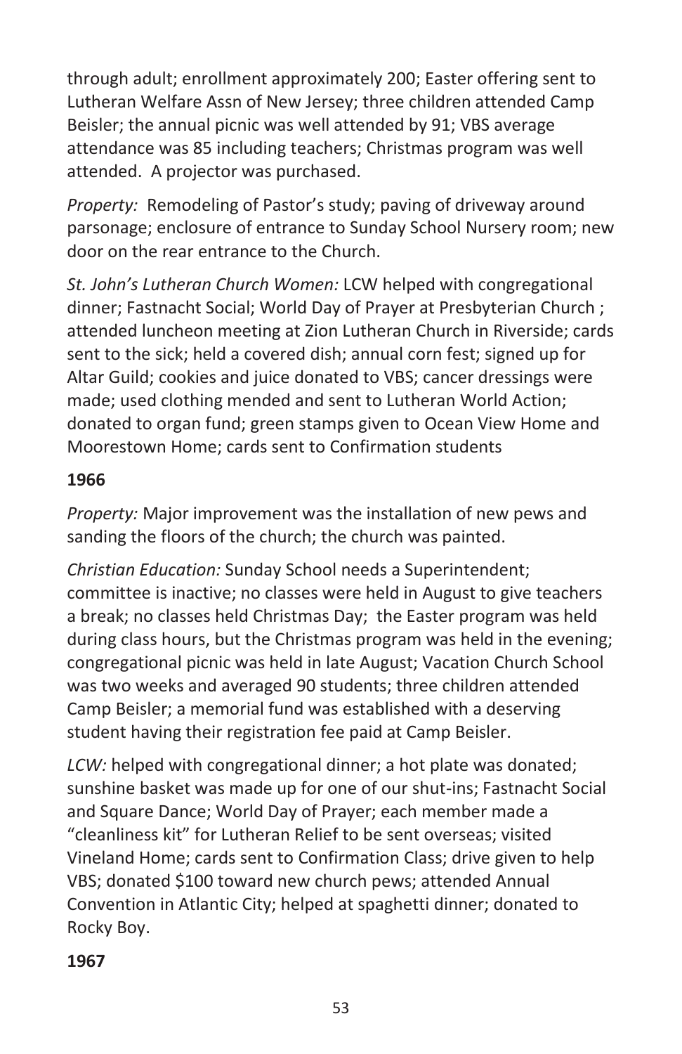through adult; enrollment approximately 200; Easter offering sent to Lutheran Welfare Assn of New Jersey; three children attended Camp Beisler; the annual picnic was well attended by 91; VBS average attendance was 85 including teachers; Christmas program was well attended. A projector was purchased.

*Property:* Remodeling of Pastor's study; paving of driveway around parsonage; enclosure of entrance to Sunday School Nursery room; new door on the rear entrance to the Church.

*St. John's Lutheran Church Women:* LCW helped with congregational dinner; Fastnacht Social; World Day of Prayer at Presbyterian Church ; attended luncheon meeting at Zion Lutheran Church in Riverside; cards sent to the sick; held a covered dish; annual corn fest; signed up for Altar Guild; cookies and juice donated to VBS; cancer dressings were made; used clothing mended and sent to Lutheran World Action; donated to organ fund; green stamps given to Ocean View Home and Moorestown Home; cards sent to Confirmation students

**1966**

*Property:* Major improvement was the installation of new pews and sanding the floors of the church; the church was painted.

*Christian Education:* Sunday School needs a Superintendent; committee is inactive; no classes were held in August to give teachers a break; no classes held Christmas Day; the Easter program was held during class hours, but the Christmas program was held in the evening; congregational picnic was held in late August; Vacation Church School was two weeks and averaged 90 students; three children attended Camp Beisler; a memorial fund was established with a deserving student having their registration fee paid at Camp Beisler.

*LCW:* helped with congregational dinner; a hot plate was donated; sunshine basket was made up for one of our shut-ins; Fastnacht Social and Square Dance; World Day of Prayer; each member made a "cleanliness kit" for Lutheran Relief to be sent overseas; visited Vineland Home; cards sent to Confirmation Class; drive given to help VBS; donated $100 toward new church pews; attended Annual Convention in Atlantic City; helped at spaghetti dinner; donated to Rocky Boy.

**1967**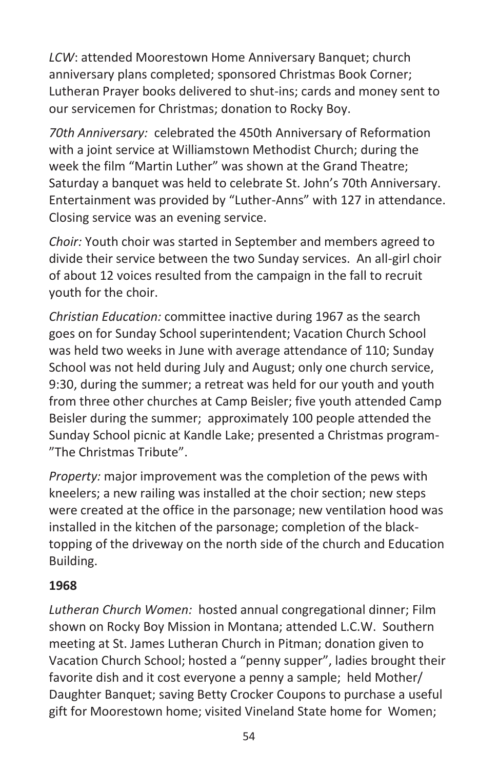*LCW*: attended Moorestown Home Anniversary Banquet; church anniversary plans completed; sponsored Christmas Book Corner; Lutheran Prayer books delivered to shut-ins; cards and money sent to our servicemen for Christmas; donation to Rocky Boy.

*70th Anniversary:* celebrated the 450th Anniversary of Reformation with a joint service at Williamstown Methodist Church; during the week the film "Martin Luther" was shown at the Grand Theatre; Saturday a banquet was held to celebrate St. John's 70th Anniversary. Entertainment was provided by "Luther-Anns" with 127 in attendance. Closing service was an evening service.

*Choir:* Youth choir was started in September and members agreed to divide their service between the two Sunday services. An all-girl choir of about 12 voices resulted from the campaign in the fall to recruit youth for the choir.

*Christian Education:* committee inactive during 1967 as the search goes on for Sunday School superintendent; Vacation Church School was held two weeks in June with average attendance of 110; Sunday School was not held during July and August; only one church service, 9:30, during the summer; a retreat was held for our youth and youth from three other churches at Camp Beisler; five youth attended Camp Beisler during the summer; approximately 100 people attended the Sunday School picnic at Kandle Lake; presented a Christmas program-"The Christmas Tribute".

*Property:* major improvement was the completion of the pews with kneelers; a new railing was installed at the choir section; new steps were created at the office in the parsonage; new ventilation hood was installed in the kitchen of the parsonage; completion of the black-topping of the driveway on the north side of the church and Education Building.

**1968**

*Lutheran Church Women:* hosted annual congregational dinner; Film shown on Rocky Boy Mission in Montana; attended L.C.W. Southern meeting at St. James Lutheran Church in Pitman; donation given to Vacation Church School; hosted a "penny supper", ladies brought their favorite dish and it cost everyone a penny a sample; held Mother/ Daughter Banquet; saving Betty Crocker Coupons to purchase a useful gift for Moorestown home; visited Vineland State home for Women;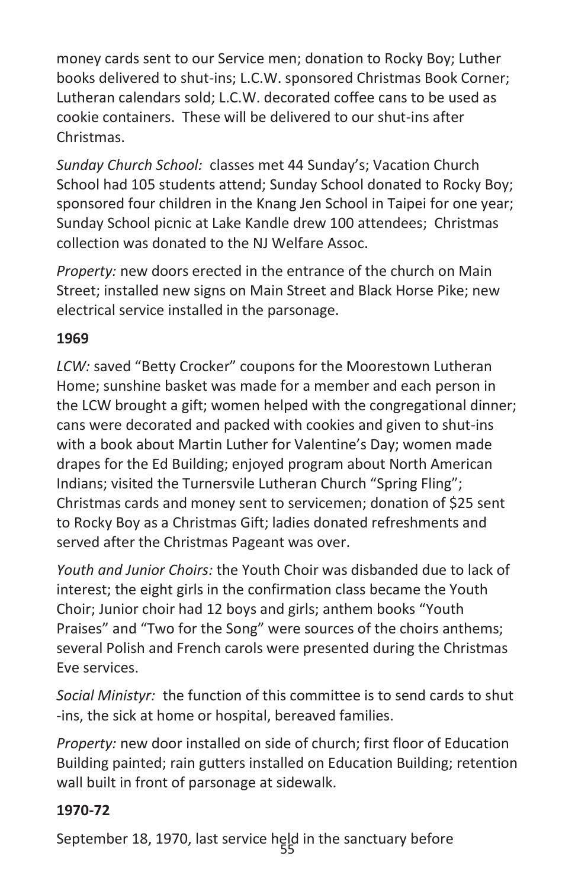money cards sent to our Service men; donation to Rocky Boy; Luther books delivered to shut-ins; L.C.W. sponsored Christmas Book Corner; Lutheran calendars sold; L.C.W. decorated coffee cans to be used as cookie containers. These will be delivered to our shut-ins after Christmas.

*Sunday Church School:* classes met 44 Sunday's; Vacation Church School had 105 students attend; Sunday School donated to Rocky Boy; sponsored four children in the Knang Jen School in Taipei for one year; Sunday School picnic at Lake Kandle drew 100 attendees; Christmas collection was donated to the NJ Welfare Assoc.

*Property:* new doors erected in the entrance of the church on Main Street; installed new signs on Main Street and Black Horse Pike; new electrical service installed in the parsonage.

**1969**

*LCW:* saved "Betty Crocker" coupons for the Moorestown Lutheran Home; sunshine basket was made for a member and each person in the LCW brought a gift; women helped with the congregational dinner; cans were decorated and packed with cookies and given to shut-ins with a book about Martin Luther for Valentine's Day; women made drapes for the Ed Building; enjoyed program about North American Indians; visited the Turnersvile Lutheran Church "Spring Fling"; Christmas cards and money sent to servicemen; donation of $25 sent to Rocky Boy as a Christmas Gift; ladies donated refreshments and served after the Christmas Pageant was over.

*Youth and Junior Choirs:* the Youth Choir was disbanded due to lack of interest; the eight girls in the confirmation class became the Youth Choir; Junior choir had 12 boys and girls; anthem books "Youth Praises" and "Two for the Song" were sources of the choirs anthems; several Polish and French carols were presented during the Christmas Eve services.

*Social Ministyr:* the function of this committee is to send cards to shut -ins, the sick at home or hospital, bereaved families.

*Property:* new door installed on side of church; first floor of Education Building painted; rain gutters installed on Education Building; retention wall built in front of parsonage at sidewalk.

**1970-72**

September 18, 1970, last service held in the sanctuary before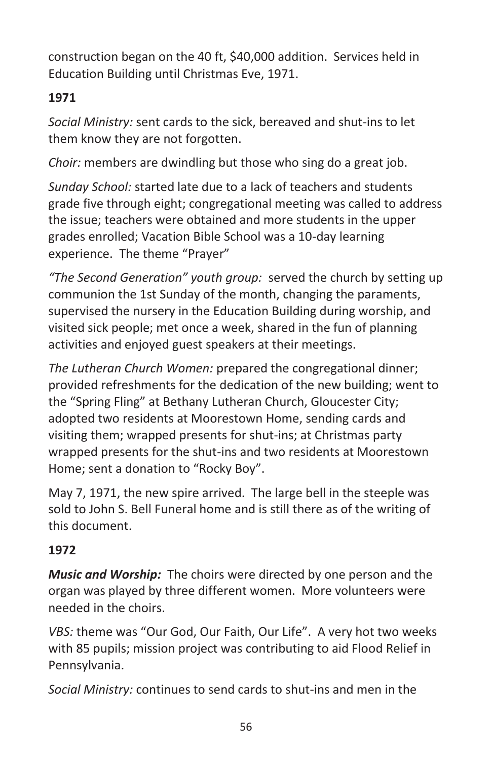construction began on the 40 ft, $40,000 addition. Services held in Education Building until Christmas Eve, 1971.

**1971**

*Social Ministry:* sent cards to the sick, bereaved and shut-ins to let them know they are not forgotten.

*Choir:* members are dwindling but those who sing do a great job.

*Sunday School:* started late due to a lack of teachers and students grade five through eight; congregational meeting was called to address the issue; teachers were obtained and more students in the upper grades enrolled; Vacation Bible School was a 10-day learning experience. The theme "Prayer"

*"The Second Generation" youth group:* served the church by setting up communion the 1st Sunday of the month, changing the paraments, supervised the nursery in the Education Building during worship, and visited sick people; met once a week, shared in the fun of planning activities and enjoyed guest speakers at their meetings.

*The Lutheran Church Women:* prepared the congregational dinner; provided refreshments for the dedication of the new building; went to the "Spring Fling" at Bethany Lutheran Church, Gloucester City; adopted two residents at Moorestown Home, sending cards and visiting them; wrapped presents for shut-ins; at Christmas party wrapped presents for the shut-ins and two residents at Moorestown Home; sent a donation to "Rocky Boy".

May 7, 1971, the new spire arrived. The large bell in the steeple was sold to John S. Bell Funeral home and is still there as of the writing of this document.

**1972**

***Music and Worship:*** The choirs were directed by one person and the organ was played by three different women. More volunteers were needed in the choirs.

*VBS:* theme was "Our God, Our Faith, Our Life". A very hot two weeks with 85 pupils; mission project was contributing to aid Flood Relief in Pennsylvania.

*Social Ministry:* continues to send cards to shut-ins and men in the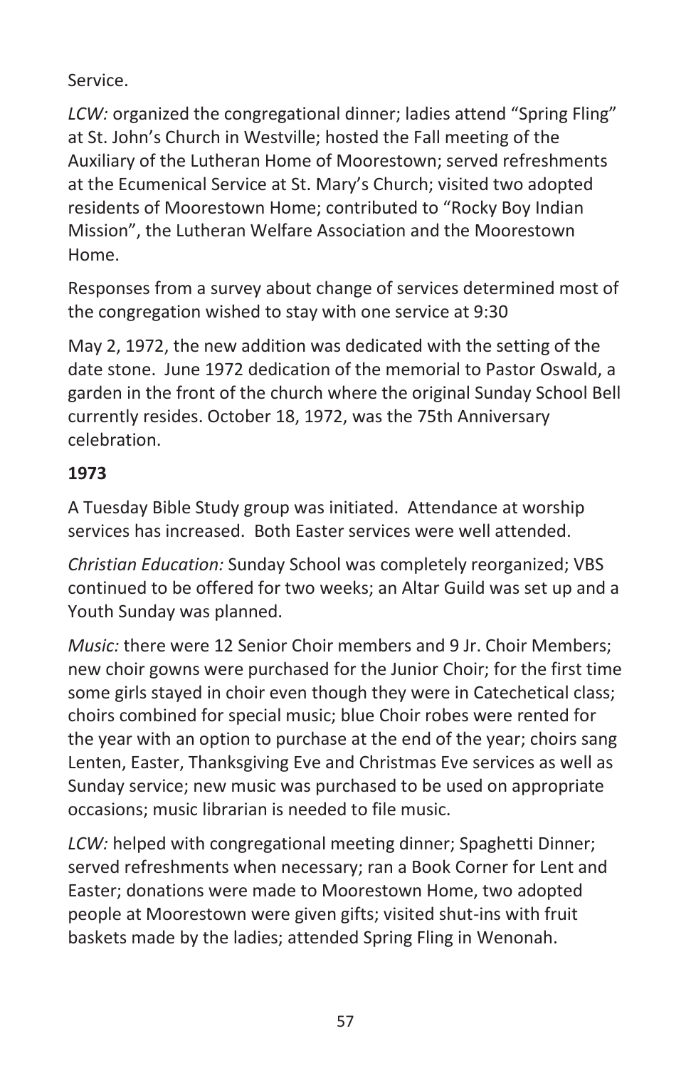Service.

*LCW:* organized the congregational dinner; ladies attend “Spring Fling” at St. John’s Church in Westville; hosted the Fall meeting of the Auxiliary of the Lutheran Home of Moorestown; served refreshments at the Ecumenical Service at St. Mary’s Church; visited two adopted residents of Moorestown Home; contributed to “Rocky Boy Indian Mission”, the Lutheran Welfare Association and the Moorestown Home.

Responses from a survey about change of services determined most of the congregation wished to stay with one service at 9:30

May 2, 1972, the new addition was dedicated with the setting of the date stone. June 1972 dedication of the memorial to Pastor Oswald, a garden in the front of the church where the original Sunday School Bell currently resides. October 18, 1972, was the 75th Anniversary celebration.

**1973**

A Tuesday Bible Study group was initiated. Attendance at worship services has increased. Both Easter services were well attended.

*Christian Education:* Sunday School was completely reorganized; VBS continued to be offered for two weeks; an Altar Guild was set up and a Youth Sunday was planned.

*Music:* there were 12 Senior Choir members and 9 Jr. Choir Members; new choir gowns were purchased for the Junior Choir; for the first time some girls stayed in choir even though they were in Catechetical class; choirs combined for special music; blue Choir robes were rented for the year with an option to purchase at the end of the year; choirs sang Lenten, Easter, Thanksgiving Eve and Christmas Eve services as well as Sunday service; new music was purchased to be used on appropriate occasions; music librarian is needed to file music.

*LCW:* helped with congregational meeting dinner; Spaghetti Dinner; served refreshments when necessary; ran a Book Corner for Lent and Easter; donations were made to Moorestown Home, two adopted people at Moorestown were given gifts; visited shut-ins with fruit baskets made by the ladies; attended Spring Fling in Wenonah.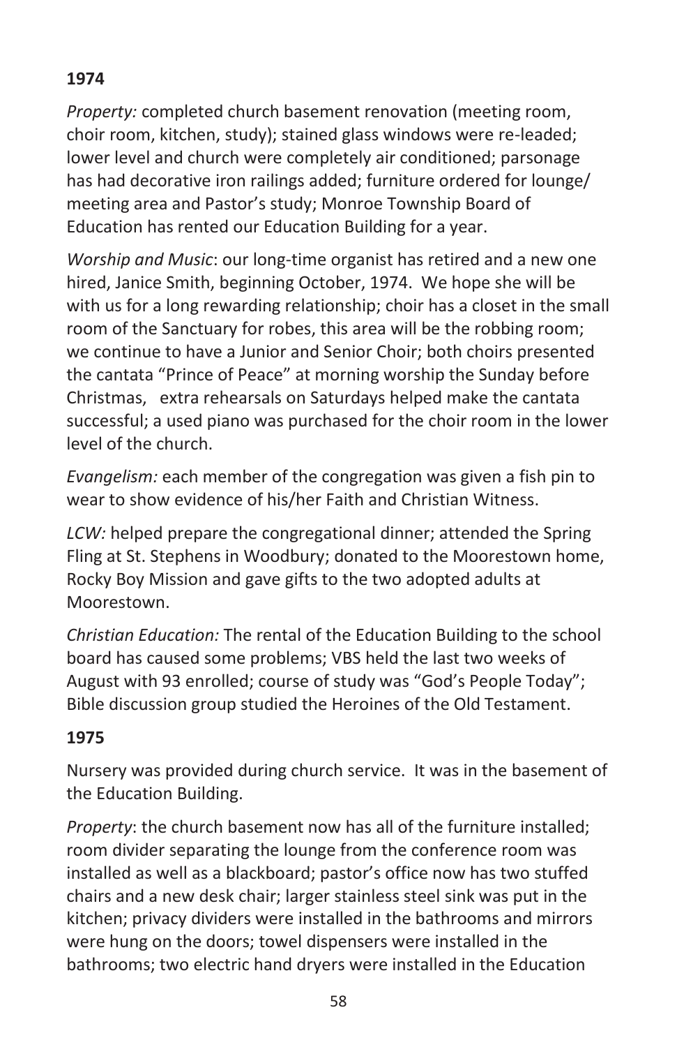**1974**

*Property:* completed church basement renovation (meeting room, choir room, kitchen, study); stained glass windows were re-leaded; lower level and church were completely air conditioned; parsonage has had decorative iron railings added; furniture ordered for lounge/ meeting area and Pastor's study; Monroe Township Board of Education has rented our Education Building for a year.

*Worship and Music*: our long-time organist has retired and a new one hired, Janice Smith, beginning October, 1974. We hope she will be with us for a long rewarding relationship; choir has a closet in the small room of the Sanctuary for robes, this area will be the robbing room; we continue to have a Junior and Senior Choir; both choirs presented the cantata "Prince of Peace" at morning worship the Sunday before Christmas, extra rehearsals on Saturdays helped make the cantata successful; a used piano was purchased for the choir room in the lower level of the church.

*Evangelism:* each member of the congregation was given a fish pin to wear to show evidence of his/her Faith and Christian Witness.

*LCW:* helped prepare the congregational dinner; attended the Spring Fling at St. Stephens in Woodbury; donated to the Moorestown home, Rocky Boy Mission and gave gifts to the two adopted adults at Moorestown.

*Christian Education:* The rental of the Education Building to the school board has caused some problems; VBS held the last two weeks of August with 93 enrolled; course of study was "God's People Today"; Bible discussion group studied the Heroines of the Old Testament.

**1975**

Nursery was provided during church service. It was in the basement of the Education Building.

*Property*: the church basement now has all of the furniture installed; room divider separating the lounge from the conference room was installed as well as a blackboard; pastor's office now has two stuffed chairs and a new desk chair; larger stainless steel sink was put in the kitchen; privacy dividers were installed in the bathrooms and mirrors were hung on the doors; towel dispensers were installed in the bathrooms; two electric hand dryers were installed in the Education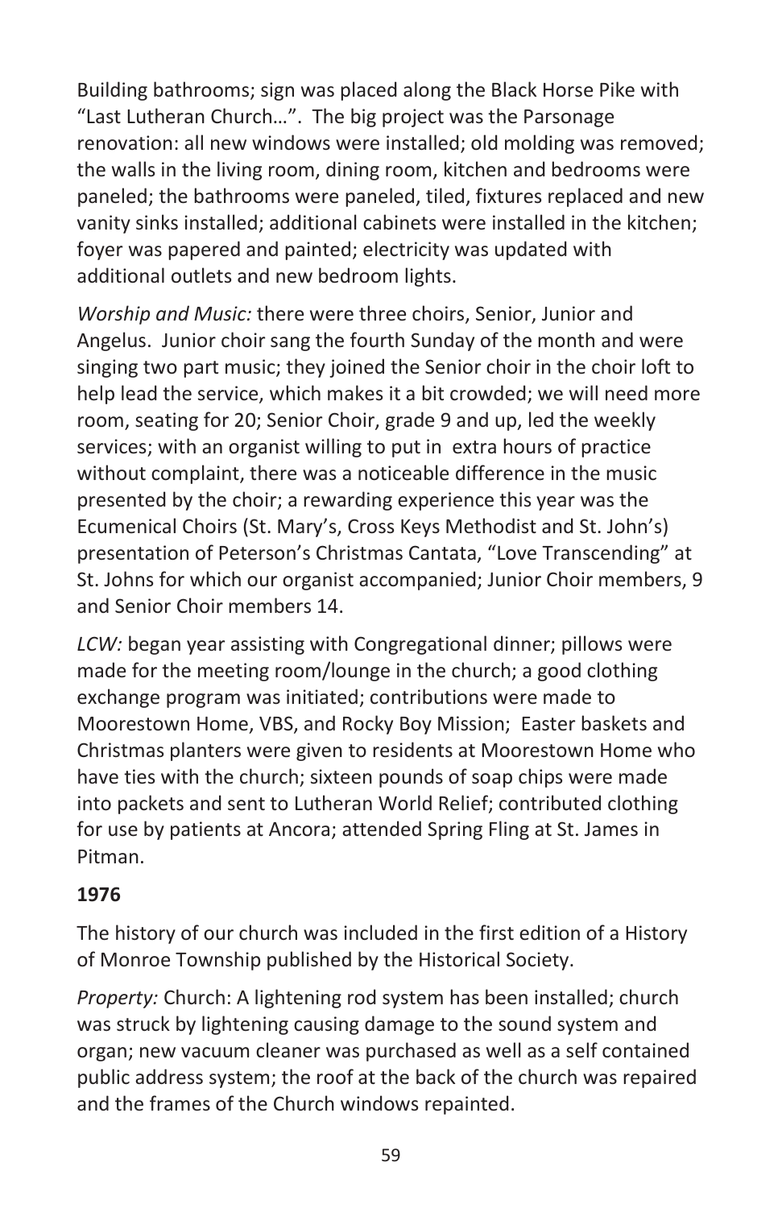Building bathrooms; sign was placed along the Black Horse Pike with "Last Lutheran Church…". The big project was the Parsonage renovation: all new windows were installed; old molding was removed; the walls in the living room, dining room, kitchen and bedrooms were paneled; the bathrooms were paneled, tiled, fixtures replaced and new vanity sinks installed; additional cabinets were installed in the kitchen; foyer was papered and painted; electricity was updated with additional outlets and new bedroom lights.

*Worship and Music:* there were three choirs, Senior, Junior and Angelus. Junior choir sang the fourth Sunday of the month and were singing two part music; they joined the Senior choir in the choir loft to help lead the service, which makes it a bit crowded; we will need more room, seating for 20; Senior Choir, grade 9 and up, led the weekly services; with an organist willing to put in extra hours of practice without complaint, there was a noticeable difference in the music presented by the choir; a rewarding experience this year was the Ecumenical Choirs (St. Mary's, Cross Keys Methodist and St. John's) presentation of Peterson's Christmas Cantata, "Love Transcending" at St. Johns for which our organist accompanied; Junior Choir members, 9 and Senior Choir members 14.

*LCW:* began year assisting with Congregational dinner; pillows were made for the meeting room/lounge in the church; a good clothing exchange program was initiated; contributions were made to Moorestown Home, VBS, and Rocky Boy Mission; Easter baskets and Christmas planters were given to residents at Moorestown Home who have ties with the church; sixteen pounds of soap chips were made into packets and sent to Lutheran World Relief; contributed clothing for use by patients at Ancora; attended Spring Fling at St. James in Pitman.

**1976**

The history of our church was included in the first edition of a History of Monroe Township published by the Historical Society.

*Property:* Church: A lightening rod system has been installed; church was struck by lightening causing damage to the sound system and organ; new vacuum cleaner was purchased as well as a self contained public address system; the roof at the back of the church was repaired and the frames of the Church windows repainted.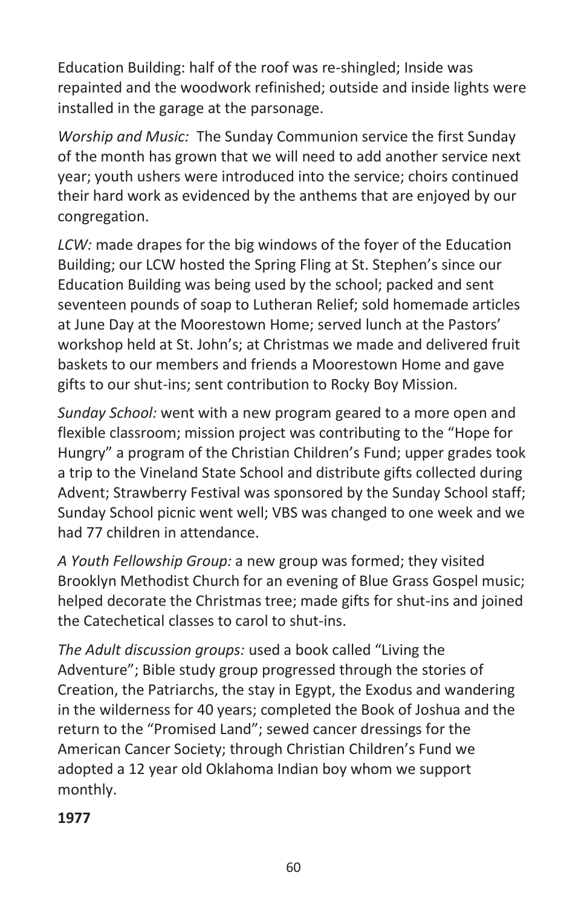Education Building: half of the roof was re-shingled; Inside was repainted and the woodwork refinished; outside and inside lights were installed in the garage at the parsonage.

*Worship and Music:* The Sunday Communion service the first Sunday of the month has grown that we will need to add another service next year; youth ushers were introduced into the service; choirs continued their hard work as evidenced by the anthems that are enjoyed by our congregation.

*LCW:* made drapes for the big windows of the foyer of the Education Building; our LCW hosted the Spring Fling at St. Stephen's since our Education Building was being used by the school; packed and sent seventeen pounds of soap to Lutheran Relief; sold homemade articles at June Day at the Moorestown Home; served lunch at the Pastors' workshop held at St. John's; at Christmas we made and delivered fruit baskets to our members and friends a Moorestown Home and gave gifts to our shut-ins; sent contribution to Rocky Boy Mission.

*Sunday School:* went with a new program geared to a more open and flexible classroom; mission project was contributing to the "Hope for Hungry" a program of the Christian Children's Fund; upper grades took a trip to the Vineland State School and distribute gifts collected during Advent; Strawberry Festival was sponsored by the Sunday School staff; Sunday School picnic went well; VBS was changed to one week and we had 77 children in attendance.

*A Youth Fellowship Group:* a new group was formed; they visited Brooklyn Methodist Church for an evening of Blue Grass Gospel music; helped decorate the Christmas tree; made gifts for shut-ins and joined the Catechetical classes to carol to shut-ins.

*The Adult discussion groups:* used a book called "Living the Adventure"; Bible study group progressed through the stories of Creation, the Patriarchs, the stay in Egypt, the Exodus and wandering in the wilderness for 40 years; completed the Book of Joshua and the return to the "Promised Land"; sewed cancer dressings for the American Cancer Society; through Christian Children's Fund we adopted a 12 year old Oklahoma Indian boy whom we support monthly.

**1977**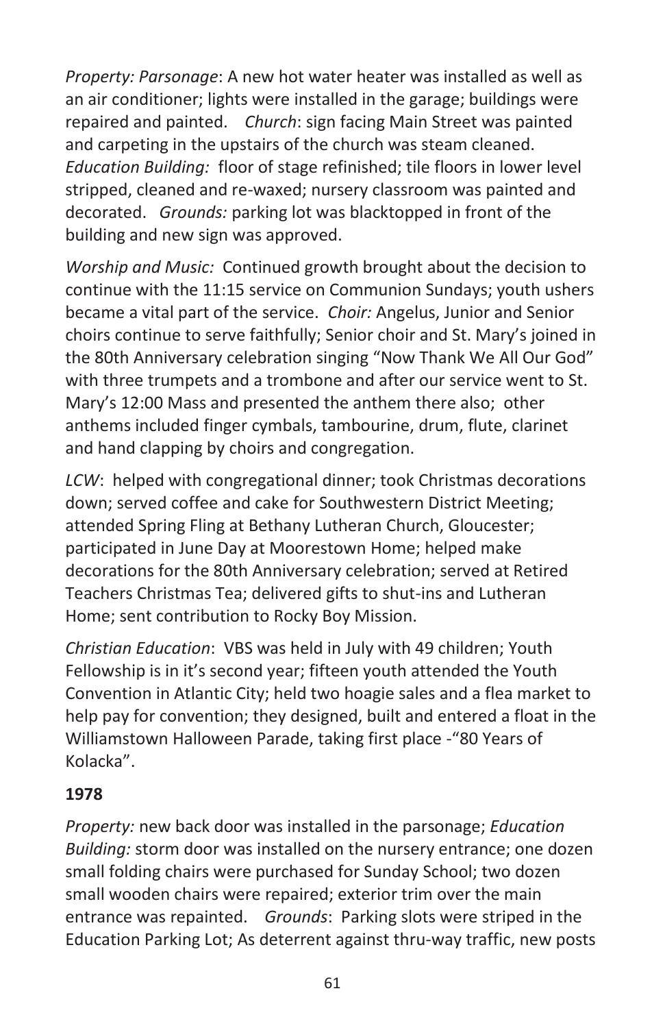*Property: Parsonage*: A new hot water heater was installed as well as an air conditioner; lights were installed in the garage; buildings were repaired and painted. *Church*: sign facing Main Street was painted and carpeting in the upstairs of the church was steam cleaned. *Education Building:* floor of stage refinished; tile floors in lower level stripped, cleaned and re-waxed; nursery classroom was painted and decorated. *Grounds:* parking lot was blacktopped in front of the building and new sign was approved.

*Worship and Music:* Continued growth brought about the decision to continue with the 11:15 service on Communion Sundays; youth ushers became a vital part of the service. *Choir:* Angelus, Junior and Senior choirs continue to serve faithfully; Senior choir and St. Mary's joined in the 80th Anniversary celebration singing "Now Thank We All Our God" with three trumpets and a trombone and after our service went to St. Mary's 12:00 Mass and presented the anthem there also; other anthems included finger cymbals, tambourine, drum, flute, clarinet and hand clapping by choirs and congregation.

*LCW*: helped with congregational dinner; took Christmas decorations down; served coffee and cake for Southwestern District Meeting; attended Spring Fling at Bethany Lutheran Church, Gloucester; participated in June Day at Moorestown Home; helped make decorations for the 80th Anniversary celebration; served at Retired Teachers Christmas Tea; delivered gifts to shut-ins and Lutheran Home; sent contribution to Rocky Boy Mission.

*Christian Education*: VBS was held in July with 49 children; Youth Fellowship is in it's second year; fifteen youth attended the Youth Convention in Atlantic City; held two hoagie sales and a flea market to help pay for convention; they designed, built and entered a float in the Williamstown Halloween Parade, taking first place -"80 Years of Kolacka".

**1978**

*Property:* new back door was installed in the parsonage; *Education Building:* storm door was installed on the nursery entrance; one dozen small folding chairs were purchased for Sunday School; two dozen small wooden chairs were repaired; exterior trim over the main entrance was repainted. *Grounds*: Parking slots were striped in the Education Parking Lot; As deterrent against thru-way traffic, new posts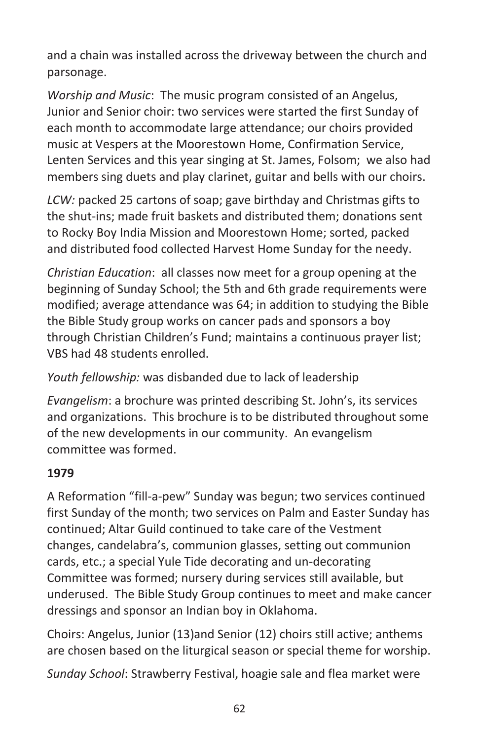and a chain was installed across the driveway between the church and parsonage.

*Worship and Music*: The music program consisted of an Angelus, Junior and Senior choir: two services were started the first Sunday of each month to accommodate large attendance; our choirs provided music at Vespers at the Moorestown Home, Confirmation Service, Lenten Services and this year singing at St. James, Folsom; we also had members sing duets and play clarinet, guitar and bells with our choirs.

*LCW:* packed 25 cartons of soap; gave birthday and Christmas gifts to the shut-ins; made fruit baskets and distributed them; donations sent to Rocky Boy India Mission and Moorestown Home; sorted, packed and distributed food collected Harvest Home Sunday for the needy.

*Christian Education*: all classes now meet for a group opening at the beginning of Sunday School; the 5th and 6th grade requirements were modified; average attendance was 64; in addition to studying the Bible the Bible Study group works on cancer pads and sponsors a boy through Christian Children's Fund; maintains a continuous prayer list; VBS had 48 students enrolled.

*Youth fellowship:* was disbanded due to lack of leadership

*Evangelism*: a brochure was printed describing St. John's, its services and organizations. This brochure is to be distributed throughout some of the new developments in our community. An evangelism committee was formed.

**1979**

A Reformation "fill-a-pew" Sunday was begun; two services continued first Sunday of the month; two services on Palm and Easter Sunday has continued; Altar Guild continued to take care of the Vestment changes, candelabra's, communion glasses, setting out communion cards, etc.; a special Yule Tide decorating and un-decorating Committee was formed; nursery during services still available, but underused. The Bible Study Group continues to meet and make cancer dressings and sponsor an Indian boy in Oklahoma.

Choirs: Angelus, Junior (13)and Senior (12) choirs still active; anthems are chosen based on the liturgical season or special theme for worship.

*Sunday School*: Strawberry Festival, hoagie sale and flea market were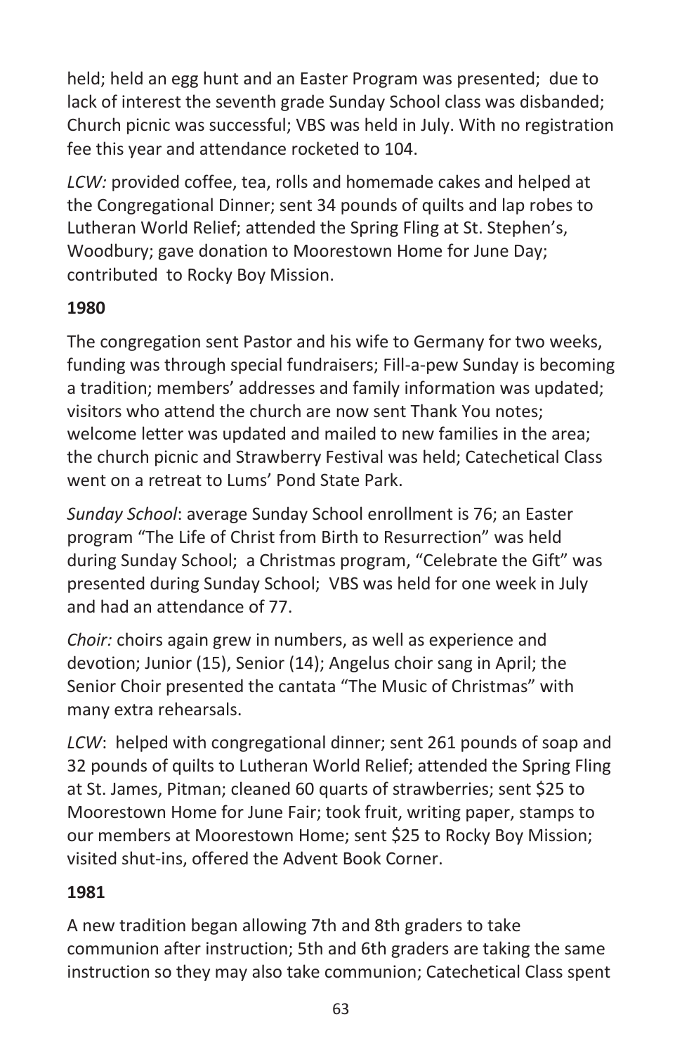held; held an egg hunt and an Easter Program was presented; due to lack of interest the seventh grade Sunday School class was disbanded; Church picnic was successful; VBS was held in July. With no registration fee this year and attendance rocketed to 104.

*LCW:* provided coffee, tea, rolls and homemade cakes and helped at the Congregational Dinner; sent 34 pounds of quilts and lap robes to Lutheran World Relief; attended the Spring Fling at St. Stephen's, Woodbury; gave donation to Moorestown Home for June Day; contributed to Rocky Boy Mission.

**1980**

The congregation sent Pastor and his wife to Germany for two weeks, funding was through special fundraisers; Fill-a-pew Sunday is becoming a tradition; members' addresses and family information was updated; visitors who attend the church are now sent Thank You notes; welcome letter was updated and mailed to new families in the area; the church picnic and Strawberry Festival was held; Catechetical Class went on a retreat to Lums' Pond State Park.

*Sunday School*: average Sunday School enrollment is 76; an Easter program "The Life of Christ from Birth to Resurrection" was held during Sunday School; a Christmas program, "Celebrate the Gift" was presented during Sunday School; VBS was held for one week in July and had an attendance of 77.

*Choir:* choirs again grew in numbers, as well as experience and devotion; Junior (15), Senior (14); Angelus choir sang in April; the Senior Choir presented the cantata "The Music of Christmas" with many extra rehearsals.

*LCW*: helped with congregational dinner; sent 261 pounds of soap and 32 pounds of quilts to Lutheran World Relief; attended the Spring Fling at St. James, Pitman; cleaned 60 quarts of strawberries; sent $25 to Moorestown Home for June Fair; took fruit, writing paper, stamps to our members at Moorestown Home; sent $25 to Rocky Boy Mission; visited shut-ins, offered the Advent Book Corner.

**1981**

A new tradition began allowing 7th and 8th graders to take communion after instruction; 5th and 6th graders are taking the same instruction so they may also take communion; Catechetical Class spent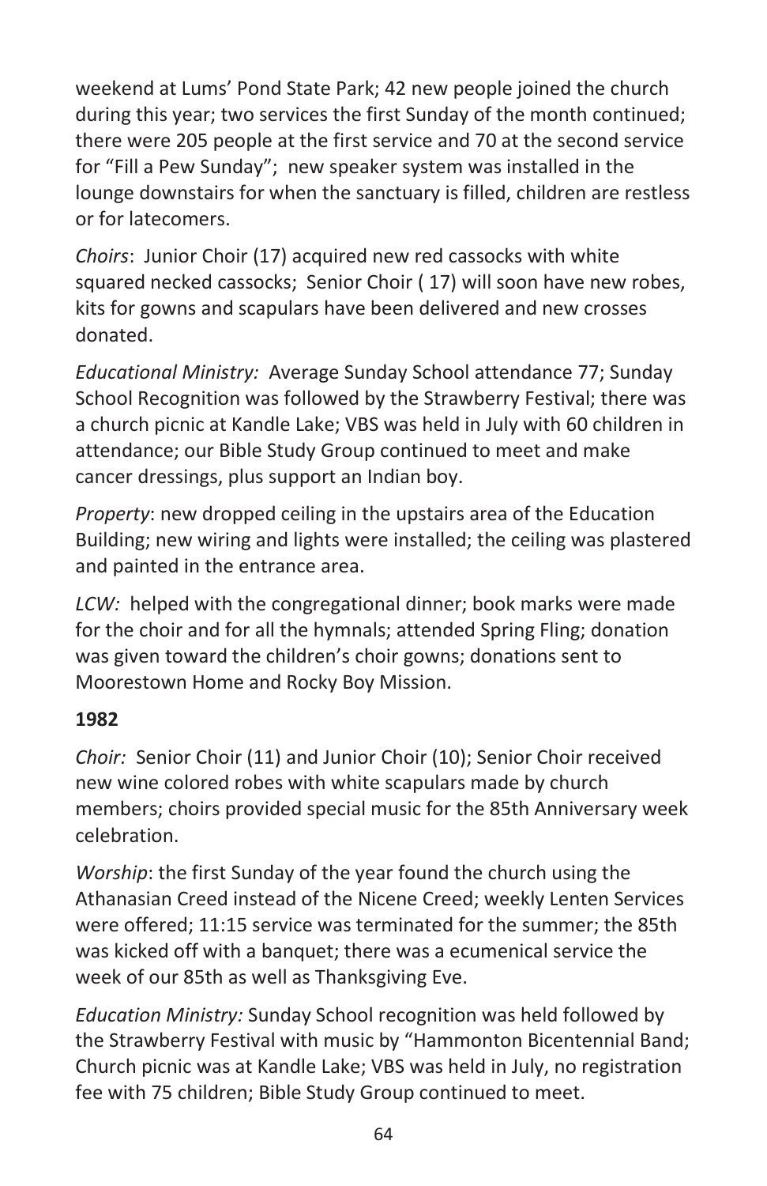weekend at Lums' Pond State Park; 42 new people joined the church during this year; two services the first Sunday of the month continued; there were 205 people at the first service and 70 at the second service for "Fill a Pew Sunday"; new speaker system was installed in the lounge downstairs for when the sanctuary is filled, children are restless or for latecomers.

*Choirs*: Junior Choir (17) acquired new red cassocks with white squared necked cassocks; Senior Choir ( 17) will soon have new robes, kits for gowns and scapulars have been delivered and new crosses donated.

*Educational Ministry:* Average Sunday School attendance 77; Sunday School Recognition was followed by the Strawberry Festival; there was a church picnic at Kandle Lake; VBS was held in July with 60 children in attendance; our Bible Study Group continued to meet and make cancer dressings, plus support an Indian boy.

*Property*: new dropped ceiling in the upstairs area of the Education Building; new wiring and lights were installed; the ceiling was plastered and painted in the entrance area.

*LCW:* helped with the congregational dinner; book marks were made for the choir and for all the hymnals; attended Spring Fling; donation was given toward the children's choir gowns; donations sent to Moorestown Home and Rocky Boy Mission.

**1982**

*Choir:* Senior Choir (11) and Junior Choir (10); Senior Choir received new wine colored robes with white scapulars made by church members; choirs provided special music for the 85th Anniversary week celebration.

*Worship*: the first Sunday of the year found the church using the Athanasian Creed instead of the Nicene Creed; weekly Lenten Services were offered; 11:15 service was terminated for the summer; the 85th was kicked off with a banquet; there was a ecumenical service the week of our 85th as well as Thanksgiving Eve.

*Education Ministry:* Sunday School recognition was held followed by the Strawberry Festival with music by "Hammonton Bicentennial Band; Church picnic was at Kandle Lake; VBS was held in July, no registration fee with 75 children; Bible Study Group continued to meet.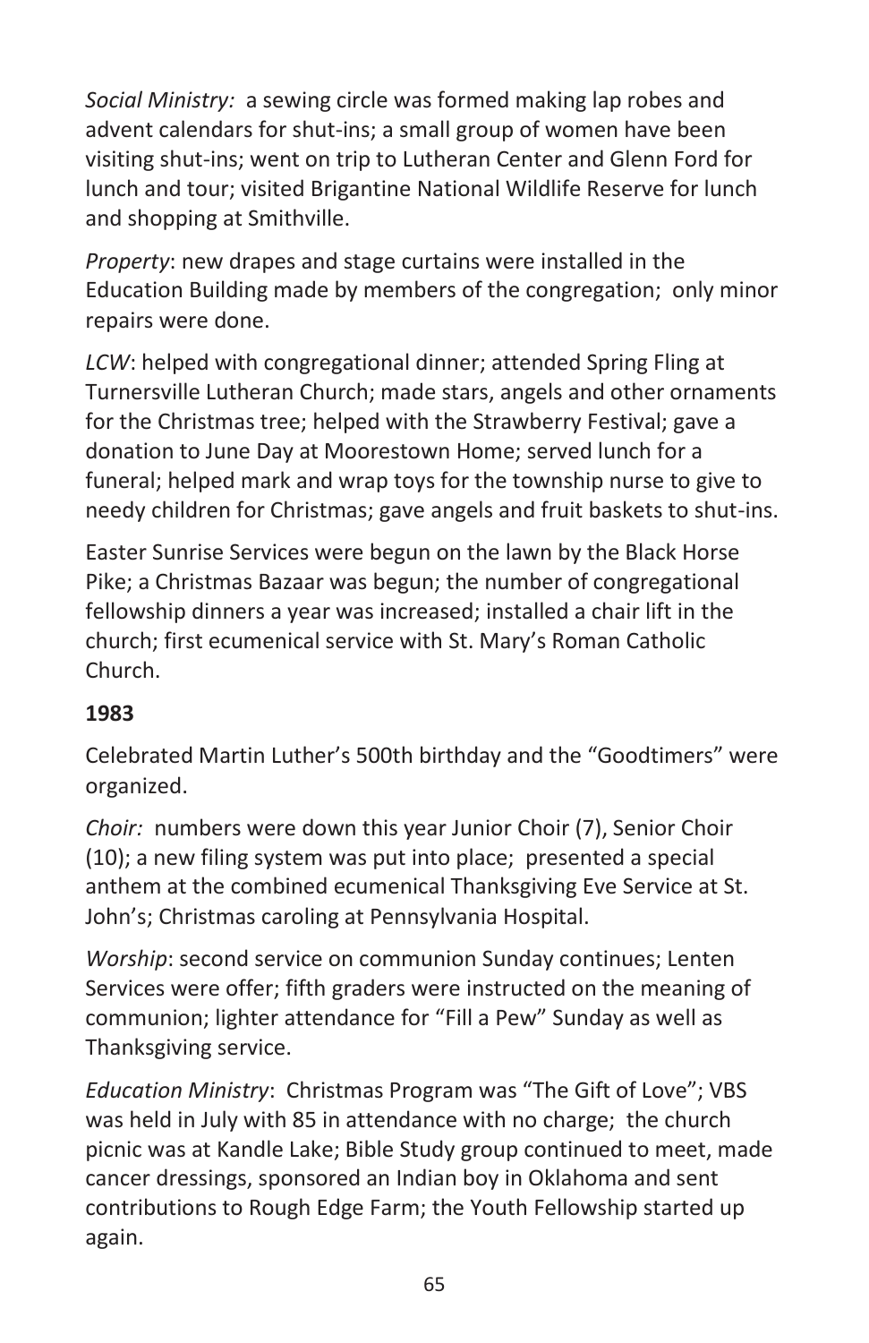*Social Ministry:* a sewing circle was formed making lap robes and advent calendars for shut-ins; a small group of women have been visiting shut-ins; went on trip to Lutheran Center and Glenn Ford for lunch and tour; visited Brigantine National Wildlife Reserve for lunch and shopping at Smithville.

*Property*: new drapes and stage curtains were installed in the Education Building made by members of the congregation; only minor repairs were done.

*LCW*: helped with congregational dinner; attended Spring Fling at Turnersville Lutheran Church; made stars, angels and other ornaments for the Christmas tree; helped with the Strawberry Festival; gave a donation to June Day at Moorestown Home; served lunch for a funeral; helped mark and wrap toys for the township nurse to give to needy children for Christmas; gave angels and fruit baskets to shut-ins.

Easter Sunrise Services were begun on the lawn by the Black Horse Pike; a Christmas Bazaar was begun; the number of congregational fellowship dinners a year was increased; installed a chair lift in the church; first ecumenical service with St. Mary's Roman Catholic Church.

**1983**

Celebrated Martin Luther's 500th birthday and the "Goodtimers" were organized.

*Choir:* numbers were down this year Junior Choir (7), Senior Choir (10); a new filing system was put into place; presented a special anthem at the combined ecumenical Thanksgiving Eve Service at St. John's; Christmas caroling at Pennsylvania Hospital.

*Worship*: second service on communion Sunday continues; Lenten Services were offer; fifth graders were instructed on the meaning of communion; lighter attendance for "Fill a Pew" Sunday as well as Thanksgiving service.

*Education Ministry*: Christmas Program was "The Gift of Love"; VBS was held in July with 85 in attendance with no charge; the church picnic was at Kandle Lake; Bible Study group continued to meet, made cancer dressings, sponsored an Indian boy in Oklahoma and sent contributions to Rough Edge Farm; the Youth Fellowship started up again.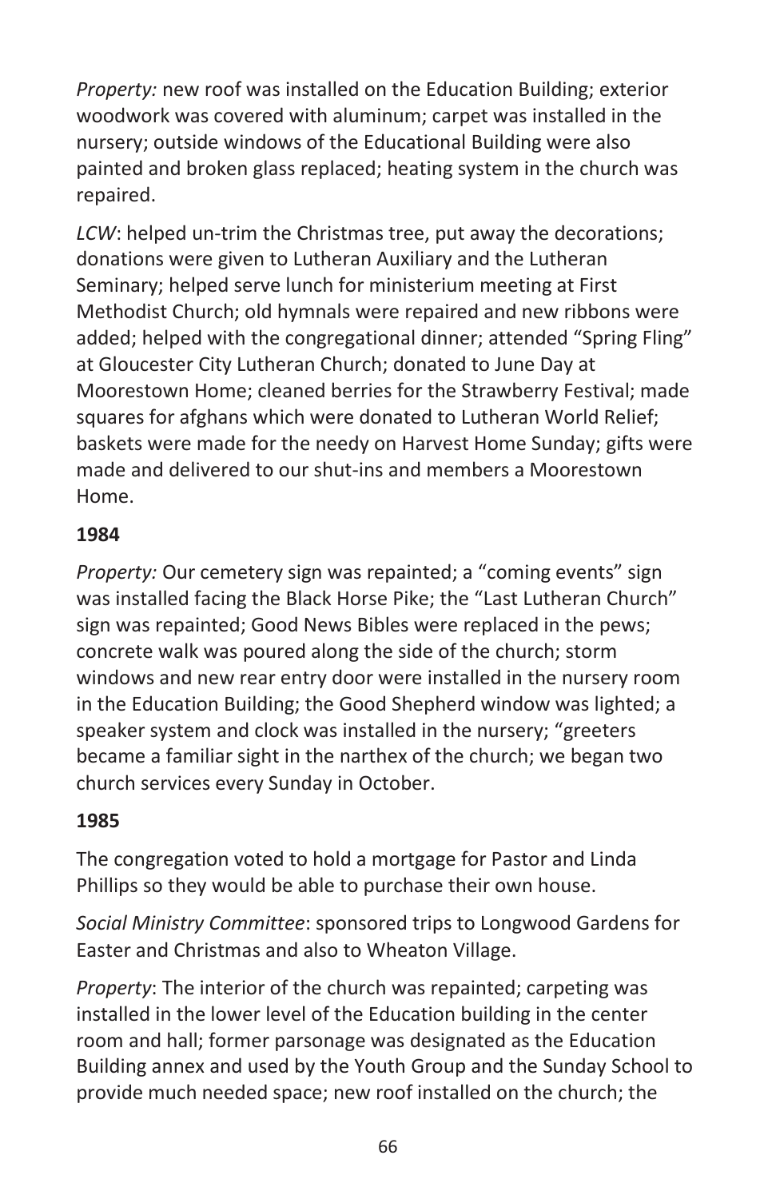*Property:* new roof was installed on the Education Building; exterior woodwork was covered with aluminum; carpet was installed in the nursery; outside windows of the Educational Building were also painted and broken glass replaced; heating system in the church was repaired.

*LCW*: helped un-trim the Christmas tree, put away the decorations; donations were given to Lutheran Auxiliary and the Lutheran Seminary; helped serve lunch for ministerium meeting at First Methodist Church; old hymnals were repaired and new ribbons were added; helped with the congregational dinner; attended "Spring Fling" at Gloucester City Lutheran Church; donated to June Day at Moorestown Home; cleaned berries for the Strawberry Festival; made squares for afghans which were donated to Lutheran World Relief; baskets were made for the needy on Harvest Home Sunday; gifts were made and delivered to our shut-ins and members a Moorestown Home.

**1984**

*Property:* Our cemetery sign was repainted; a "coming events" sign was installed facing the Black Horse Pike; the "Last Lutheran Church" sign was repainted; Good News Bibles were replaced in the pews; concrete walk was poured along the side of the church; storm windows and new rear entry door were installed in the nursery room in the Education Building; the Good Shepherd window was lighted; a speaker system and clock was installed in the nursery; "greeters became a familiar sight in the narthex of the church; we began two church services every Sunday in October.

**1985**

The congregation voted to hold a mortgage for Pastor and Linda Phillips so they would be able to purchase their own house.

*Social Ministry Committee*: sponsored trips to Longwood Gardens for Easter and Christmas and also to Wheaton Village.

*Property*: The interior of the church was repainted; carpeting was installed in the lower level of the Education building in the center room and hall; former parsonage was designated as the Education Building annex and used by the Youth Group and the Sunday School to provide much needed space; new roof installed on the church; the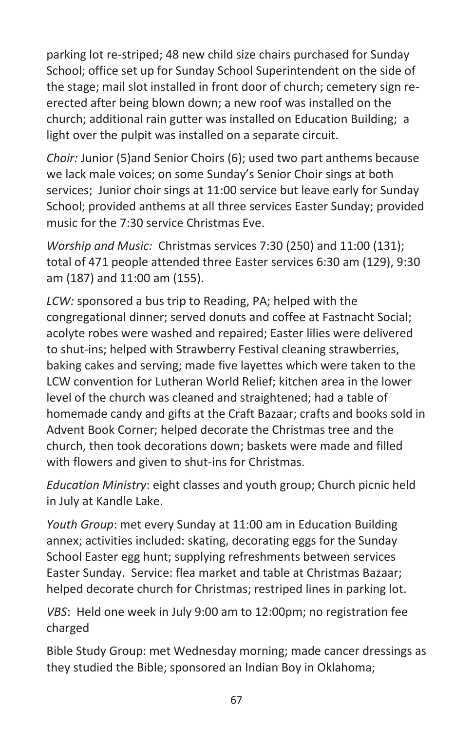parking lot re-striped; 48 new child size chairs purchased for Sunday School; office set up for Sunday School Superintendent on the side of the stage; mail slot installed in front door of church; cemetery sign re-erected after being blown down; a new roof was installed on the church; additional rain gutter was installed on Education Building; a light over the pulpit was installed on a separate circuit.

*Choir:* Junior (5)and Senior Choirs (6); used two part anthems because we lack male voices; on some Sunday's Senior Choir sings at both services; Junior choir sings at 11:00 service but leave early for Sunday School; provided anthems at all three services Easter Sunday; provided music for the 7:30 service Christmas Eve.

*Worship and Music:* Christmas services 7:30 (250) and 11:00 (131); total of 471 people attended three Easter services 6:30 am (129), 9:30 am (187) and 11:00 am (155).

*LCW:* sponsored a bus trip to Reading, PA; helped with the congregational dinner; served donuts and coffee at Fastnacht Social; acolyte robes were washed and repaired; Easter lilies were delivered to shut-ins; helped with Strawberry Festival cleaning strawberries, baking cakes and serving; made five layettes which were taken to the LCW convention for Lutheran World Relief; kitchen area in the lower level of the church was cleaned and straightened; had a table of homemade candy and gifts at the Craft Bazaar; crafts and books sold in Advent Book Corner; helped decorate the Christmas tree and the church, then took decorations down; baskets were made and filled with flowers and given to shut-ins for Christmas.

*Education Ministry*: eight classes and youth group; Church picnic held in July at Kandle Lake.

*Youth Group*: met every Sunday at 11:00 am in Education Building annex; activities included: skating, decorating eggs for the Sunday School Easter egg hunt; supplying refreshments between services Easter Sunday. Service: flea market and table at Christmas Bazaar; helped decorate church for Christmas; restriped lines in parking lot.

*VBS*: Held one week in July 9:00 am to 12:00pm; no registration fee charged

Bible Study Group: met Wednesday morning; made cancer dressings as they studied the Bible; sponsored an Indian Boy in Oklahoma;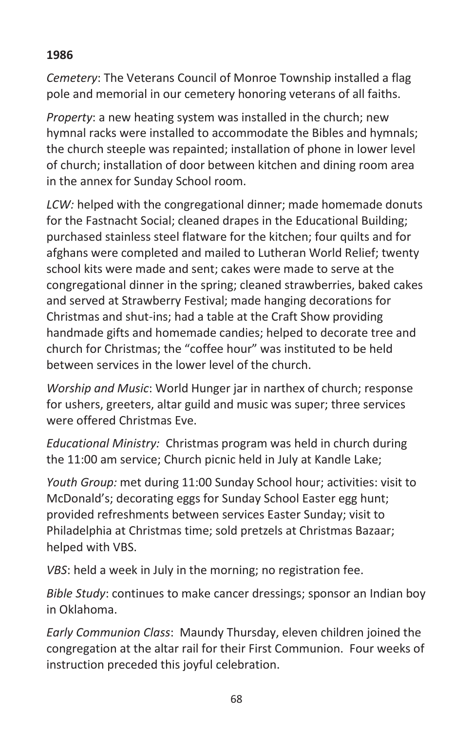**1986**

*Cemetery*: The Veterans Council of Monroe Township installed a flag pole and memorial in our cemetery honoring veterans of all faiths.

*Property*: a new heating system was installed in the church; new hymnal racks were installed to accommodate the Bibles and hymnals; the church steeple was repainted; installation of phone in lower level of church; installation of door between kitchen and dining room area in the annex for Sunday School room.

*LCW:* helped with the congregational dinner; made homemade donuts for the Fastnacht Social; cleaned drapes in the Educational Building; purchased stainless steel flatware for the kitchen; four quilts and for afghans were completed and mailed to Lutheran World Relief; twenty school kits were made and sent; cakes were made to serve at the congregational dinner in the spring; cleaned strawberries, baked cakes and served at Strawberry Festival; made hanging decorations for Christmas and shut-ins; had a table at the Craft Show providing handmade gifts and homemade candies; helped to decorate tree and church for Christmas; the "coffee hour" was instituted to be held between services in the lower level of the church.

*Worship and Music*: World Hunger jar in narthex of church; response for ushers, greeters, altar guild and music was super; three services were offered Christmas Eve.

*Educational Ministry:* Christmas program was held in church during the 11:00 am service; Church picnic held in July at Kandle Lake;

*Youth Group:* met during 11:00 Sunday School hour; activities: visit to McDonald's; decorating eggs for Sunday School Easter egg hunt; provided refreshments between services Easter Sunday; visit to Philadelphia at Christmas time; sold pretzels at Christmas Bazaar; helped with VBS.

*VBS*: held a week in July in the morning; no registration fee.

*Bible Study*: continues to make cancer dressings; sponsor an Indian boy in Oklahoma.

*Early Communion Class*: Maundy Thursday, eleven children joined the congregation at the altar rail for their First Communion. Four weeks of instruction preceded this joyful celebration.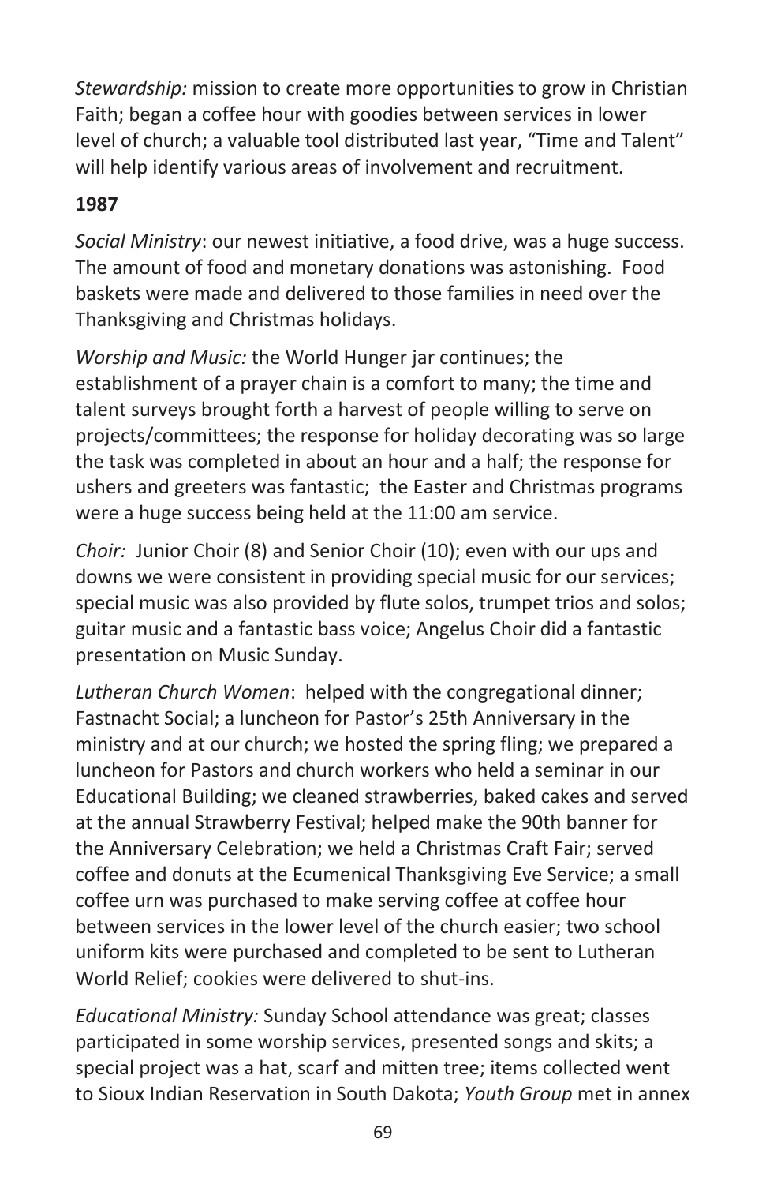*Stewardship:* mission to create more opportunities to grow in Christian Faith; began a coffee hour with goodies between services in lower level of church; a valuable tool distributed last year, "Time and Talent" will help identify various areas of involvement and recruitment.

**1987**

*Social Ministry*: our newest initiative, a food drive, was a huge success. The amount of food and monetary donations was astonishing. Food baskets were made and delivered to those families in need over the Thanksgiving and Christmas holidays.

*Worship and Music:* the World Hunger jar continues; the establishment of a prayer chain is a comfort to many; the time and talent surveys brought forth a harvest of people willing to serve on projects/committees; the response for holiday decorating was so large the task was completed in about an hour and a half; the response for ushers and greeters was fantastic; the Easter and Christmas programs were a huge success being held at the 11:00 am service.

*Choir:* Junior Choir (8) and Senior Choir (10); even with our ups and downs we were consistent in providing special music for our services; special music was also provided by flute solos, trumpet trios and solos; guitar music and a fantastic bass voice; Angelus Choir did a fantastic presentation on Music Sunday.

*Lutheran Church Women*: helped with the congregational dinner; Fastnacht Social; a luncheon for Pastor's 25th Anniversary in the ministry and at our church; we hosted the spring fling; we prepared a luncheon for Pastors and church workers who held a seminar in our Educational Building; we cleaned strawberries, baked cakes and served at the annual Strawberry Festival; helped make the 90th banner for the Anniversary Celebration; we held a Christmas Craft Fair; served coffee and donuts at the Ecumenical Thanksgiving Eve Service; a small coffee urn was purchased to make serving coffee at coffee hour between services in the lower level of the church easier; two school uniform kits were purchased and completed to be sent to Lutheran World Relief; cookies were delivered to shut-ins.

*Educational Ministry:* Sunday School attendance was great; classes participated in some worship services, presented songs and skits; a special project was a hat, scarf and mitten tree; items collected went to Sioux Indian Reservation in South Dakota; *Youth Group* met in annex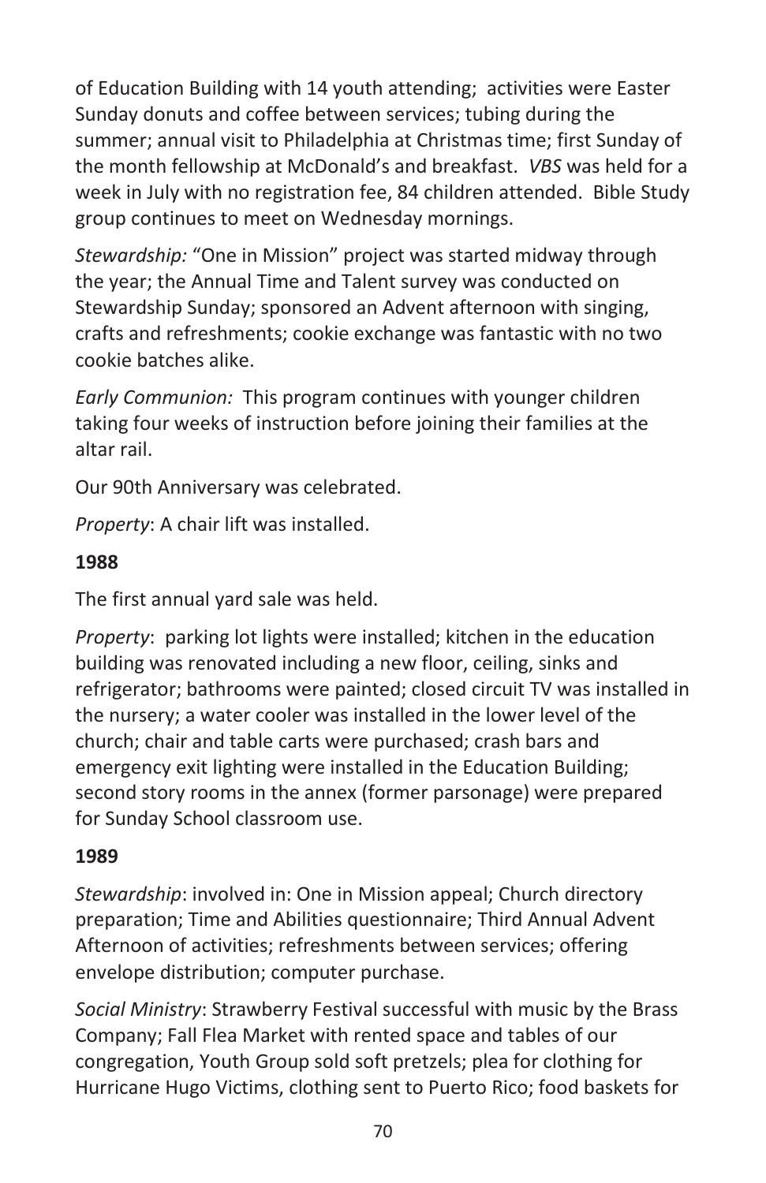of Education Building with 14 youth attending; activities were Easter Sunday donuts and coffee between services; tubing during the summer; annual visit to Philadelphia at Christmas time; first Sunday of the month fellowship at McDonald's and breakfast. *VBS* was held for a week in July with no registration fee, 84 children attended. Bible Study group continues to meet on Wednesday mornings.

*Stewardship:* "One in Mission" project was started midway through the year; the Annual Time and Talent survey was conducted on Stewardship Sunday; sponsored an Advent afternoon with singing, crafts and refreshments; cookie exchange was fantastic with no two cookie batches alike.

*Early Communion:* This program continues with younger children taking four weeks of instruction before joining their families at the altar rail.

Our 90th Anniversary was celebrated.

*Property*: A chair lift was installed.

**1988**

The first annual yard sale was held.

*Property*: parking lot lights were installed; kitchen in the education building was renovated including a new floor, ceiling, sinks and refrigerator; bathrooms were painted; closed circuit TV was installed in the nursery; a water cooler was installed in the lower level of the church; chair and table carts were purchased; crash bars and emergency exit lighting were installed in the Education Building; second story rooms in the annex (former parsonage) were prepared for Sunday School classroom use.

**1989**

*Stewardship*: involved in: One in Mission appeal; Church directory preparation; Time and Abilities questionnaire; Third Annual Advent Afternoon of activities; refreshments between services; offering envelope distribution; computer purchase.

*Social Ministry*: Strawberry Festival successful with music by the Brass Company; Fall Flea Market with rented space and tables of our congregation, Youth Group sold soft pretzels; plea for clothing for Hurricane Hugo Victims, clothing sent to Puerto Rico; food baskets for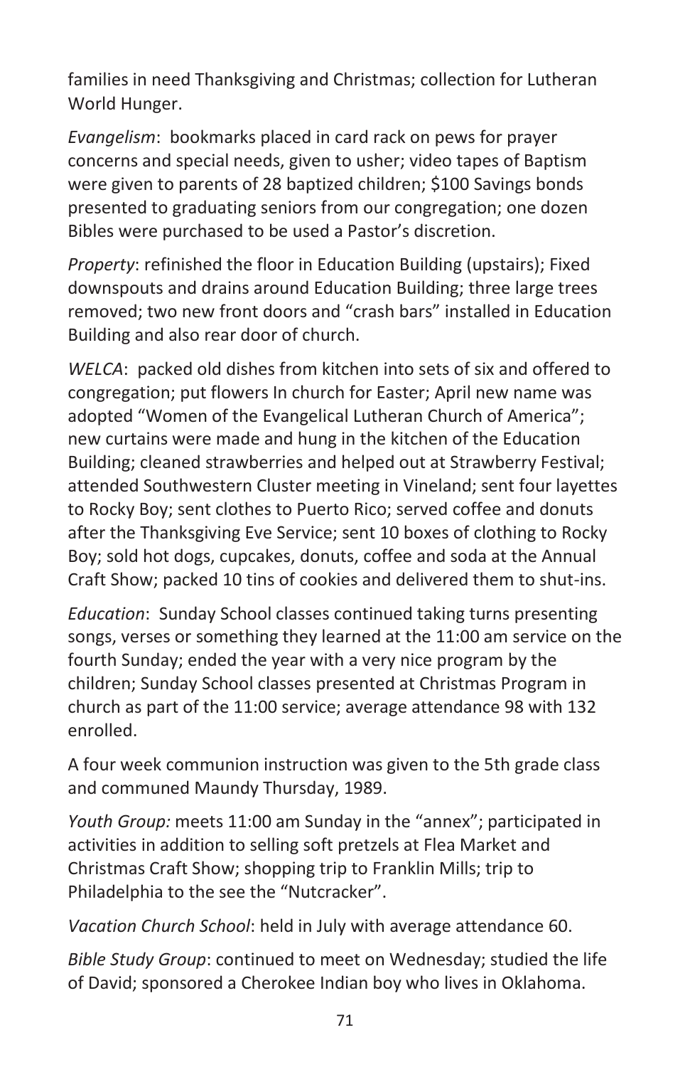families in need Thanksgiving and Christmas; collection for Lutheran World Hunger.

*Evangelism*: bookmarks placed in card rack on pews for prayer concerns and special needs, given to usher; video tapes of Baptism were given to parents of 28 baptized children; $100 Savings bonds presented to graduating seniors from our congregation; one dozen Bibles were purchased to be used a Pastor's discretion.

*Property*: refinished the floor in Education Building (upstairs); Fixed downspouts and drains around Education Building; three large trees removed; two new front doors and "crash bars" installed in Education Building and also rear door of church.

*WELCA*: packed old dishes from kitchen into sets of six and offered to congregation; put flowers In church for Easter; April new name was adopted "Women of the Evangelical Lutheran Church of America"; new curtains were made and hung in the kitchen of the Education Building; cleaned strawberries and helped out at Strawberry Festival; attended Southwestern Cluster meeting in Vineland; sent four layettes to Rocky Boy; sent clothes to Puerto Rico; served coffee and donuts after the Thanksgiving Eve Service; sent 10 boxes of clothing to Rocky Boy; sold hot dogs, cupcakes, donuts, coffee and soda at the Annual Craft Show; packed 10 tins of cookies and delivered them to shut-ins.

*Education*: Sunday School classes continued taking turns presenting songs, verses or something they learned at the 11:00 am service on the fourth Sunday; ended the year with a very nice program by the children; Sunday School classes presented at Christmas Program in church as part of the 11:00 service; average attendance 98 with 132 enrolled.

A four week communion instruction was given to the 5th grade class and communed Maundy Thursday, 1989.

*Youth Group:* meets 11:00 am Sunday in the "annex"; participated in activities in addition to selling soft pretzels at Flea Market and Christmas Craft Show; shopping trip to Franklin Mills; trip to Philadelphia to the see the "Nutcracker".

*Vacation Church School*: held in July with average attendance 60.

*Bible Study Group*: continued to meet on Wednesday; studied the life of David; sponsored a Cherokee Indian boy who lives in Oklahoma.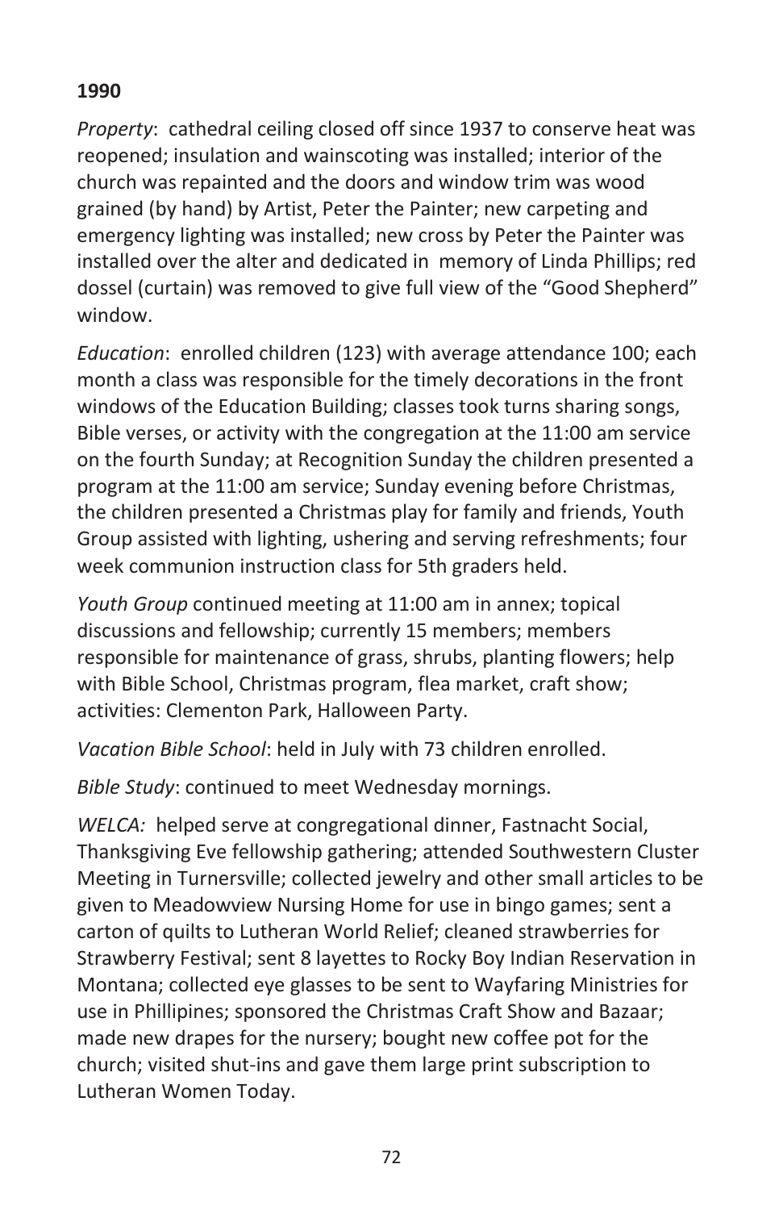**1990**

*Property*: cathedral ceiling closed off since 1937 to conserve heat was reopened; insulation and wainscoting was installed; interior of the church was repainted and the doors and window trim was wood grained (by hand) by Artist, Peter the Painter; new carpeting and emergency lighting was installed; new cross by Peter the Painter was installed over the alter and dedicated in memory of Linda Phillips; red dossel (curtain) was removed to give full view of the "Good Shepherd" window.

*Education*: enrolled children (123) with average attendance 100; each month a class was responsible for the timely decorations in the front windows of the Education Building; classes took turns sharing songs, Bible verses, or activity with the congregation at the 11:00 am service on the fourth Sunday; at Recognition Sunday the children presented a program at the 11:00 am service; Sunday evening before Christmas, the children presented a Christmas play for family and friends, Youth Group assisted with lighting, ushering and serving refreshments; four week communion instruction class for 5th graders held.

*Youth Group* continued meeting at 11:00 am in annex; topical discussions and fellowship; currently 15 members; members responsible for maintenance of grass, shrubs, planting flowers; help with Bible School, Christmas program, flea market, craft show; activities: Clementon Park, Halloween Party.

*Vacation Bible School*: held in July with 73 children enrolled.

*Bible Study*: continued to meet Wednesday mornings.

*WELCA:* helped serve at congregational dinner, Fastnacht Social, Thanksgiving Eve fellowship gathering; attended Southwestern Cluster Meeting in Turnersville; collected jewelry and other small articles to be given to Meadowview Nursing Home for use in bingo games; sent a carton of quilts to Lutheran World Relief; cleaned strawberries for Strawberry Festival; sent 8 layettes to Rocky Boy Indian Reservation in Montana; collected eye glasses to be sent to Wayfaring Ministries for use in Phillipines; sponsored the Christmas Craft Show and Bazaar; made new drapes for the nursery; bought new coffee pot for the church; visited shut-ins and gave them large print subscription to Lutheran Women Today.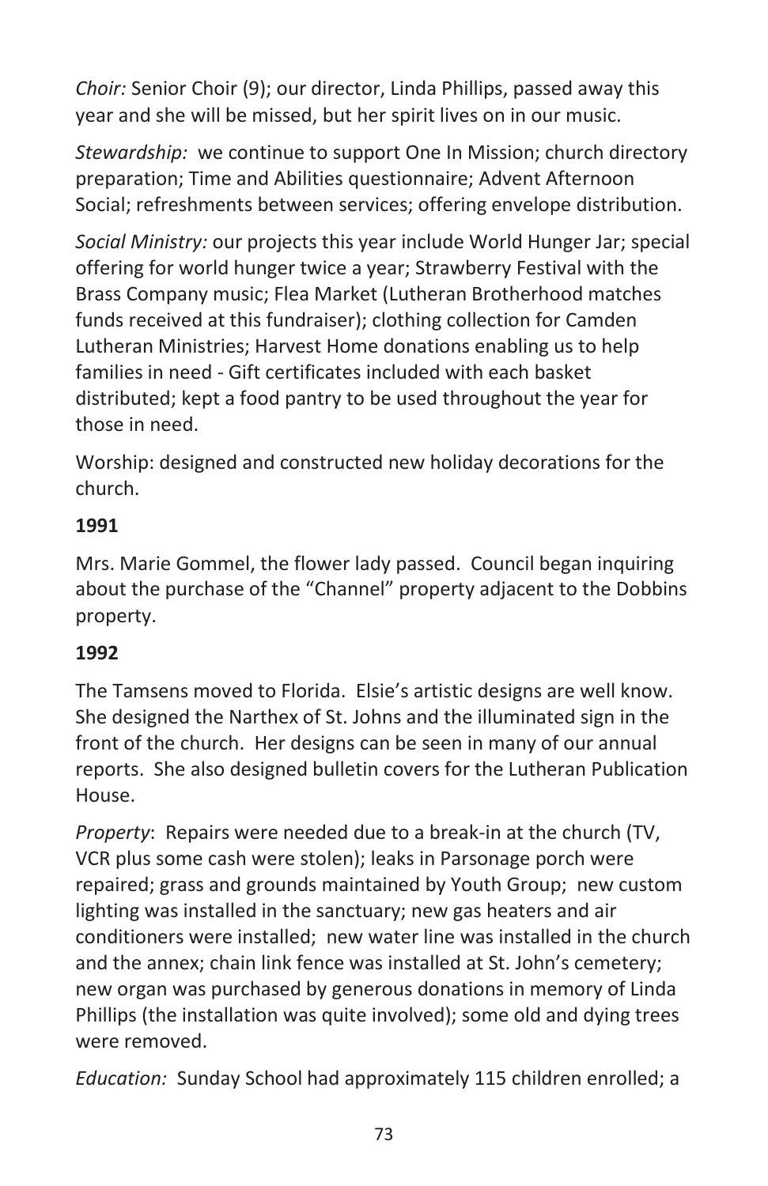*Choir:* Senior Choir (9); our director, Linda Phillips, passed away this year and she will be missed, but her spirit lives on in our music.

*Stewardship:* we continue to support One In Mission; church directory preparation; Time and Abilities questionnaire; Advent Afternoon Social; refreshments between services; offering envelope distribution.

*Social Ministry:* our projects this year include World Hunger Jar; special offering for world hunger twice a year; Strawberry Festival with the Brass Company music; Flea Market (Lutheran Brotherhood matches funds received at this fundraiser); clothing collection for Camden Lutheran Ministries; Harvest Home donations enabling us to help families in need - Gift certificates included with each basket distributed; kept a food pantry to be used throughout the year for those in need.

Worship: designed and constructed new holiday decorations for the church.

**1991**

Mrs. Marie Gommel, the flower lady passed. Council began inquiring about the purchase of the "Channel" property adjacent to the Dobbins property.

**1992**

The Tamsens moved to Florida. Elsie's artistic designs are well know. She designed the Narthex of St. Johns and the illuminated sign in the front of the church. Her designs can be seen in many of our annual reports. She also designed bulletin covers for the Lutheran Publication House.

*Property*: Repairs were needed due to a break-in at the church (TV, VCR plus some cash were stolen); leaks in Parsonage porch were repaired; grass and grounds maintained by Youth Group; new custom lighting was installed in the sanctuary; new gas heaters and air conditioners were installed; new water line was installed in the church and the annex; chain link fence was installed at St. John's cemetery; new organ was purchased by generous donations in memory of Linda Phillips (the installation was quite involved); some old and dying trees were removed.

*Education:* Sunday School had approximately 115 children enrolled; a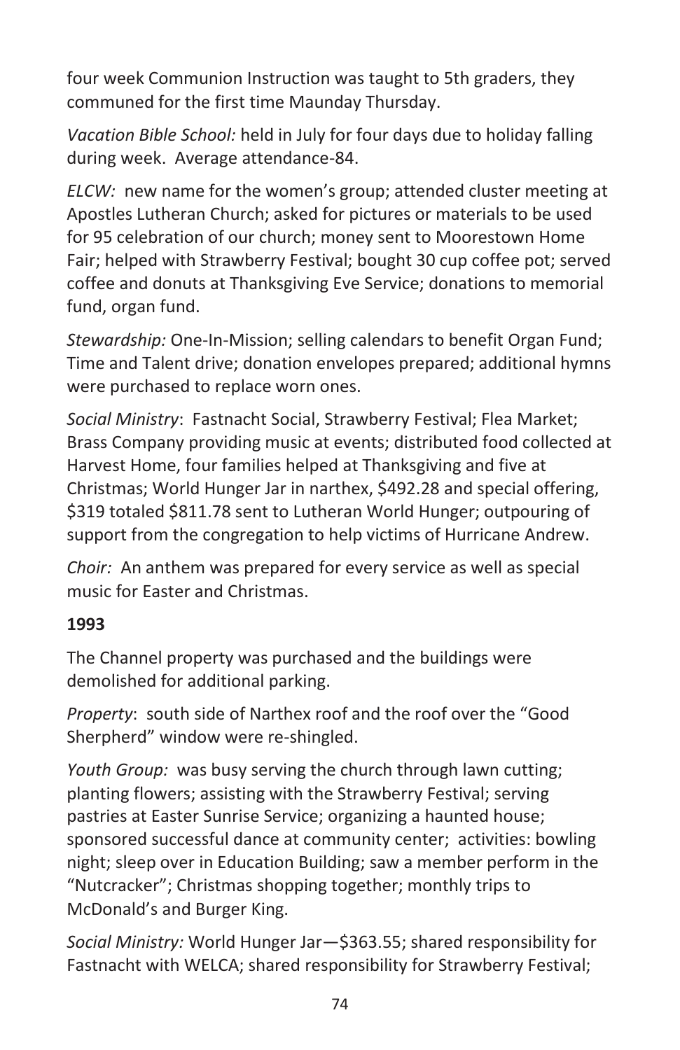four week Communion Instruction was taught to 5th graders, they communed for the first time Maunday Thursday.

*Vacation Bible School:* held in July for four days due to holiday falling during week. Average attendance-84.

*ELCW:* new name for the women's group; attended cluster meeting at Apostles Lutheran Church; asked for pictures or materials to be used for 95 celebration of our church; money sent to Moorestown Home Fair; helped with Strawberry Festival; bought 30 cup coffee pot; served coffee and donuts at Thanksgiving Eve Service; donations to memorial fund, organ fund.

*Stewardship:* One-In-Mission; selling calendars to benefit Organ Fund; Time and Talent drive; donation envelopes prepared; additional hymns were purchased to replace worn ones.

*Social Ministry*: Fastnacht Social, Strawberry Festival; Flea Market; Brass Company providing music at events; distributed food collected at Harvest Home, four families helped at Thanksgiving and five at Christmas; World Hunger Jar in narthex, $492.28 and special offering, $319 totaled $811.78 sent to Lutheran World Hunger; outpouring of support from the congregation to help victims of Hurricane Andrew.

*Choir:* An anthem was prepared for every service as well as special music for Easter and Christmas.

**1993**

The Channel property was purchased and the buildings were demolished for additional parking.

*Property*: south side of Narthex roof and the roof over the "Good Sherpherd" window were re-shingled.

*Youth Group:* was busy serving the church through lawn cutting; planting flowers; assisting with the Strawberry Festival; serving pastries at Easter Sunrise Service; organizing a haunted house; sponsored successful dance at community center; activities: bowling night; sleep over in Education Building; saw a member perform in the "Nutcracker"; Christmas shopping together; monthly trips to McDonald's and Burger King.

*Social Ministry:* World Hunger Jar—$363.55; shared responsibility for Fastnacht with WELCA; shared responsibility for Strawberry Festival;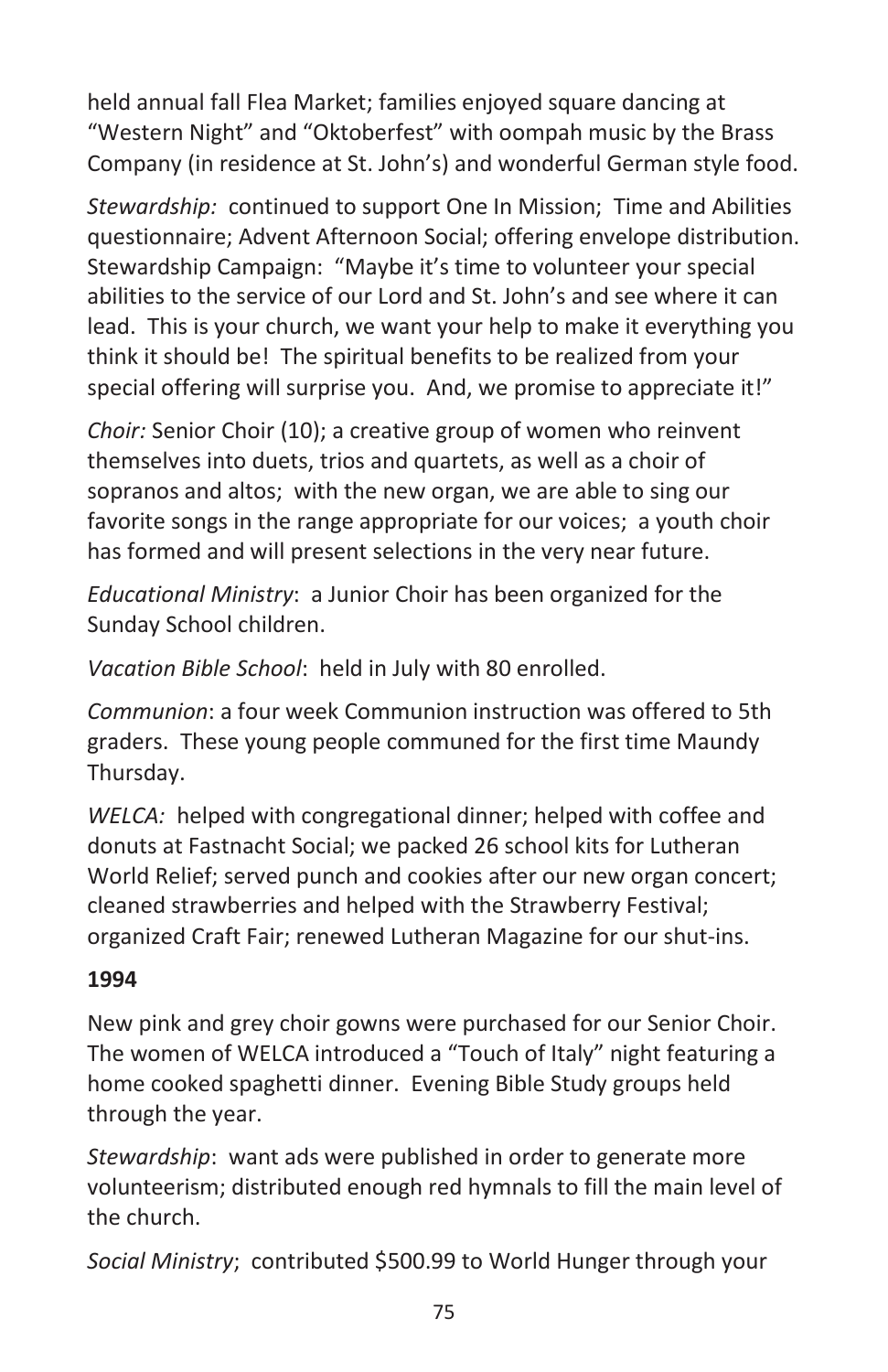held annual fall Flea Market; families enjoyed square dancing at "Western Night" and "Oktoberfest" with oompah music by the Brass Company (in residence at St. John's) and wonderful German style food.

*Stewardship:* continued to support One In Mission; Time and Abilities questionnaire; Advent Afternoon Social; offering envelope distribution. Stewardship Campaign: "Maybe it's time to volunteer your special abilities to the service of our Lord and St. John's and see where it can lead. This is your church, we want your help to make it everything you think it should be! The spiritual benefits to be realized from your special offering will surprise you. And, we promise to appreciate it!"

*Choir:* Senior Choir (10); a creative group of women who reinvent themselves into duets, trios and quartets, as well as a choir of sopranos and altos; with the new organ, we are able to sing our favorite songs in the range appropriate for our voices; a youth choir has formed and will present selections in the very near future.

*Educational Ministry*: a Junior Choir has been organized for the Sunday School children.

*Vacation Bible School*: held in July with 80 enrolled.

*Communion*: a four week Communion instruction was offered to 5th graders. These young people communed for the first time Maundy Thursday.

*WELCA:* helped with congregational dinner; helped with coffee and donuts at Fastnacht Social; we packed 26 school kits for Lutheran World Relief; served punch and cookies after our new organ concert; cleaned strawberries and helped with the Strawberry Festival; organized Craft Fair; renewed Lutheran Magazine for our shut-ins.

**1994**

New pink and grey choir gowns were purchased for our Senior Choir. The women of WELCA introduced a "Touch of Italy" night featuring a home cooked spaghetti dinner. Evening Bible Study groups held through the year.

*Stewardship*: want ads were published in order to generate more volunteerism; distributed enough red hymnals to fill the main level of the church.

*Social Ministry*; contributed $500.99 to World Hunger through your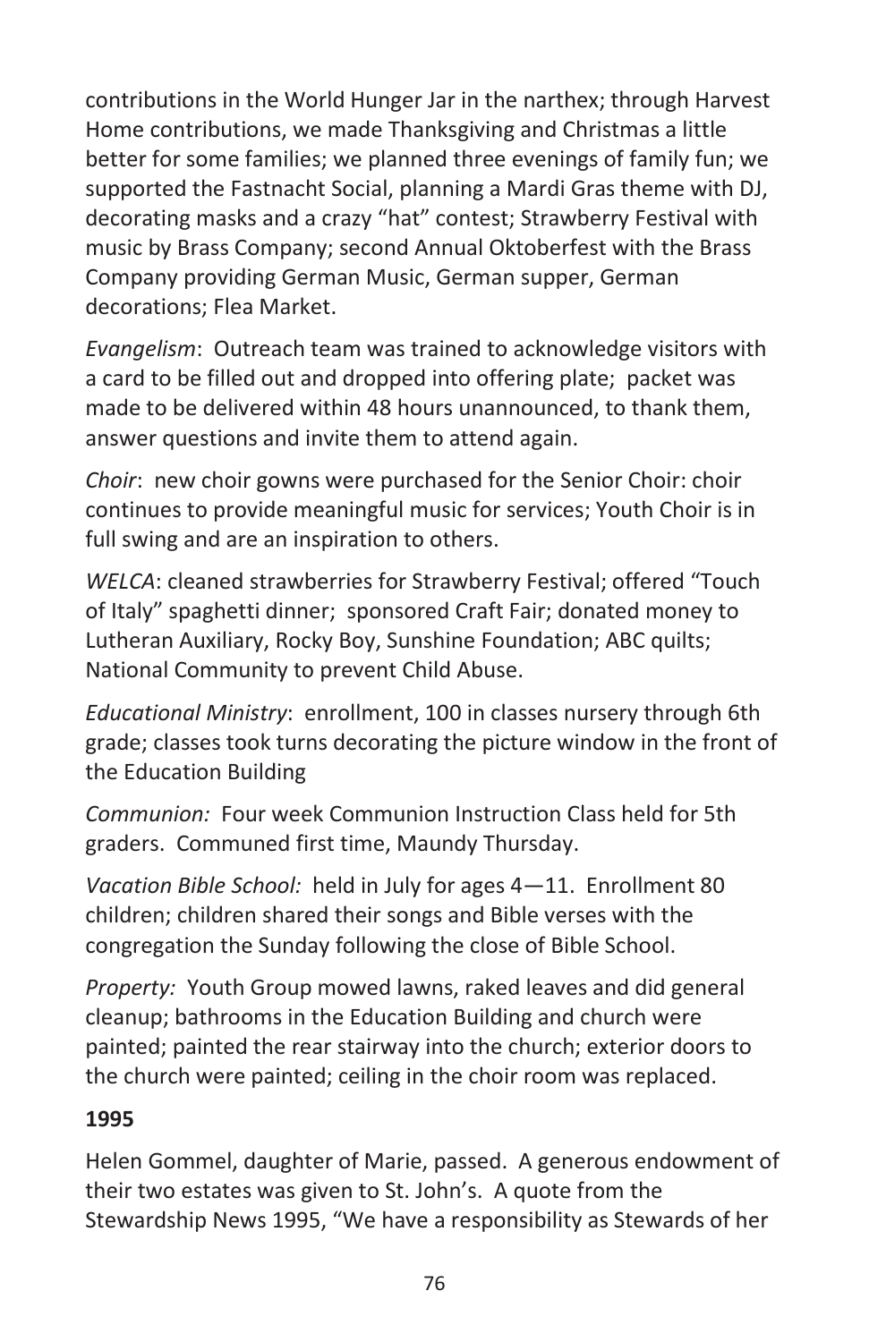contributions in the World Hunger Jar in the narthex; through Harvest Home contributions, we made Thanksgiving and Christmas a little better for some families; we planned three evenings of family fun; we supported the Fastnacht Social, planning a Mardi Gras theme with DJ, decorating masks and a crazy "hat" contest; Strawberry Festival with music by Brass Company; second Annual Oktoberfest with the Brass Company providing German Music, German supper, German decorations; Flea Market.

*Evangelism*: Outreach team was trained to acknowledge visitors with a card to be filled out and dropped into offering plate; packet was made to be delivered within 48 hours unannounced, to thank them, answer questions and invite them to attend again.

*Choir*: new choir gowns were purchased for the Senior Choir: choir continues to provide meaningful music for services; Youth Choir is in full swing and are an inspiration to others.

*WELCA*: cleaned strawberries for Strawberry Festival; offered "Touch of Italy" spaghetti dinner; sponsored Craft Fair; donated money to Lutheran Auxiliary, Rocky Boy, Sunshine Foundation; ABC quilts; National Community to prevent Child Abuse.

*Educational Ministry*: enrollment, 100 in classes nursery through 6th grade; classes took turns decorating the picture window in the front of the Education Building

*Communion:* Four week Communion Instruction Class held for 5th graders. Communed first time, Maundy Thursday.

*Vacation Bible School:* held in July for ages 4—11. Enrollment 80 children; children shared their songs and Bible verses with the congregation the Sunday following the close of Bible School.

*Property:* Youth Group mowed lawns, raked leaves and did general cleanup; bathrooms in the Education Building and church were painted; painted the rear stairway into the church; exterior doors to the church were painted; ceiling in the choir room was replaced.

**1995**

Helen Gommel, daughter of Marie, passed. A generous endowment of their two estates was given to St. John's. A quote from the Stewardship News 1995, "We have a responsibility as Stewards of her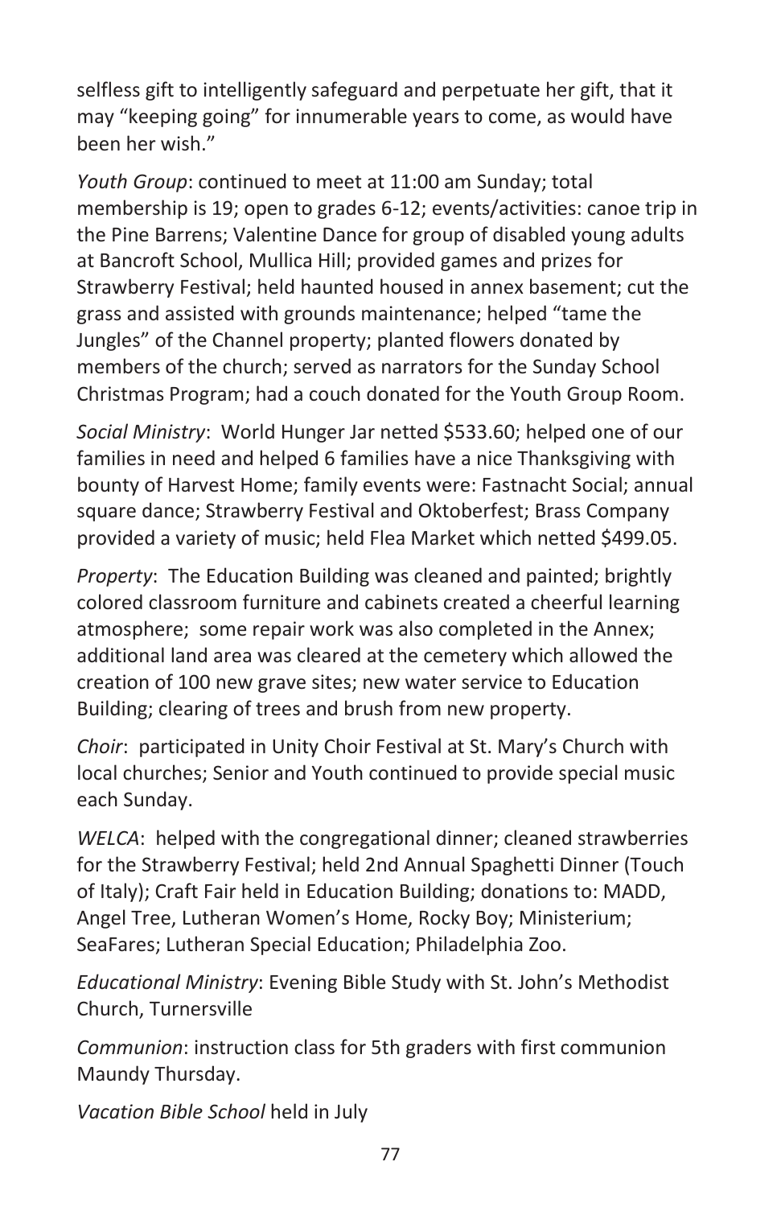selfless gift to intelligently safeguard and perpetuate her gift, that it may "keeping going" for innumerable years to come, as would have been her wish."

*Youth Group*: continued to meet at 11:00 am Sunday; total membership is 19; open to grades 6-12; events/activities: canoe trip in the Pine Barrens; Valentine Dance for group of disabled young adults at Bancroft School, Mullica Hill; provided games and prizes for Strawberry Festival; held haunted housed in annex basement; cut the grass and assisted with grounds maintenance; helped "tame the Jungles" of the Channel property; planted flowers donated by members of the church; served as narrators for the Sunday School Christmas Program; had a couch donated for the Youth Group Room.

*Social Ministry*: World Hunger Jar netted $533.60; helped one of our families in need and helped 6 families have a nice Thanksgiving with bounty of Harvest Home; family events were: Fastnacht Social; annual square dance; Strawberry Festival and Oktoberfest; Brass Company provided a variety of music; held Flea Market which netted $499.05.

*Property*: The Education Building was cleaned and painted; brightly colored classroom furniture and cabinets created a cheerful learning atmosphere; some repair work was also completed in the Annex; additional land area was cleared at the cemetery which allowed the creation of 100 new grave sites; new water service to Education Building; clearing of trees and brush from new property.

*Choir*: participated in Unity Choir Festival at St. Mary's Church with local churches; Senior and Youth continued to provide special music each Sunday.

*WELCA*: helped with the congregational dinner; cleaned strawberries for the Strawberry Festival; held 2nd Annual Spaghetti Dinner (Touch of Italy); Craft Fair held in Education Building; donations to: MADD, Angel Tree, Lutheran Women's Home, Rocky Boy; Ministerium; SeaFares; Lutheran Special Education; Philadelphia Zoo.

*Educational Ministry*: Evening Bible Study with St. John's Methodist Church, Turnersville

*Communion*: instruction class for 5th graders with first communion Maundy Thursday.

*Vacation Bible School* held in July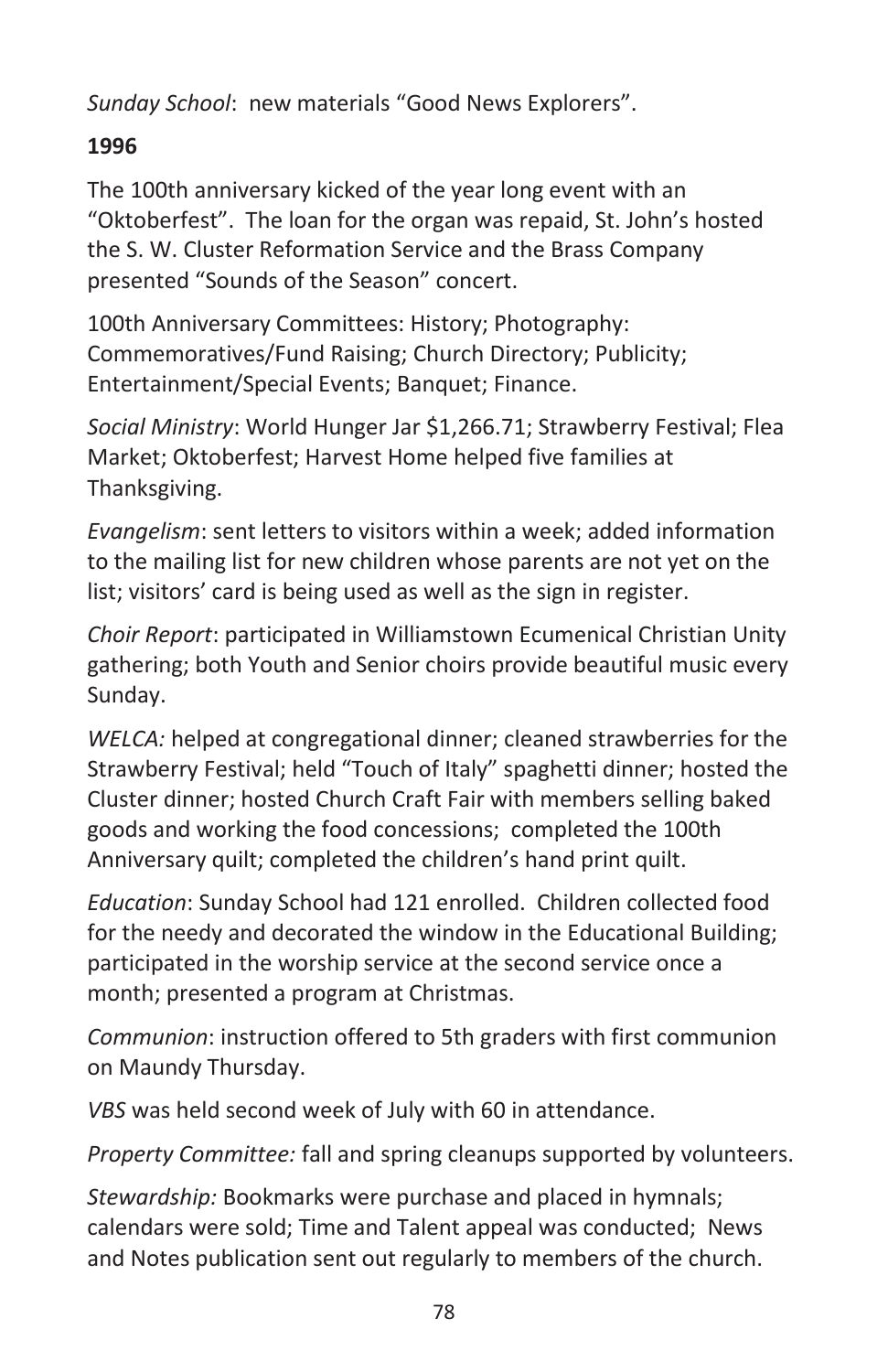*Sunday School*: new materials “Good News Explorers”.

**1996**

The 100th anniversary kicked of the year long event with an “Oktoberfest”. The loan for the organ was repaid, St. John’s hosted the S. W. Cluster Reformation Service and the Brass Company presented “Sounds of the Season” concert.

100th Anniversary Committees: History; Photography: Commemoratives/Fund Raising; Church Directory; Publicity; Entertainment/Special Events; Banquet; Finance.

*Social Ministry*: World Hunger Jar $1,266.71; Strawberry Festival; Flea Market; Oktoberfest; Harvest Home helped five families at Thanksgiving.

*Evangelism*: sent letters to visitors within a week; added information to the mailing list for new children whose parents are not yet on the list; visitors’ card is being used as well as the sign in register.

*Choir Report*: participated in Williamstown Ecumenical Christian Unity gathering; both Youth and Senior choirs provide beautiful music every Sunday.

*WELCA:* helped at congregational dinner; cleaned strawberries for the Strawberry Festival; held “Touch of Italy” spaghetti dinner; hosted the Cluster dinner; hosted Church Craft Fair with members selling baked goods and working the food concessions; completed the 100th Anniversary quilt; completed the children’s hand print quilt.

*Education*: Sunday School had 121 enrolled. Children collected food for the needy and decorated the window in the Educational Building; participated in the worship service at the second service once a month; presented a program at Christmas.

*Communion*: instruction offered to 5th graders with first communion on Maundy Thursday.

*VBS* was held second week of July with 60 in attendance.

*Property Committee:* fall and spring cleanups supported by volunteers.

*Stewardship:* Bookmarks were purchase and placed in hymnals; calendars were sold; Time and Talent appeal was conducted; News and Notes publication sent out regularly to members of the church.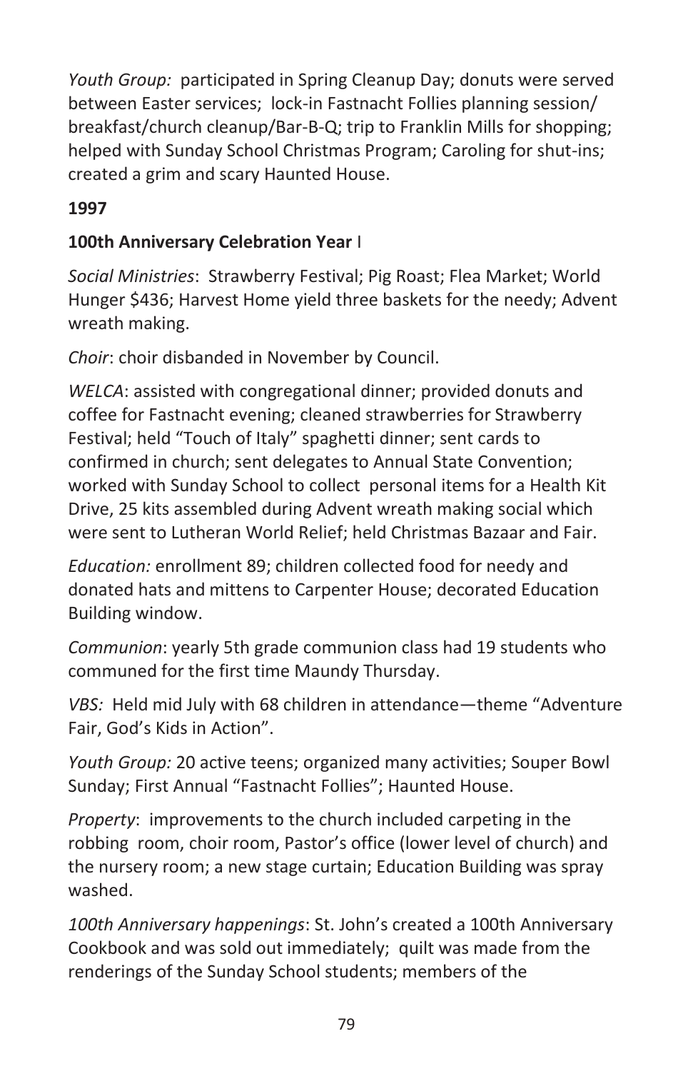*Youth Group:* participated in Spring Cleanup Day; donuts were served between Easter services; lock-in Fastnacht Follies planning session/ breakfast/church cleanup/Bar-B-Q; trip to Franklin Mills for shopping; helped with Sunday School Christmas Program; Caroling for shut-ins; created a grim and scary Haunted House.

**1997**

**100th Anniversary Celebration Year** I

*Social Ministries*: Strawberry Festival; Pig Roast; Flea Market; World Hunger $436; Harvest Home yield three baskets for the needy; Advent wreath making.

*Choir*: choir disbanded in November by Council.

*WELCA*: assisted with congregational dinner; provided donuts and coffee for Fastnacht evening; cleaned strawberries for Strawberry Festival; held "Touch of Italy" spaghetti dinner; sent cards to confirmed in church; sent delegates to Annual State Convention; worked with Sunday School to collect personal items for a Health Kit Drive, 25 kits assembled during Advent wreath making social which were sent to Lutheran World Relief; held Christmas Bazaar and Fair.

*Education:* enrollment 89; children collected food for needy and donated hats and mittens to Carpenter House; decorated Education Building window.

*Communion*: yearly 5th grade communion class had 19 students who communed for the first time Maundy Thursday.

*VBS:* Held mid July with 68 children in attendance—theme "Adventure Fair, God's Kids in Action".

*Youth Group:* 20 active teens; organized many activities; Souper Bowl Sunday; First Annual "Fastnacht Follies"; Haunted House.

*Property*: improvements to the church included carpeting in the robbing room, choir room, Pastor's office (lower level of church) and the nursery room; a new stage curtain; Education Building was spray washed.

*100th Anniversary happenings*: St. John's created a 100th Anniversary Cookbook and was sold out immediately; quilt was made from the renderings of the Sunday School students; members of the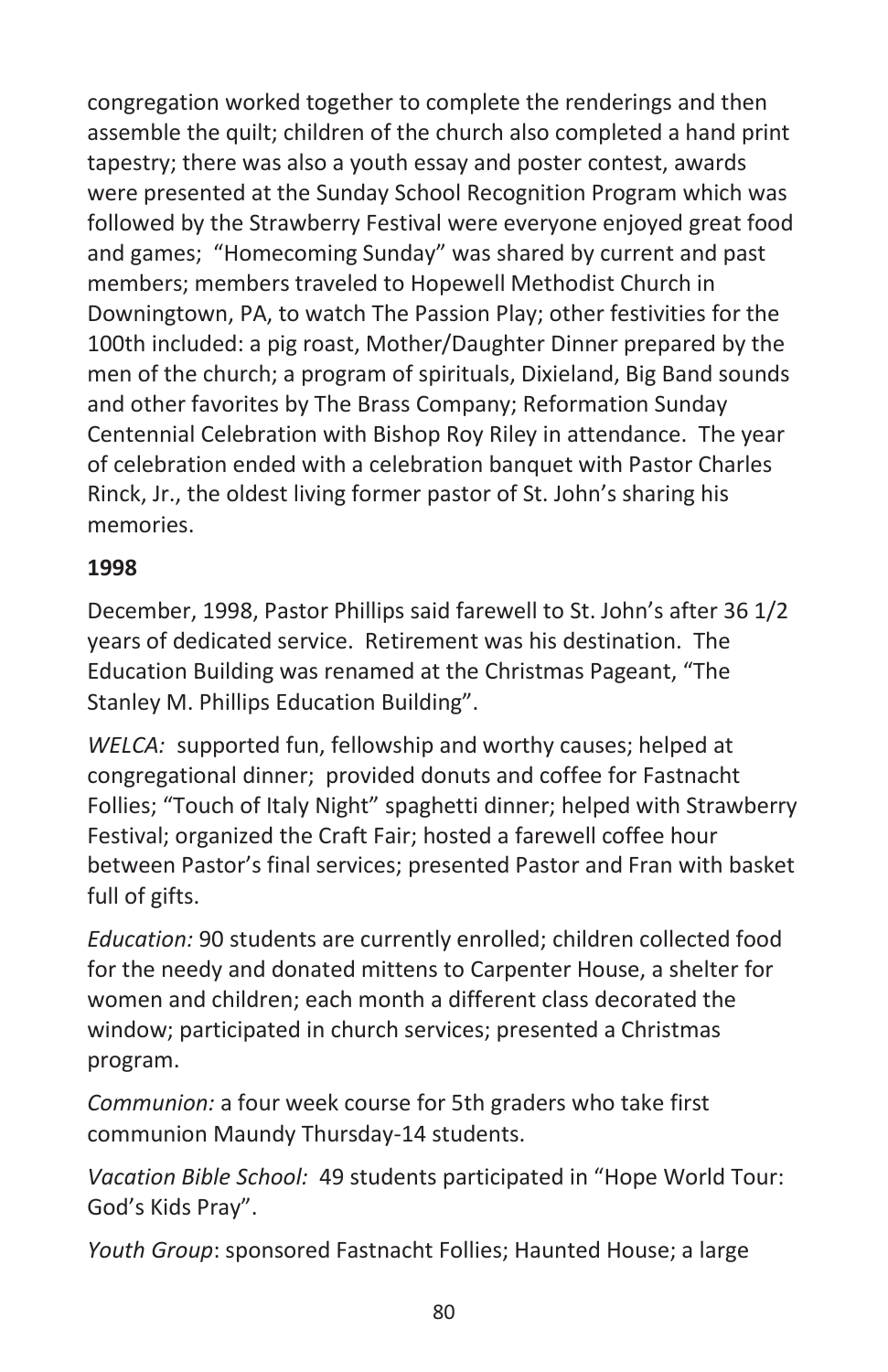congregation worked together to complete the renderings and then assemble the quilt; children of the church also completed a hand print tapestry; there was also a youth essay and poster contest, awards were presented at the Sunday School Recognition Program which was followed by the Strawberry Festival were everyone enjoyed great food and games; "Homecoming Sunday" was shared by current and past members; members traveled to Hopewell Methodist Church in Downingtown, PA, to watch The Passion Play; other festivities for the 100th included: a pig roast, Mother/Daughter Dinner prepared by the men of the church; a program of spirituals, Dixieland, Big Band sounds and other favorites by The Brass Company; Reformation Sunday Centennial Celebration with Bishop Roy Riley in attendance. The year of celebration ended with a celebration banquet with Pastor Charles Rinck, Jr., the oldest living former pastor of St. John's sharing his memories.

**1998**

December, 1998, Pastor Phillips said farewell to St. John's after 36 1/2 years of dedicated service. Retirement was his destination. The Education Building was renamed at the Christmas Pageant, "The Stanley M. Phillips Education Building".

*WELCA:* supported fun, fellowship and worthy causes; helped at congregational dinner; provided donuts and coffee for Fastnacht Follies; "Touch of Italy Night" spaghetti dinner; helped with Strawberry Festival; organized the Craft Fair; hosted a farewell coffee hour between Pastor's final services; presented Pastor and Fran with basket full of gifts.

*Education:* 90 students are currently enrolled; children collected food for the needy and donated mittens to Carpenter House, a shelter for women and children; each month a different class decorated the window; participated in church services; presented a Christmas program.

*Communion:* a four week course for 5th graders who take first communion Maundy Thursday-14 students.

*Vacation Bible School:* 49 students participated in "Hope World Tour: God's Kids Pray".

*Youth Group*: sponsored Fastnacht Follies; Haunted House; a large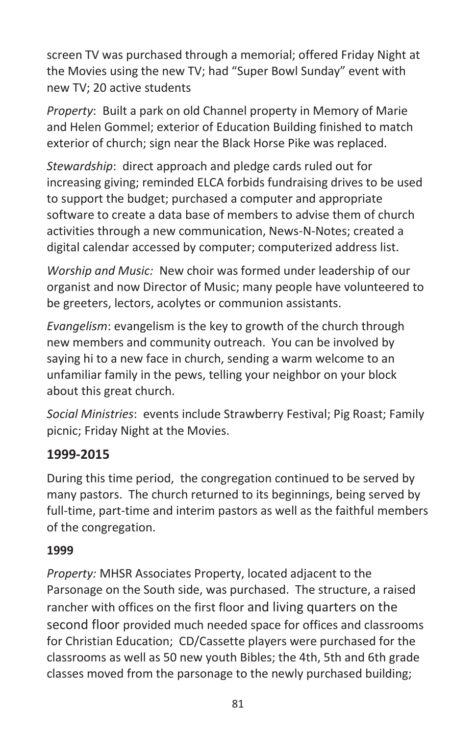screen TV was purchased through a memorial; offered Friday Night at the Movies using the new TV; had "Super Bowl Sunday" event with new TV; 20 active students

*Property*: Built a park on old Channel property in Memory of Marie and Helen Gommel; exterior of Education Building finished to match exterior of church; sign near the Black Horse Pike was replaced.

*Stewardship*: direct approach and pledge cards ruled out for increasing giving; reminded ELCA forbids fundraising drives to be used to support the budget; purchased a computer and appropriate software to create a data base of members to advise them of church activities through a new communication, News-N-Notes; created a digital calendar accessed by computer; computerized address list.

*Worship and Music:* New choir was formed under leadership of our organist and now Director of Music; many people have volunteered to be greeters, lectors, acolytes or communion assistants.

*Evangelism*: evangelism is the key to growth of the church through new members and community outreach. You can be involved by saying hi to a new face in church, sending a warm welcome to an unfamiliar family in the pews, telling your neighbor on your block about this great church.

*Social Ministries*: events include Strawberry Festival; Pig Roast; Family picnic; Friday Night at the Movies.

## 1999-2015

During this time period, the congregation continued to be served by many pastors. The church returned to its beginnings, being served by full-time, part-time and interim pastors as well as the faithful members of the congregation.

### 1999

*Property:* MHSR Associates Property, located adjacent to the Parsonage on the South side, was purchased. The structure, a raised rancher with offices on the first floor and living quarters on the second floor provided much needed space for offices and classrooms for Christian Education; CD/Cassette players were purchased for the classrooms as well as 50 new youth Bibles; the 4th, 5th and 6th grade classes moved from the parsonage to the newly purchased building;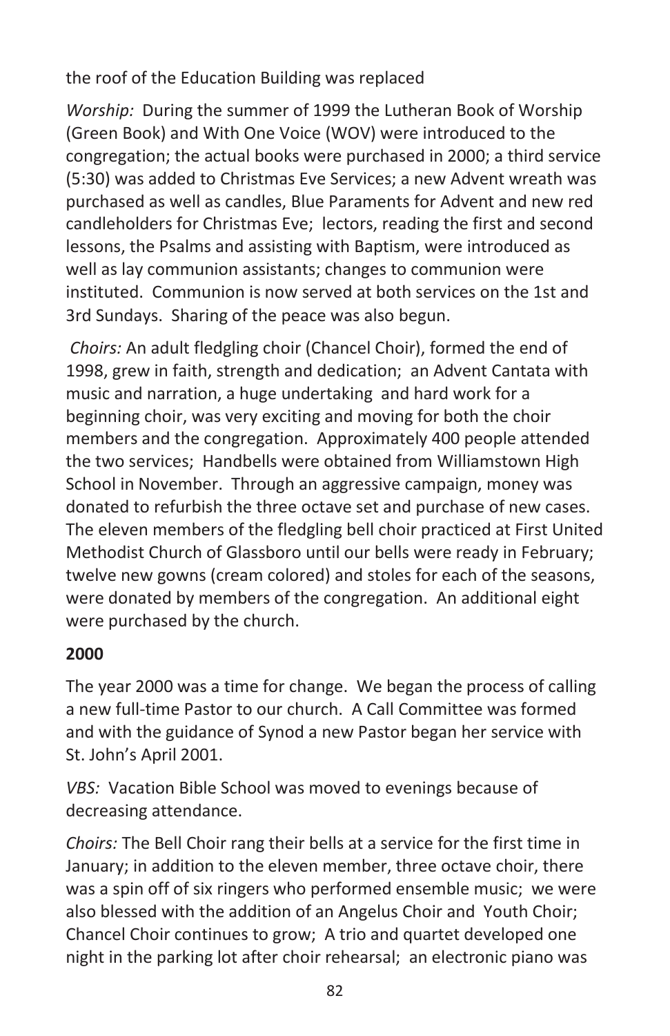the roof of the Education Building was replaced

*Worship:* During the summer of 1999 the Lutheran Book of Worship (Green Book) and With One Voice (WOV) were introduced to the congregation; the actual books were purchased in 2000; a third service (5:30) was added to Christmas Eve Services; a new Advent wreath was purchased as well as candles, Blue Paraments for Advent and new red candleholders for Christmas Eve; lectors, reading the first and second lessons, the Psalms and assisting with Baptism, were introduced as well as lay communion assistants; changes to communion were instituted. Communion is now served at both services on the 1st and 3rd Sundays. Sharing of the peace was also begun.

*Choirs:* An adult fledgling choir (Chancel Choir), formed the end of 1998, grew in faith, strength and dedication; an Advent Cantata with music and narration, a huge undertaking and hard work for a beginning choir, was very exciting and moving for both the choir members and the congregation. Approximately 400 people attended the two services; Handbells were obtained from Williamstown High School in November. Through an aggressive campaign, money was donated to refurbish the three octave set and purchase of new cases. The eleven members of the fledgling bell choir practiced at First United Methodist Church of Glassboro until our bells were ready in February; twelve new gowns (cream colored) and stoles for each of the seasons, were donated by members of the congregation. An additional eight were purchased by the church.

**2000**

The year 2000 was a time for change. We began the process of calling a new full-time Pastor to our church. A Call Committee was formed and with the guidance of Synod a new Pastor began her service with St. John's April 2001.

*VBS:* Vacation Bible School was moved to evenings because of decreasing attendance.

*Choirs:* The Bell Choir rang their bells at a service for the first time in January; in addition to the eleven member, three octave choir, there was a spin off of six ringers who performed ensemble music; we were also blessed with the addition of an Angelus Choir and Youth Choir; Chancel Choir continues to grow; A trio and quartet developed one night in the parking lot after choir rehearsal; an electronic piano was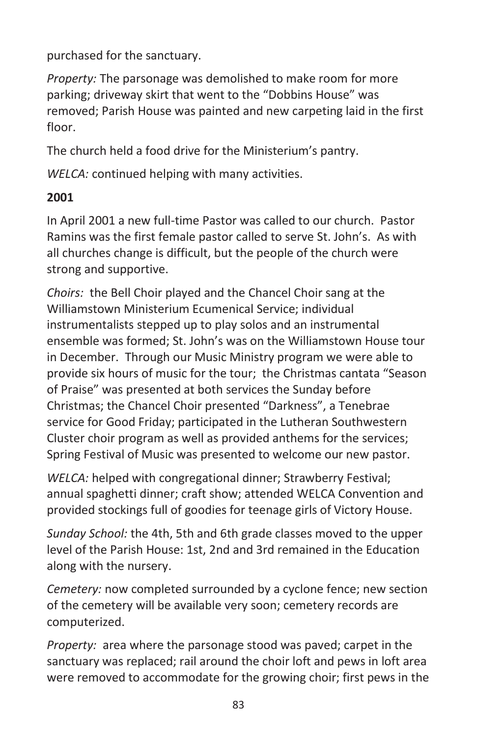purchased for the sanctuary.

*Property:* The parsonage was demolished to make room for more parking; driveway skirt that went to the "Dobbins House" was removed; Parish House was painted and new carpeting laid in the first floor.

The church held a food drive for the Ministerium's pantry.

*WELCA:* continued helping with many activities.

**2001**

In April 2001 a new full-time Pastor was called to our church. Pastor Ramins was the first female pastor called to serve St. John's. As with all churches change is difficult, but the people of the church were strong and supportive.

*Choirs:* the Bell Choir played and the Chancel Choir sang at the Williamstown Ministerium Ecumenical Service; individual instrumentalists stepped up to play solos and an instrumental ensemble was formed; St. John's was on the Williamstown House tour in December. Through our Music Ministry program we were able to provide six hours of music for the tour; the Christmas cantata "Season of Praise" was presented at both services the Sunday before Christmas; the Chancel Choir presented "Darkness", a Tenebrae service for Good Friday; participated in the Lutheran Southwestern Cluster choir program as well as provided anthems for the services; Spring Festival of Music was presented to welcome our new pastor.

*WELCA:* helped with congregational dinner; Strawberry Festival; annual spaghetti dinner; craft show; attended WELCA Convention and provided stockings full of goodies for teenage girls of Victory House.

*Sunday School:* the 4th, 5th and 6th grade classes moved to the upper level of the Parish House: 1st, 2nd and 3rd remained in the Education along with the nursery.

*Cemetery:* now completed surrounded by a cyclone fence; new section of the cemetery will be available very soon; cemetery records are computerized.

*Property:* area where the parsonage stood was paved; carpet in the sanctuary was replaced; rail around the choir loft and pews in loft area were removed to accommodate for the growing choir; first pews in the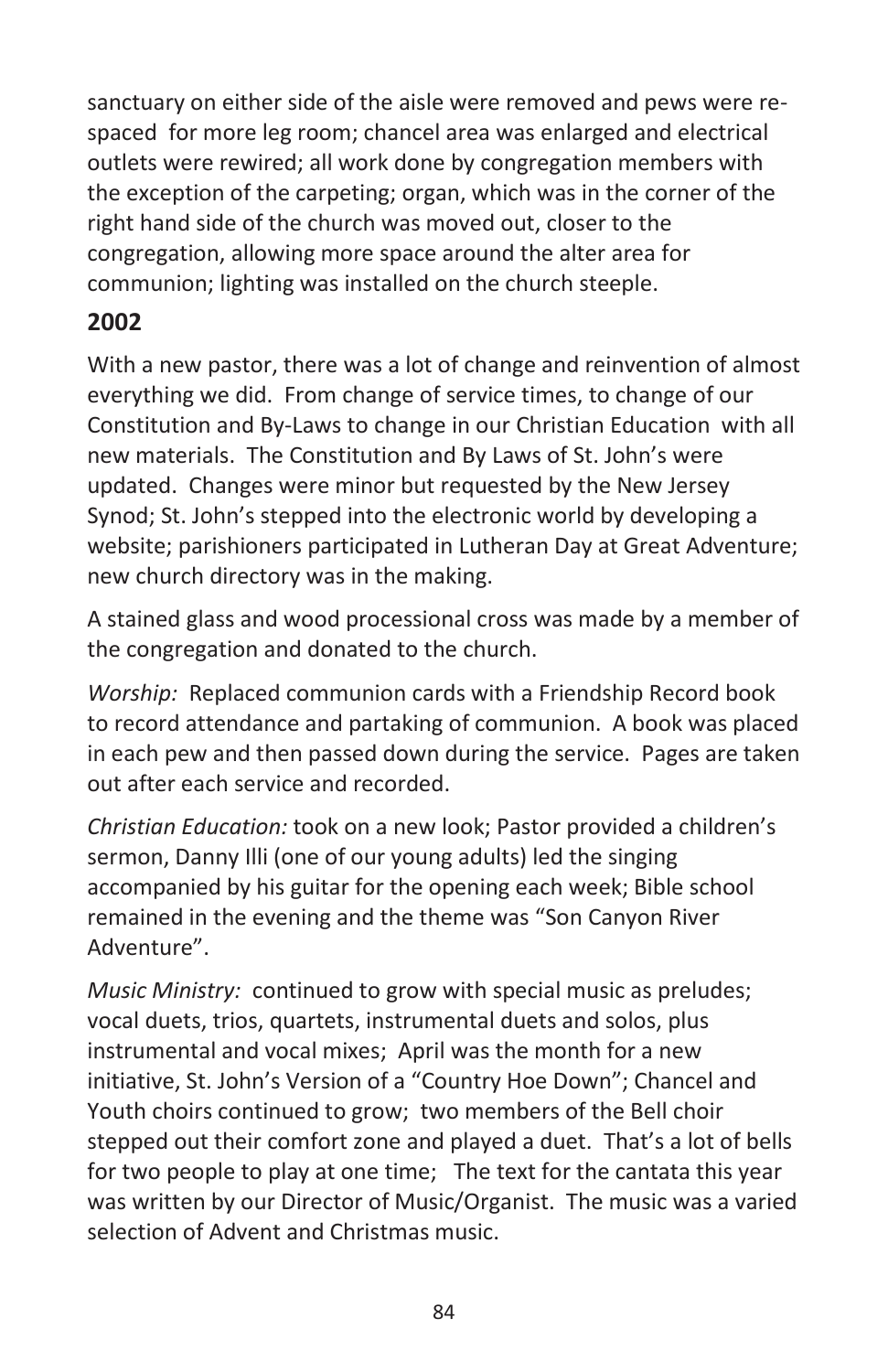sanctuary on either side of the aisle were removed and pews were re-spaced for more leg room; chancel area was enlarged and electrical outlets were rewired; all work done by congregation members with the exception of the carpeting; organ, which was in the corner of the right hand side of the church was moved out, closer to the congregation, allowing more space around the alter area for communion; lighting was installed on the church steeple.

**2002**

With a new pastor, there was a lot of change and reinvention of almost everything we did. From change of service times, to change of our Constitution and By-Laws to change in our Christian Education with all new materials. The Constitution and By Laws of St. John's were updated. Changes were minor but requested by the New Jersey Synod; St. John's stepped into the electronic world by developing a website; parishioners participated in Lutheran Day at Great Adventure; new church directory was in the making.

A stained glass and wood processional cross was made by a member of the congregation and donated to the church.

*Worship:* Replaced communion cards with a Friendship Record book to record attendance and partaking of communion. A book was placed in each pew and then passed down during the service. Pages are taken out after each service and recorded.

*Christian Education:* took on a new look; Pastor provided a children's sermon, Danny Illi (one of our young adults) led the singing accompanied by his guitar for the opening each week; Bible school remained in the evening and the theme was "Son Canyon River Adventure".

*Music Ministry:* continued to grow with special music as preludes; vocal duets, trios, quartets, instrumental duets and solos, plus instrumental and vocal mixes; April was the month for a new initiative, St. John's Version of a "Country Hoe Down"; Chancel and Youth choirs continued to grow; two members of the Bell choir stepped out their comfort zone and played a duet. That's a lot of bells for two people to play at one time; The text for the cantata this year was written by our Director of Music/Organist. The music was a varied selection of Advent and Christmas music.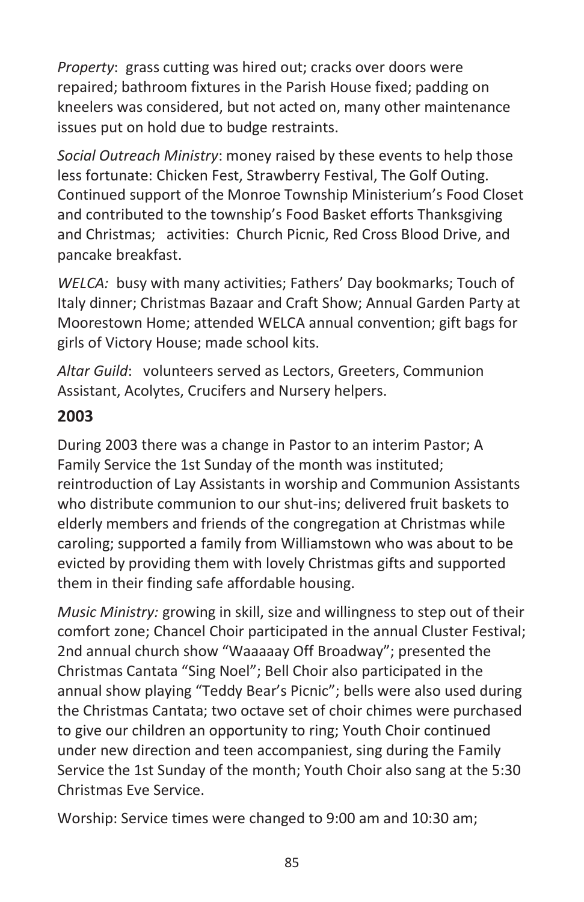*Property*: grass cutting was hired out; cracks over doors were repaired; bathroom fixtures in the Parish House fixed; padding on kneelers was considered, but not acted on, many other maintenance issues put on hold due to budge restraints.

*Social Outreach Ministry*: money raised by these events to help those less fortunate: Chicken Fest, Strawberry Festival, The Golf Outing. Continued support of the Monroe Township Ministerium's Food Closet and contributed to the township's Food Basket efforts Thanksgiving and Christmas; activities: Church Picnic, Red Cross Blood Drive, and pancake breakfast.

*WELCA:* busy with many activities; Fathers' Day bookmarks; Touch of Italy dinner; Christmas Bazaar and Craft Show; Annual Garden Party at Moorestown Home; attended WELCA annual convention; gift bags for girls of Victory House; made school kits.

*Altar Guild*: volunteers served as Lectors, Greeters, Communion Assistant, Acolytes, Crucifers and Nursery helpers.

## 2003

During 2003 there was a change in Pastor to an interim Pastor; A Family Service the 1st Sunday of the month was instituted; reintroduction of Lay Assistants in worship and Communion Assistants who distribute communion to our shut-ins; delivered fruit baskets to elderly members and friends of the congregation at Christmas while caroling; supported a family from Williamstown who was about to be evicted by providing them with lovely Christmas gifts and supported them in their finding safe affordable housing.

*Music Ministry:* growing in skill, size and willingness to step out of their comfort zone; Chancel Choir participated in the annual Cluster Festival; 2nd annual church show "Waaaaay Off Broadway"; presented the Christmas Cantata "Sing Noel"; Bell Choir also participated in the annual show playing "Teddy Bear's Picnic"; bells were also used during the Christmas Cantata; two octave set of choir chimes were purchased to give our children an opportunity to ring; Youth Choir continued under new direction and teen accompaniest, sing during the Family Service the 1st Sunday of the month; Youth Choir also sang at the 5:30 Christmas Eve Service.

Worship: Service times were changed to 9:00 am and 10:30 am;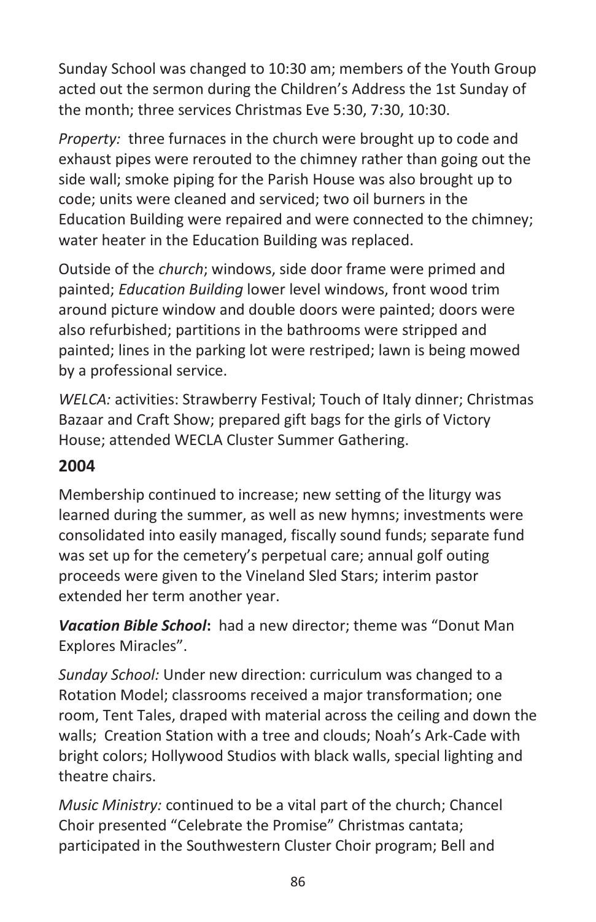Sunday School was changed to 10:30 am; members of the Youth Group acted out the sermon during the Children's Address the 1st Sunday of the month; three services Christmas Eve 5:30, 7:30, 10:30.

*Property:* three furnaces in the church were brought up to code and exhaust pipes were rerouted to the chimney rather than going out the side wall; smoke piping for the Parish House was also brought up to code; units were cleaned and serviced; two oil burners in the Education Building were repaired and were connected to the chimney; water heater in the Education Building was replaced.

Outside of the *church*; windows, side door frame were primed and painted; *Education Building* lower level windows, front wood trim around picture window and double doors were painted; doors were also refurbished; partitions in the bathrooms were stripped and painted; lines in the parking lot were restriped; lawn is being mowed by a professional service.

*WELCA:* activities: Strawberry Festival; Touch of Italy dinner; Christmas Bazaar and Craft Show; prepared gift bags for the girls of Victory House; attended WECLA Cluster Summer Gathering.

## 2004

Membership continued to increase; new setting of the liturgy was learned during the summer, as well as new hymns; investments were consolidated into easily managed, fiscally sound funds; separate fund was set up for the cemetery's perpetual care; annual golf outing proceeds were given to the Vineland Sled Stars; interim pastor extended her term another year.

***Vacation Bible School*:** had a new director; theme was "Donut Man Explores Miracles".

*Sunday School:* Under new direction: curriculum was changed to a Rotation Model; classrooms received a major transformation; one room, Tent Tales, draped with material across the ceiling and down the walls; Creation Station with a tree and clouds; Noah's Ark-Cade with bright colors; Hollywood Studios with black walls, special lighting and theatre chairs.

*Music Ministry:* continued to be a vital part of the church; Chancel Choir presented "Celebrate the Promise" Christmas cantata; participated in the Southwestern Cluster Choir program; Bell and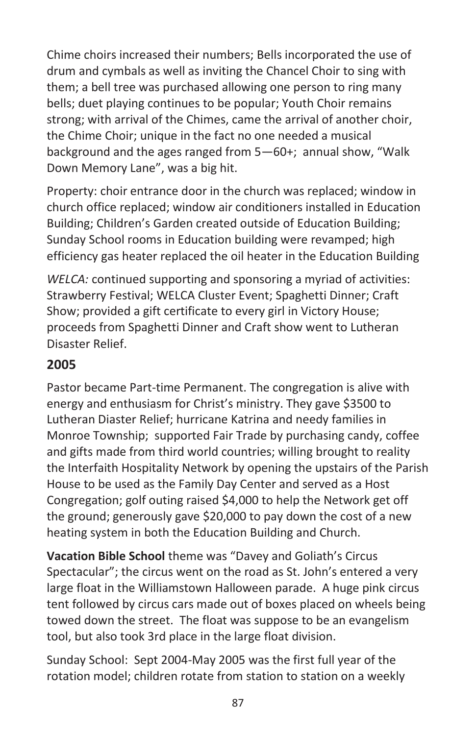Chime choirs increased their numbers; Bells incorporated the use of drum and cymbals as well as inviting the Chancel Choir to sing with them; a bell tree was purchased allowing one person to ring many bells; duet playing continues to be popular; Youth Choir remains strong; with arrival of the Chimes, came the arrival of another choir, the Chime Choir; unique in the fact no one needed a musical background and the ages ranged from 5—60+; annual show, "Walk Down Memory Lane", was a big hit.

Property: choir entrance door in the church was replaced; window in church office replaced; window air conditioners installed in Education Building; Children's Garden created outside of Education Building; Sunday School rooms in Education building were revamped; high efficiency gas heater replaced the oil heater in the Education Building

*WELCA:* continued supporting and sponsoring a myriad of activities: Strawberry Festival; WELCA Cluster Event; Spaghetti Dinner; Craft Show; provided a gift certificate to every girl in Victory House; proceeds from Spaghetti Dinner and Craft show went to Lutheran Disaster Relief.

## 2005

Pastor became Part-time Permanent. The congregation is alive with energy and enthusiasm for Christ's ministry. They gave $3500 to Lutheran Diaster Relief; hurricane Katrina and needy families in Monroe Township; supported Fair Trade by purchasing candy, coffee and gifts made from third world countries; willing brought to reality the Interfaith Hospitality Network by opening the upstairs of the Parish House to be used as the Family Day Center and served as a Host Congregation; golf outing raised $4,000 to help the Network get off the ground; generously gave $20,000 to pay down the cost of a new heating system in both the Education Building and Church.

**Vacation Bible School** theme was "Davey and Goliath's Circus Spectacular"; the circus went on the road as St. John's entered a very large float in the Williamstown Halloween parade. A huge pink circus tent followed by circus cars made out of boxes placed on wheels being towed down the street. The float was suppose to be an evangelism tool, but also took 3rd place in the large float division.

Sunday School: Sept 2004-May 2005 was the first full year of the rotation model; children rotate from station to station on a weekly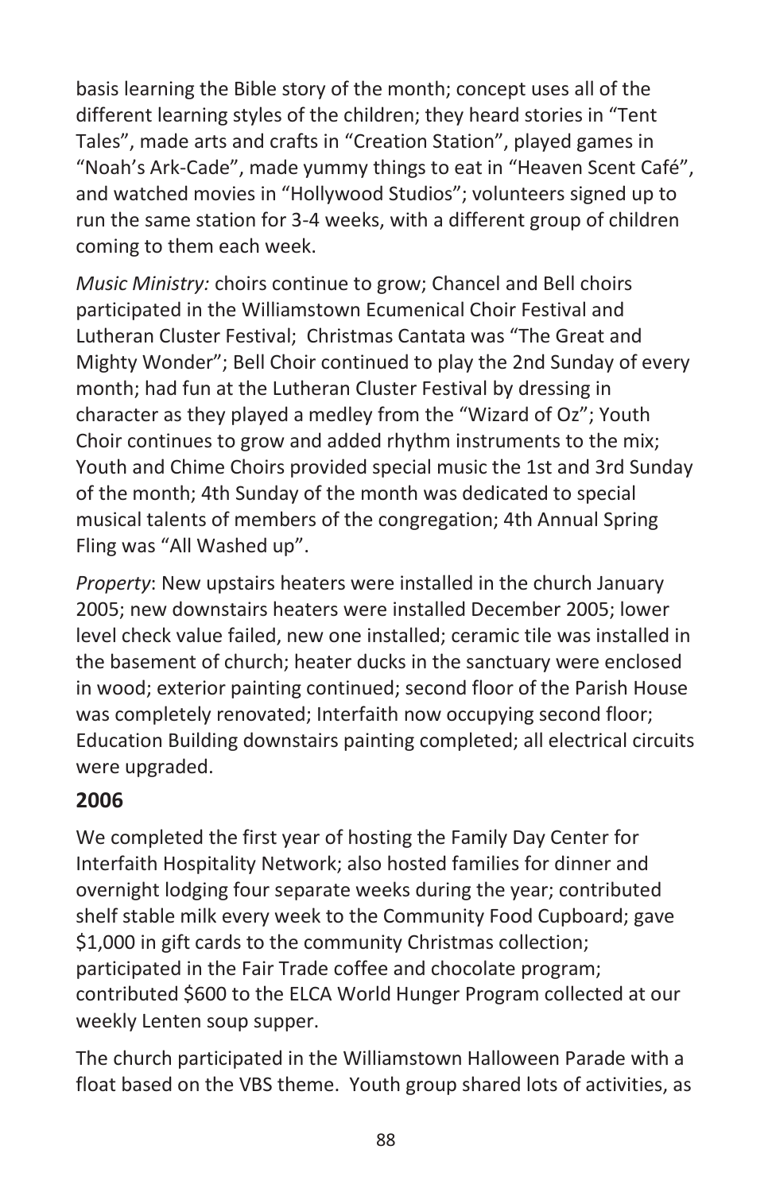basis learning the Bible story of the month; concept uses all of the different learning styles of the children; they heard stories in "Tent Tales", made arts and crafts in "Creation Station", played games in "Noah's Ark-Cade", made yummy things to eat in "Heaven Scent Café", and watched movies in "Hollywood Studios"; volunteers signed up to run the same station for 3-4 weeks, with a different group of children coming to them each week.

*Music Ministry:* choirs continue to grow; Chancel and Bell choirs participated in the Williamstown Ecumenical Choir Festival and Lutheran Cluster Festival; Christmas Cantata was "The Great and Mighty Wonder"; Bell Choir continued to play the 2nd Sunday of every month; had fun at the Lutheran Cluster Festival by dressing in character as they played a medley from the "Wizard of Oz"; Youth Choir continues to grow and added rhythm instruments to the mix; Youth and Chime Choirs provided special music the 1st and 3rd Sunday of the month; 4th Sunday of the month was dedicated to special musical talents of members of the congregation; 4th Annual Spring Fling was "All Washed up".

*Property*: New upstairs heaters were installed in the church January 2005; new downstairs heaters were installed December 2005; lower level check value failed, new one installed; ceramic tile was installed in the basement of church; heater ducks in the sanctuary were enclosed in wood; exterior painting continued; second floor of the Parish House was completely renovated; Interfaith now occupying second floor; Education Building downstairs painting completed; all electrical circuits were upgraded.

## 2006

We completed the first year of hosting the Family Day Center for Interfaith Hospitality Network; also hosted families for dinner and overnight lodging four separate weeks during the year; contributed shelf stable milk every week to the Community Food Cupboard; gave $1,000 in gift cards to the community Christmas collection; participated in the Fair Trade coffee and chocolate program; contributed $600 to the ELCA World Hunger Program collected at our weekly Lenten soup supper.

The church participated in the Williamstown Halloween Parade with a float based on the VBS theme. Youth group shared lots of activities, as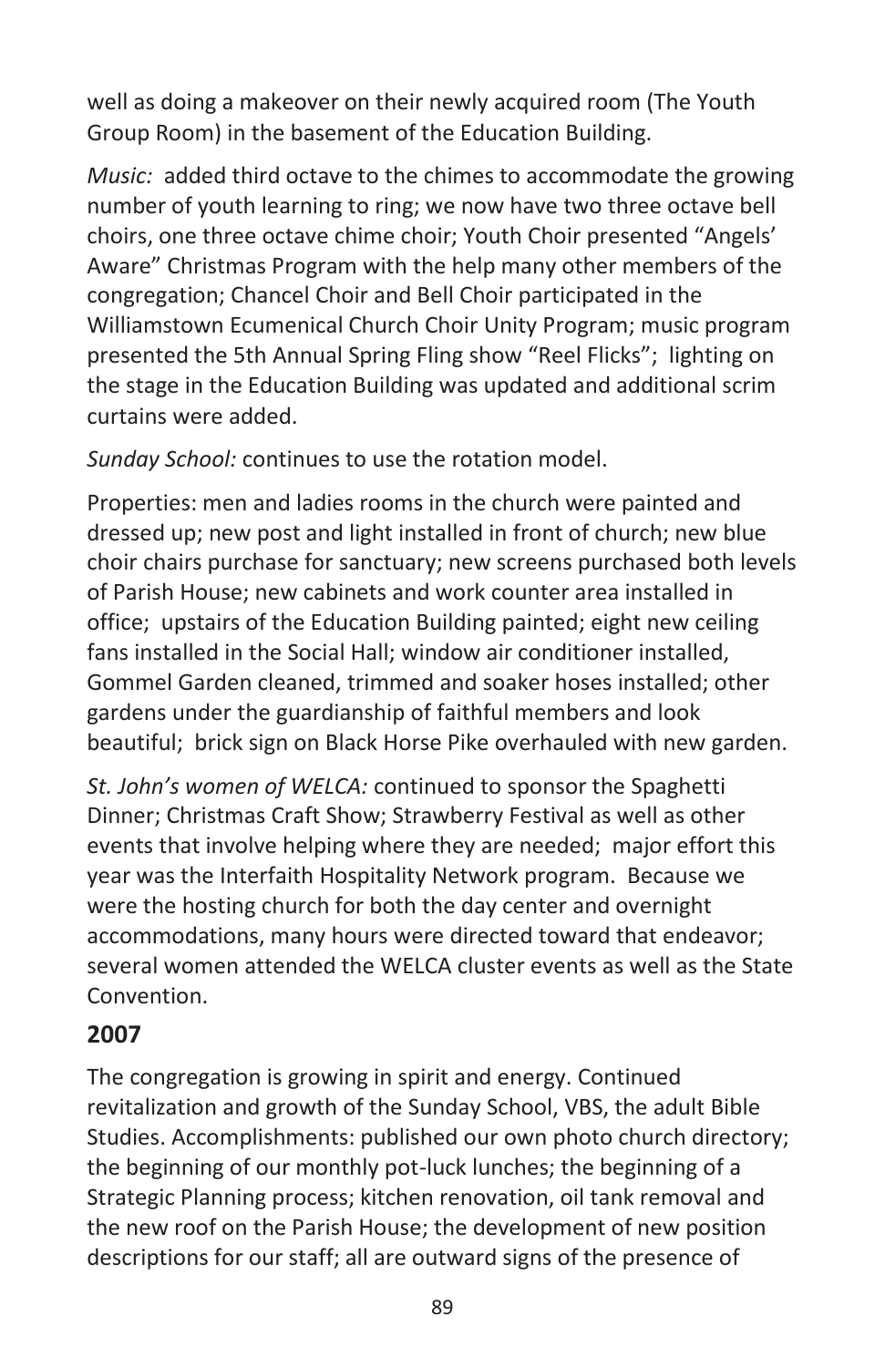well as doing a makeover on their newly acquired room (The Youth Group Room) in the basement of the Education Building.

*Music:* added third octave to the chimes to accommodate the growing number of youth learning to ring; we now have two three octave bell choirs, one three octave chime choir; Youth Choir presented "Angels' Aware" Christmas Program with the help many other members of the congregation; Chancel Choir and Bell Choir participated in the Williamstown Ecumenical Church Choir Unity Program; music program presented the 5th Annual Spring Fling show "Reel Flicks"; lighting on the stage in the Education Building was updated and additional scrim curtains were added.

*Sunday School:* continues to use the rotation model.

Properties: men and ladies rooms in the church were painted and dressed up; new post and light installed in front of church; new blue choir chairs purchase for sanctuary; new screens purchased both levels of Parish House; new cabinets and work counter area installed in office; upstairs of the Education Building painted; eight new ceiling fans installed in the Social Hall; window air conditioner installed, Gommel Garden cleaned, trimmed and soaker hoses installed; other gardens under the guardianship of faithful members and look beautiful; brick sign on Black Horse Pike overhauled with new garden.

*St. John's women of WELCA:* continued to sponsor the Spaghetti Dinner; Christmas Craft Show; Strawberry Festival as well as other events that involve helping where they are needed; major effort this year was the Interfaith Hospitality Network program. Because we were the hosting church for both the day center and overnight accommodations, many hours were directed toward that endeavor; several women attended the WELCA cluster events as well as the State Convention.

## 2007

The congregation is growing in spirit and energy. Continued revitalization and growth of the Sunday School, VBS, the adult Bible Studies. Accomplishments: published our own photo church directory; the beginning of our monthly pot-luck lunches; the beginning of a Strategic Planning process; kitchen renovation, oil tank removal and the new roof on the Parish House; the development of new position descriptions for our staff; all are outward signs of the presence of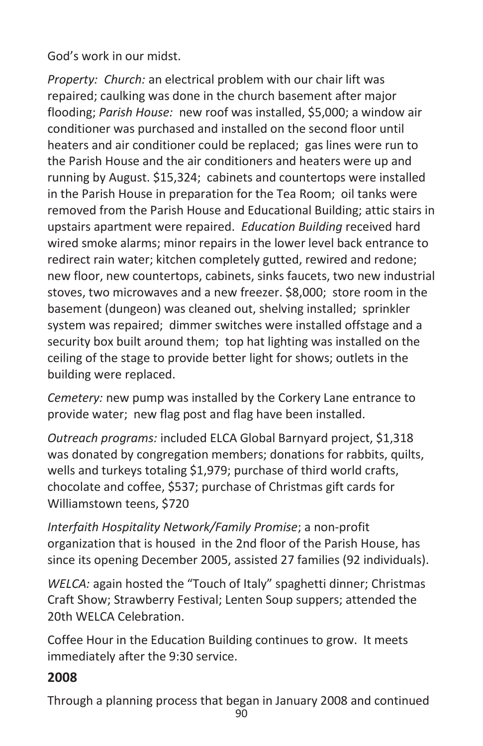God's work in our midst.

*Property: Church:* an electrical problem with our chair lift was repaired; caulking was done in the church basement after major flooding; *Parish House:* new roof was installed, $5,000; a window air conditioner was purchased and installed on the second floor until heaters and air conditioner could be replaced; gas lines were run to the Parish House and the air conditioners and heaters were up and running by August. $15,324; cabinets and countertops were installed in the Parish House in preparation for the Tea Room; oil tanks were removed from the Parish House and Educational Building; attic stairs in upstairs apartment were repaired. *Education Building* received hard wired smoke alarms; minor repairs in the lower level back entrance to redirect rain water; kitchen completely gutted, rewired and redone; new floor, new countertops, cabinets, sinks faucets, two new industrial stoves, two microwaves and a new freezer. $8,000; store room in the basement (dungeon) was cleaned out, shelving installed; sprinkler system was repaired; dimmer switches were installed offstage and a security box built around them; top hat lighting was installed on the ceiling of the stage to provide better light for shows; outlets in the building were replaced.

*Cemetery:* new pump was installed by the Corkery Lane entrance to provide water; new flag post and flag have been installed.

*Outreach programs:* included ELCA Global Barnyard project, $1,318 was donated by congregation members; donations for rabbits, quilts, wells and turkeys totaling $1,979; purchase of third world crafts, chocolate and coffee, $537; purchase of Christmas gift cards for Williamstown teens, $720

*Interfaith Hospitality Network/Family Promise*; a non-profit organization that is housed in the 2nd floor of the Parish House, has since its opening December 2005, assisted 27 families (92 individuals).

*WELCA:* again hosted the "Touch of Italy" spaghetti dinner; Christmas Craft Show; Strawberry Festival; Lenten Soup suppers; attended the 20th WELCA Celebration.

Coffee Hour in the Education Building continues to grow. It meets immediately after the 9:30 service.

## 2008

Through a planning process that began in January 2008 and continued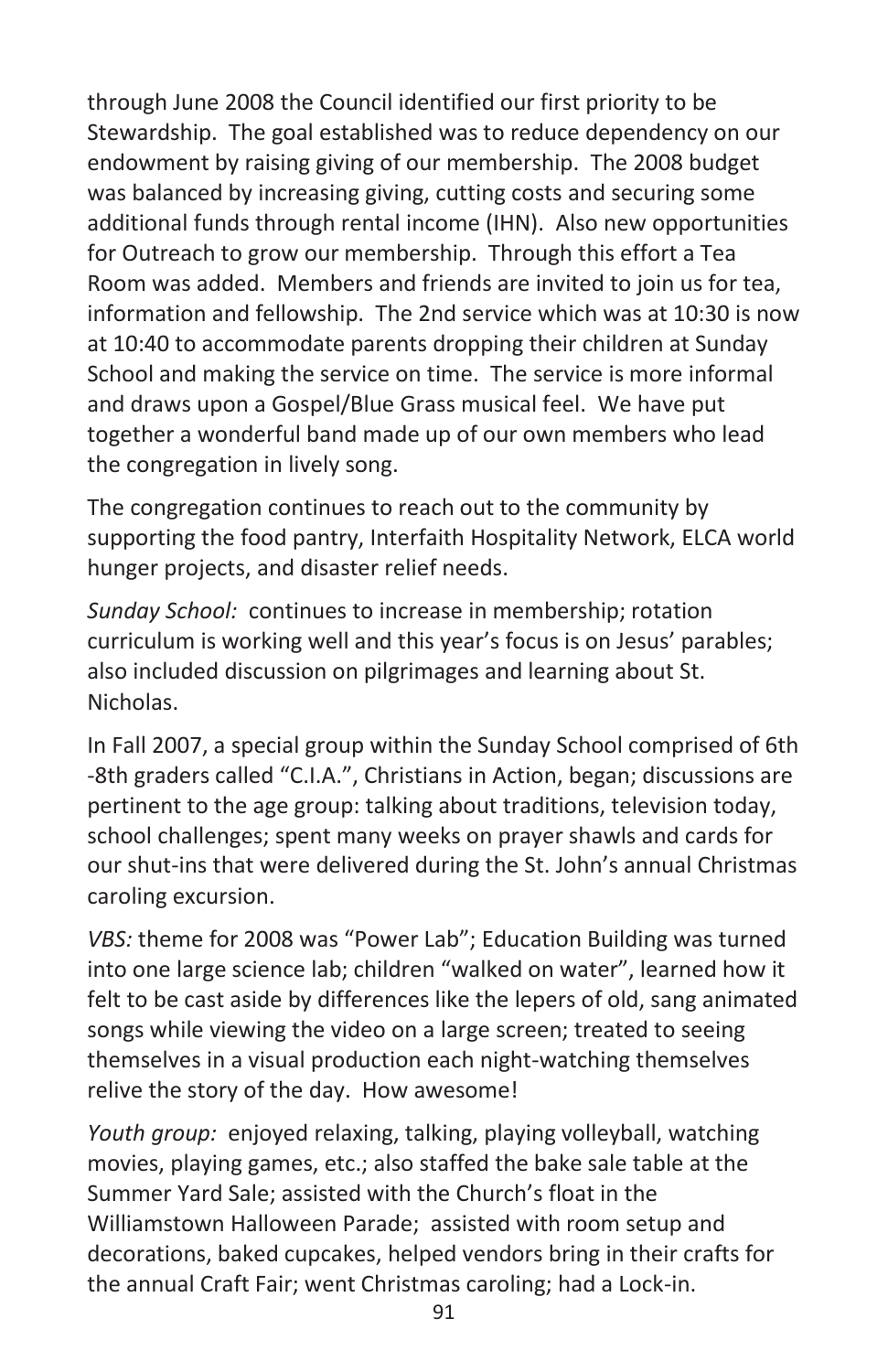through June 2008 the Council identified our first priority to be Stewardship. The goal established was to reduce dependency on our endowment by raising giving of our membership. The 2008 budget was balanced by increasing giving, cutting costs and securing some additional funds through rental income (IHN). Also new opportunities for Outreach to grow our membership. Through this effort a Tea Room was added. Members and friends are invited to join us for tea, information and fellowship. The 2nd service which was at 10:30 is now at 10:40 to accommodate parents dropping their children at Sunday School and making the service on time. The service is more informal and draws upon a Gospel/Blue Grass musical feel. We have put together a wonderful band made up of our own members who lead the congregation in lively song.

The congregation continues to reach out to the community by supporting the food pantry, Interfaith Hospitality Network, ELCA world hunger projects, and disaster relief needs.

*Sunday School:* continues to increase in membership; rotation curriculum is working well and this year's focus is on Jesus' parables; also included discussion on pilgrimages and learning about St. Nicholas.

In Fall 2007, a special group within the Sunday School comprised of 6th -8th graders called "C.I.A.", Christians in Action, began; discussions are pertinent to the age group: talking about traditions, television today, school challenges; spent many weeks on prayer shawls and cards for our shut-ins that were delivered during the St. John's annual Christmas caroling excursion.

*VBS:* theme for 2008 was "Power Lab"; Education Building was turned into one large science lab; children "walked on water", learned how it felt to be cast aside by differences like the lepers of old, sang animated songs while viewing the video on a large screen; treated to seeing themselves in a visual production each night-watching themselves relive the story of the day. How awesome!

*Youth group:* enjoyed relaxing, talking, playing volleyball, watching movies, playing games, etc.; also staffed the bake sale table at the Summer Yard Sale; assisted with the Church's float in the Williamstown Halloween Parade; assisted with room setup and decorations, baked cupcakes, helped vendors bring in their crafts for the annual Craft Fair; went Christmas caroling; had a Lock-in.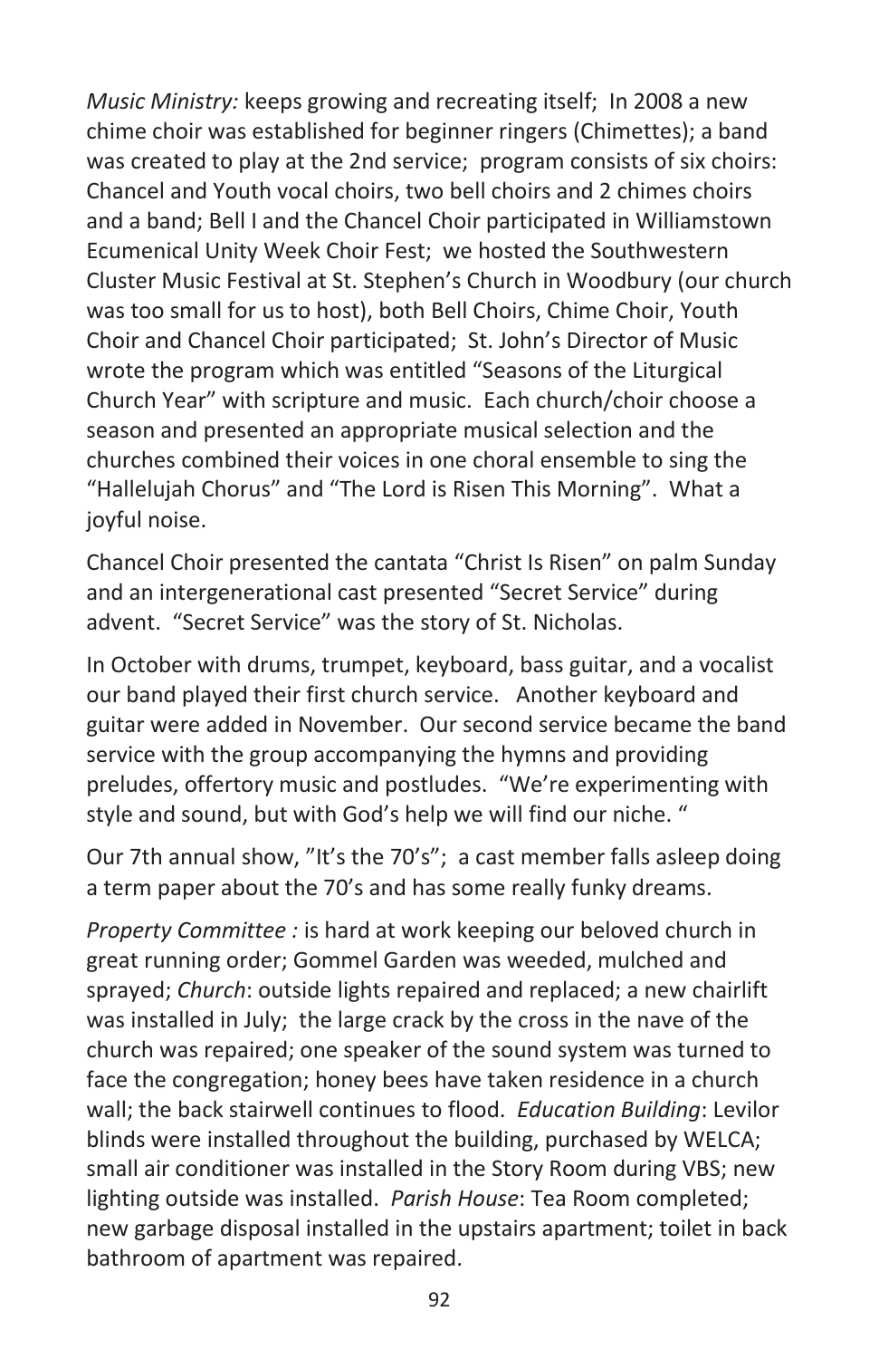*Music Ministry:* keeps growing and recreating itself; In 2008 a new chime choir was established for beginner ringers (Chimettes); a band was created to play at the 2nd service; program consists of six choirs: Chancel and Youth vocal choirs, two bell choirs and 2 chimes choirs and a band; Bell I and the Chancel Choir participated in Williamstown Ecumenical Unity Week Choir Fest; we hosted the Southwestern Cluster Music Festival at St. Stephen's Church in Woodbury (our church was too small for us to host), both Bell Choirs, Chime Choir, Youth Choir and Chancel Choir participated; St. John's Director of Music wrote the program which was entitled "Seasons of the Liturgical Church Year" with scripture and music. Each church/choir choose a season and presented an appropriate musical selection and the churches combined their voices in one choral ensemble to sing the "Hallelujah Chorus" and "The Lord is Risen This Morning". What a joyful noise.

Chancel Choir presented the cantata "Christ Is Risen" on palm Sunday and an intergenerational cast presented "Secret Service" during advent. "Secret Service" was the story of St. Nicholas.

In October with drums, trumpet, keyboard, bass guitar, and a vocalist our band played their first church service. Another keyboard and guitar were added in November. Our second service became the band service with the group accompanying the hymns and providing preludes, offertory music and postludes. "We're experimenting with style and sound, but with God's help we will find our niche. "

Our 7th annual show, "It's the 70's"; a cast member falls asleep doing a term paper about the 70's and has some really funky dreams.

*Property Committee :* is hard at work keeping our beloved church in great running order; Gommel Garden was weeded, mulched and sprayed; *Church*: outside lights repaired and replaced; a new chairlift was installed in July; the large crack by the cross in the nave of the church was repaired; one speaker of the sound system was turned to face the congregation; honey bees have taken residence in a church wall; the back stairwell continues to flood. *Education Building*: Levilor blinds were installed throughout the building, purchased by WELCA; small air conditioner was installed in the Story Room during VBS; new lighting outside was installed. *Parish House*: Tea Room completed; new garbage disposal installed in the upstairs apartment; toilet in back bathroom of apartment was repaired.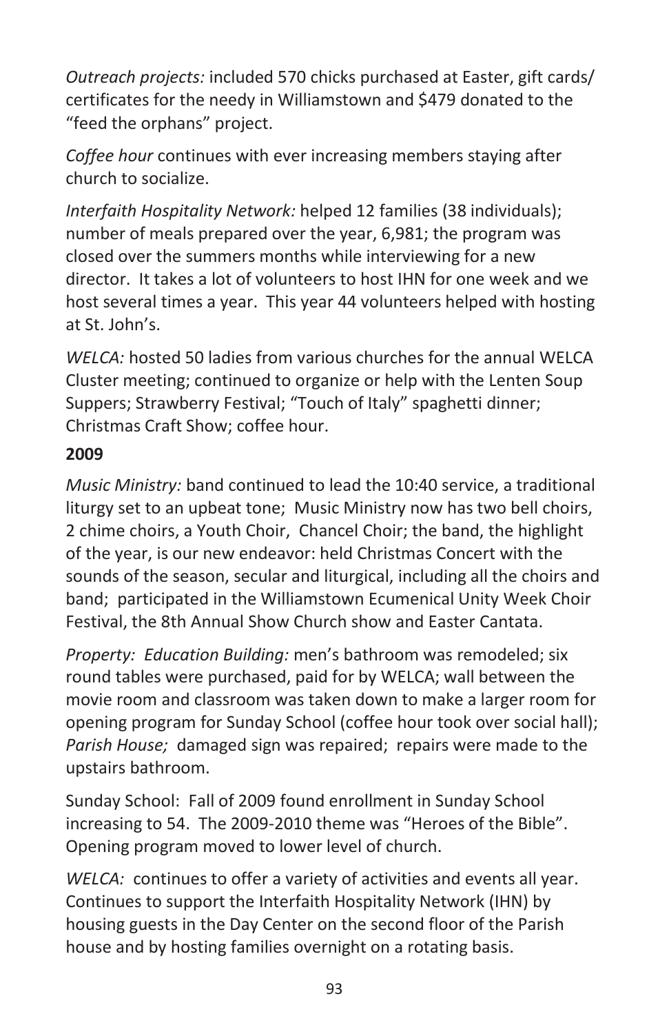*Outreach projects:* included 570 chicks purchased at Easter, gift cards/ certificates for the needy in Williamstown and $479 donated to the "feed the orphans" project.

*Coffee hour* continues with ever increasing members staying after church to socialize.

*Interfaith Hospitality Network:* helped 12 families (38 individuals); number of meals prepared over the year, 6,981; the program was closed over the summers months while interviewing for a new director. It takes a lot of volunteers to host IHN for one week and we host several times a year. This year 44 volunteers helped with hosting at St. John's.

*WELCA:* hosted 50 ladies from various churches for the annual WELCA Cluster meeting; continued to organize or help with the Lenten Soup Suppers; Strawberry Festival; "Touch of Italy" spaghetti dinner; Christmas Craft Show; coffee hour.

**2009**

*Music Ministry:* band continued to lead the 10:40 service, a traditional liturgy set to an upbeat tone; Music Ministry now has two bell choirs, 2 chime choirs, a Youth Choir, Chancel Choir; the band, the highlight of the year, is our new endeavor: held Christmas Concert with the sounds of the season, secular and liturgical, including all the choirs and band; participated in the Williamstown Ecumenical Unity Week Choir Festival, the 8th Annual Show Church show and Easter Cantata.

*Property: Education Building:* men's bathroom was remodeled; six round tables were purchased, paid for by WELCA; wall between the movie room and classroom was taken down to make a larger room for opening program for Sunday School (coffee hour took over social hall); *Parish House;* damaged sign was repaired; repairs were made to the upstairs bathroom.

Sunday School: Fall of 2009 found enrollment in Sunday School increasing to 54. The 2009-2010 theme was "Heroes of the Bible". Opening program moved to lower level of church.

*WELCA:* continues to offer a variety of activities and events all year. Continues to support the Interfaith Hospitality Network (IHN) by housing guests in the Day Center on the second floor of the Parish house and by hosting families overnight on a rotating basis.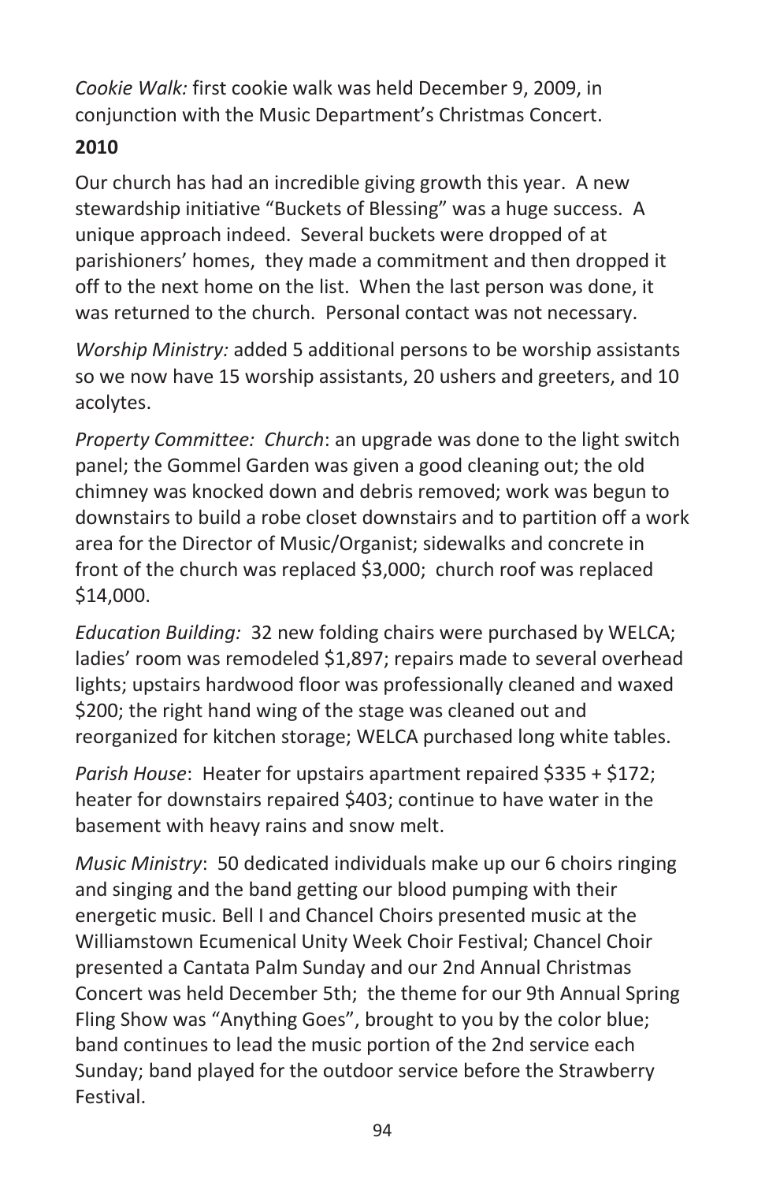*Cookie Walk:* first cookie walk was held December 9, 2009, in conjunction with the Music Department's Christmas Concert.

**2010**

Our church has had an incredible giving growth this year. A new stewardship initiative "Buckets of Blessing" was a huge success. A unique approach indeed. Several buckets were dropped of at parishioners' homes, they made a commitment and then dropped it off to the next home on the list. When the last person was done, it was returned to the church. Personal contact was not necessary.

*Worship Ministry:* added 5 additional persons to be worship assistants so we now have 15 worship assistants, 20 ushers and greeters, and 10 acolytes.

*Property Committee: Church*: an upgrade was done to the light switch panel; the Gommel Garden was given a good cleaning out; the old chimney was knocked down and debris removed; work was begun to downstairs to build a robe closet downstairs and to partition off a work area for the Director of Music/Organist; sidewalks and concrete in front of the church was replaced $3,000; church roof was replaced $14,000.

*Education Building:* 32 new folding chairs were purchased by WELCA; ladies' room was remodeled $1,897; repairs made to several overhead lights; upstairs hardwood floor was professionally cleaned and waxed $200; the right hand wing of the stage was cleaned out and reorganized for kitchen storage; WELCA purchased long white tables.

*Parish House*: Heater for upstairs apartment repaired $335 + $172; heater for downstairs repaired $403; continue to have water in the basement with heavy rains and snow melt.

*Music Ministry*: 50 dedicated individuals make up our 6 choirs ringing and singing and the band getting our blood pumping with their energetic music. Bell I and Chancel Choirs presented music at the Williamstown Ecumenical Unity Week Choir Festival; Chancel Choir presented a Cantata Palm Sunday and our 2nd Annual Christmas Concert was held December 5th; the theme for our 9th Annual Spring Fling Show was "Anything Goes", brought to you by the color blue; band continues to lead the music portion of the 2nd service each Sunday; band played for the outdoor service before the Strawberry Festival.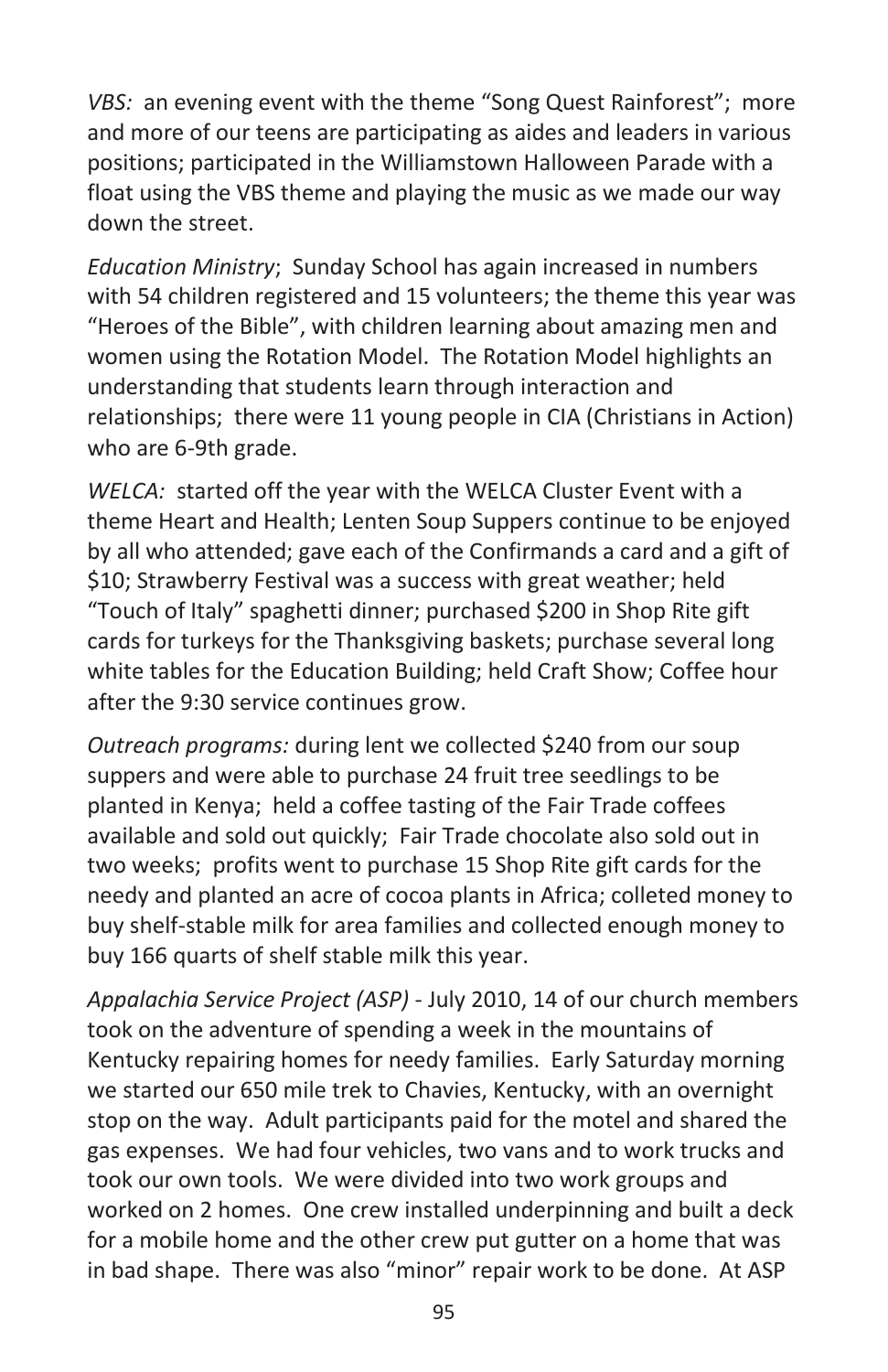*VBS:* an evening event with the theme "Song Quest Rainforest"; more and more of our teens are participating as aides and leaders in various positions; participated in the Williamstown Halloween Parade with a float using the VBS theme and playing the music as we made our way down the street.

*Education Ministry*; Sunday School has again increased in numbers with 54 children registered and 15 volunteers; the theme this year was "Heroes of the Bible", with children learning about amazing men and women using the Rotation Model. The Rotation Model highlights an understanding that students learn through interaction and relationships; there were 11 young people in CIA (Christians in Action) who are 6-9th grade.

*WELCA:* started off the year with the WELCA Cluster Event with a theme Heart and Health; Lenten Soup Suppers continue to be enjoyed by all who attended; gave each of the Confirmands a card and a gift of $10; Strawberry Festival was a success with great weather; held "Touch of Italy" spaghetti dinner; purchased $200 in Shop Rite gift cards for turkeys for the Thanksgiving baskets; purchase several long white tables for the Education Building; held Craft Show; Coffee hour after the 9:30 service continues grow.

*Outreach programs:* during lent we collected $240 from our soup suppers and were able to purchase 24 fruit tree seedlings to be planted in Kenya; held a coffee tasting of the Fair Trade coffees available and sold out quickly; Fair Trade chocolate also sold out in two weeks; profits went to purchase 15 Shop Rite gift cards for the needy and planted an acre of cocoa plants in Africa; colleted money to buy shelf-stable milk for area families and collected enough money to buy 166 quarts of shelf stable milk this year.

*Appalachia Service Project (ASP)* - July 2010, 14 of our church members took on the adventure of spending a week in the mountains of Kentucky repairing homes for needy families. Early Saturday morning we started our 650 mile trek to Chavies, Kentucky, with an overnight stop on the way. Adult participants paid for the motel and shared the gas expenses. We had four vehicles, two vans and to work trucks and took our own tools. We were divided into two work groups and worked on 2 homes. One crew installed underpinning and built a deck for a mobile home and the other crew put gutter on a home that was in bad shape. There was also "minor" repair work to be done. At ASP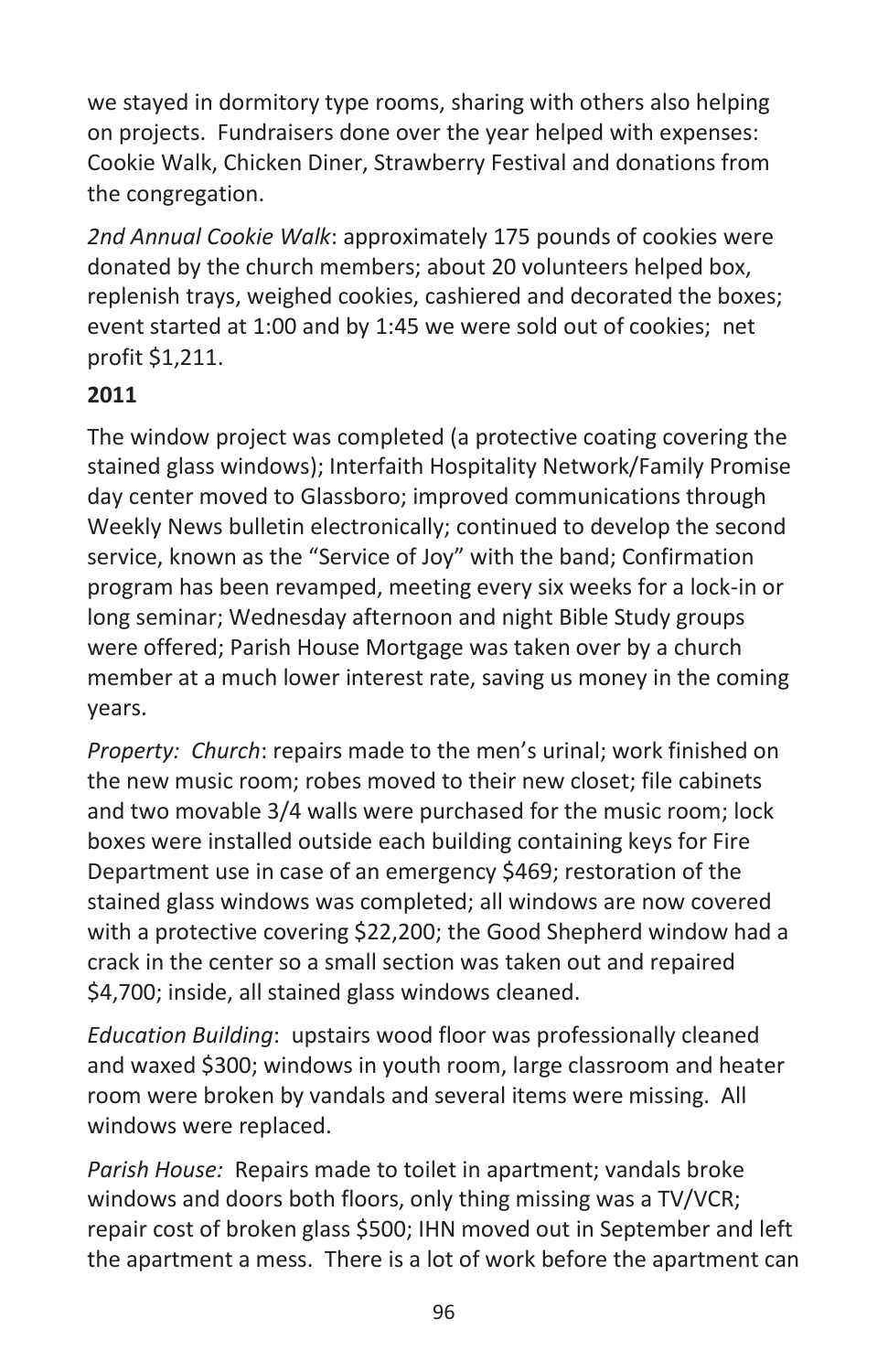we stayed in dormitory type rooms, sharing with others also helping on projects. Fundraisers done over the year helped with expenses: Cookie Walk, Chicken Diner, Strawberry Festival and donations from the congregation.

*2nd Annual Cookie Walk*: approximately 175 pounds of cookies were donated by the church members; about 20 volunteers helped box, replenish trays, weighed cookies, cashiered and decorated the boxes; event started at 1:00 and by 1:45 we were sold out of cookies; net profit $1,211.

**2011**

The window project was completed (a protective coating covering the stained glass windows); Interfaith Hospitality Network/Family Promise day center moved to Glassboro; improved communications through Weekly News bulletin electronically; continued to develop the second service, known as the "Service of Joy" with the band; Confirmation program has been revamped, meeting every six weeks for a lock-in or long seminar; Wednesday afternoon and night Bible Study groups were offered; Parish House Mortgage was taken over by a church member at a much lower interest rate, saving us money in the coming years.

*Property: Church*: repairs made to the men's urinal; work finished on the new music room; robes moved to their new closet; file cabinets and two movable 3/4 walls were purchased for the music room; lock boxes were installed outside each building containing keys for Fire Department use in case of an emergency $469; restoration of the stained glass windows was completed; all windows are now covered with a protective covering $22,200; the Good Shepherd window had a crack in the center so a small section was taken out and repaired $4,700; inside, all stained glass windows cleaned.

*Education Building*: upstairs wood floor was professionally cleaned and waxed $300; windows in youth room, large classroom and heater room were broken by vandals and several items were missing. All windows were replaced.

*Parish House:* Repairs made to toilet in apartment; vandals broke windows and doors both floors, only thing missing was a TV/VCR; repair cost of broken glass $500; IHN moved out in September and left the apartment a mess. There is a lot of work before the apartment can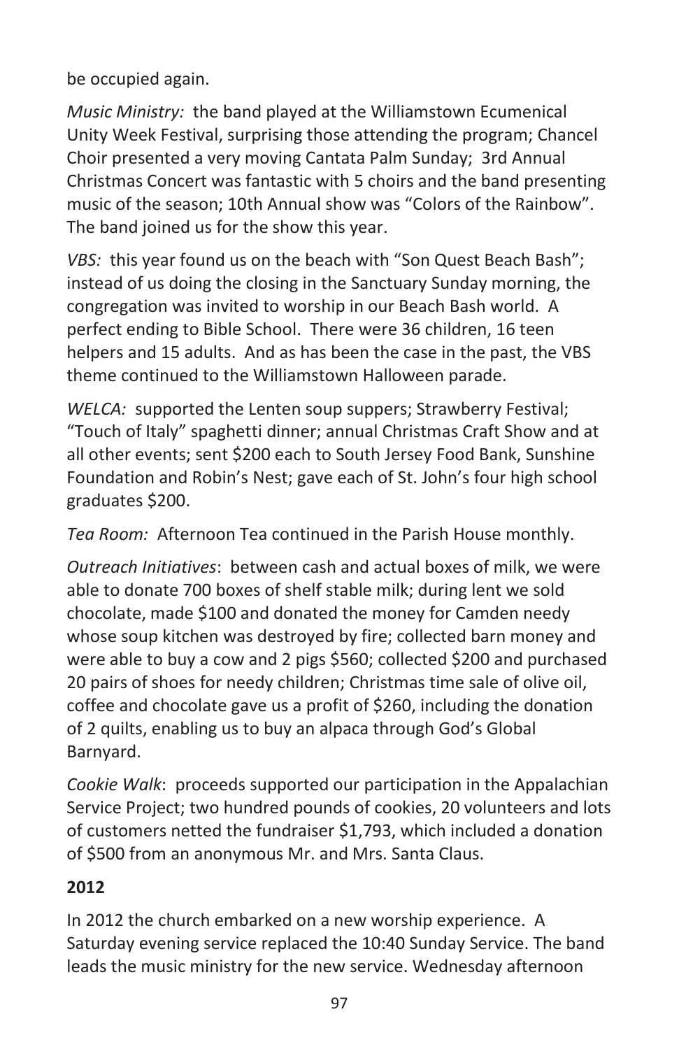be occupied again.

*Music Ministry:* the band played at the Williamstown Ecumenical Unity Week Festival, surprising those attending the program; Chancel Choir presented a very moving Cantata Palm Sunday; 3rd Annual Christmas Concert was fantastic with 5 choirs and the band presenting music of the season; 10th Annual show was "Colors of the Rainbow". The band joined us for the show this year.

*VBS:* this year found us on the beach with "Son Quest Beach Bash"; instead of us doing the closing in the Sanctuary Sunday morning, the congregation was invited to worship in our Beach Bash world. A perfect ending to Bible School. There were 36 children, 16 teen helpers and 15 adults. And as has been the case in the past, the VBS theme continued to the Williamstown Halloween parade.

*WELCA:* supported the Lenten soup suppers; Strawberry Festival; "Touch of Italy" spaghetti dinner; annual Christmas Craft Show and at all other events; sent $200 each to South Jersey Food Bank, Sunshine Foundation and Robin's Nest; gave each of St. John's four high school graduates $200.

*Tea Room:* Afternoon Tea continued in the Parish House monthly.

*Outreach Initiatives*: between cash and actual boxes of milk, we were able to donate 700 boxes of shelf stable milk; during lent we sold chocolate, made $100 and donated the money for Camden needy whose soup kitchen was destroyed by fire; collected barn money and were able to buy a cow and 2 pigs $560; collected $200 and purchased 20 pairs of shoes for needy children; Christmas time sale of olive oil, coffee and chocolate gave us a profit of $260, including the donation of 2 quilts, enabling us to buy an alpaca through God's Global Barnyard.

*Cookie Walk*: proceeds supported our participation in the Appalachian Service Project; two hundred pounds of cookies, 20 volunteers and lots of customers netted the fundraiser $1,793, which included a donation of $500 from an anonymous Mr. and Mrs. Santa Claus.

**2012**

In 2012 the church embarked on a new worship experience. A Saturday evening service replaced the 10:40 Sunday Service. The band leads the music ministry for the new service. Wednesday afternoon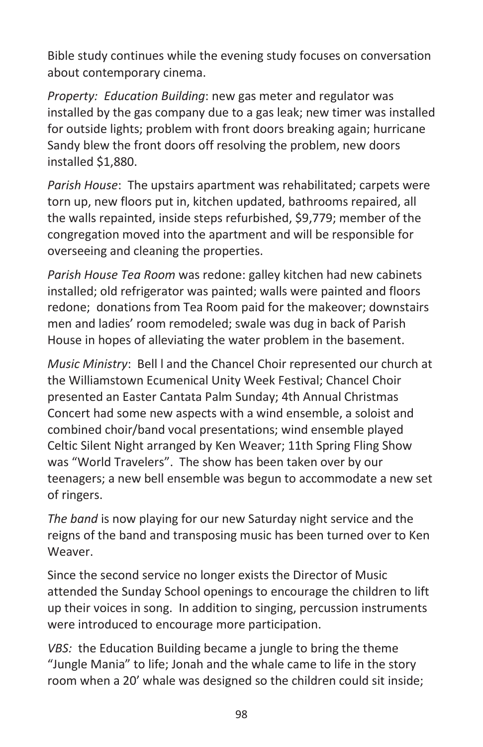Bible study continues while the evening study focuses on conversation about contemporary cinema.

*Property: Education Building*: new gas meter and regulator was installed by the gas company due to a gas leak; new timer was installed for outside lights; problem with front doors breaking again; hurricane Sandy blew the front doors off resolving the problem, new doors installed $1,880.

*Parish House*: The upstairs apartment was rehabilitated; carpets were torn up, new floors put in, kitchen updated, bathrooms repaired, all the walls repainted, inside steps refurbished, $9,779; member of the congregation moved into the apartment and will be responsible for overseeing and cleaning the properties.

*Parish House Tea Room* was redone: galley kitchen had new cabinets installed; old refrigerator was painted; walls were painted and floors redone; donations from Tea Room paid for the makeover; downstairs men and ladies' room remodeled; swale was dug in back of Parish House in hopes of alleviating the water problem in the basement.

*Music Ministry*: Bell l and the Chancel Choir represented our church at the Williamstown Ecumenical Unity Week Festival; Chancel Choir presented an Easter Cantata Palm Sunday; 4th Annual Christmas Concert had some new aspects with a wind ensemble, a soloist and combined choir/band vocal presentations; wind ensemble played Celtic Silent Night arranged by Ken Weaver; 11th Spring Fling Show was "World Travelers". The show has been taken over by our teenagers; a new bell ensemble was begun to accommodate a new set of ringers.

*The band* is now playing for our new Saturday night service and the reigns of the band and transposing music has been turned over to Ken Weaver.

Since the second service no longer exists the Director of Music attended the Sunday School openings to encourage the children to lift up their voices in song. In addition to singing, percussion instruments were introduced to encourage more participation.

*VBS:* the Education Building became a jungle to bring the theme "Jungle Mania" to life; Jonah and the whale came to life in the story room when a 20' whale was designed so the children could sit inside;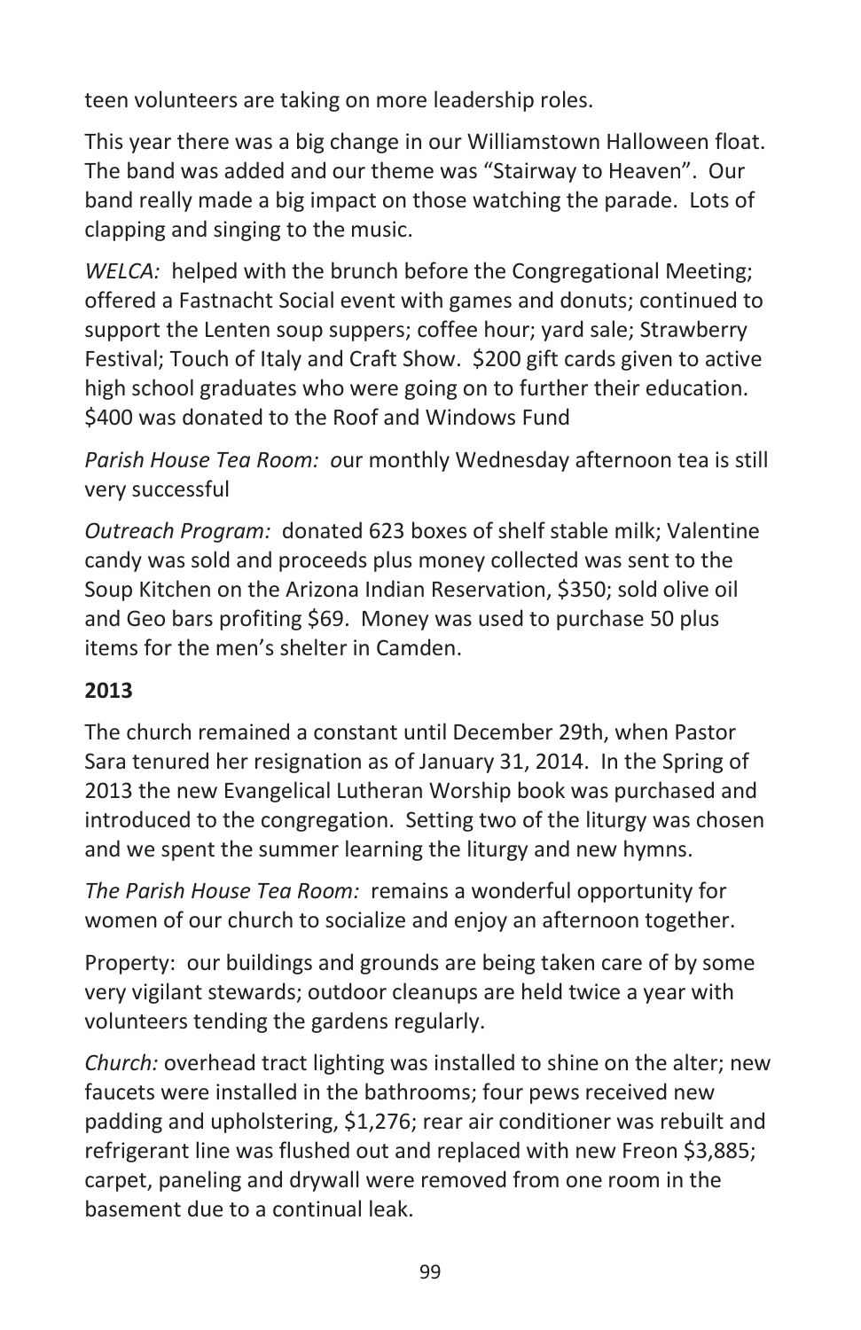teen volunteers are taking on more leadership roles.

This year there was a big change in our Williamstown Halloween float. The band was added and our theme was "Stairway to Heaven". Our band really made a big impact on those watching the parade. Lots of clapping and singing to the music.

*WELCA:* helped with the brunch before the Congregational Meeting; offered a Fastnacht Social event with games and donuts; continued to support the Lenten soup suppers; coffee hour; yard sale; Strawberry Festival; Touch of Italy and Craft Show. $200 gift cards given to active high school graduates who were going on to further their education. $400 was donated to the Roof and Windows Fund

*Parish House Tea Room: o*ur monthly Wednesday afternoon tea is still very successful

*Outreach Program:* donated 623 boxes of shelf stable milk; Valentine candy was sold and proceeds plus money collected was sent to the Soup Kitchen on the Arizona Indian Reservation, $350; sold olive oil and Geo bars profiting $69. Money was used to purchase 50 plus items for the men's shelter in Camden.

**2013**

The church remained a constant until December 29th, when Pastor Sara tenured her resignation as of January 31, 2014. In the Spring of 2013 the new Evangelical Lutheran Worship book was purchased and introduced to the congregation. Setting two of the liturgy was chosen and we spent the summer learning the liturgy and new hymns.

*The Parish House Tea Room:* remains a wonderful opportunity for women of our church to socialize and enjoy an afternoon together.

Property: our buildings and grounds are being taken care of by some very vigilant stewards; outdoor cleanups are held twice a year with volunteers tending the gardens regularly.

*Church:* overhead tract lighting was installed to shine on the alter; new faucets were installed in the bathrooms; four pews received new padding and upholstering, $1,276; rear air conditioner was rebuilt and refrigerant line was flushed out and replaced with new Freon $3,885; carpet, paneling and drywall were removed from one room in the basement due to a continual leak.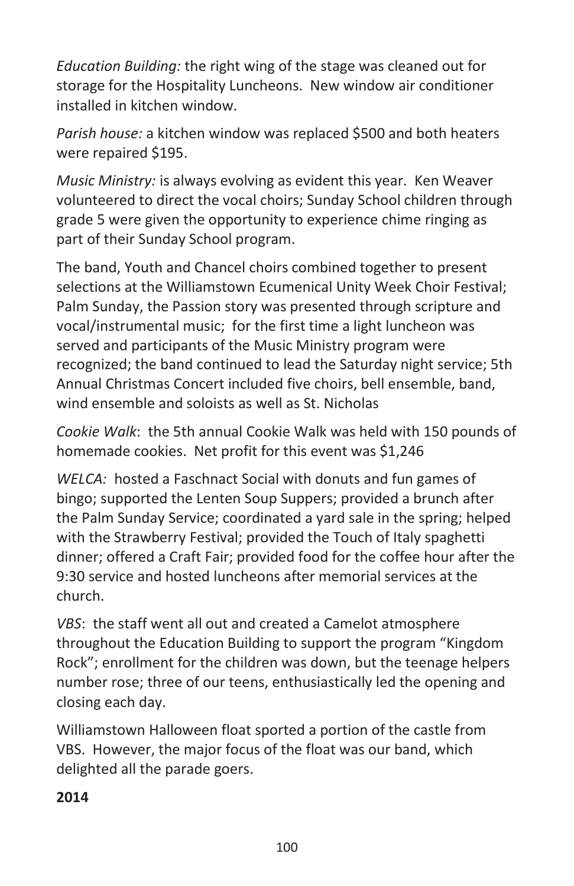*Education Building:* the right wing of the stage was cleaned out for storage for the Hospitality Luncheons. New window air conditioner installed in kitchen window.

*Parish house:* a kitchen window was replaced $500 and both heaters were repaired $195.

*Music Ministry:* is always evolving as evident this year. Ken Weaver volunteered to direct the vocal choirs; Sunday School children through grade 5 were given the opportunity to experience chime ringing as part of their Sunday School program.

The band, Youth and Chancel choirs combined together to present selections at the Williamstown Ecumenical Unity Week Choir Festival; Palm Sunday, the Passion story was presented through scripture and vocal/instrumental music; for the first time a light luncheon was served and participants of the Music Ministry program were recognized; the band continued to lead the Saturday night service; 5th Annual Christmas Concert included five choirs, bell ensemble, band, wind ensemble and soloists as well as St. Nicholas

*Cookie Walk*: the 5th annual Cookie Walk was held with 150 pounds of homemade cookies. Net profit for this event was $1,246

*WELCA:* hosted a Faschnact Social with donuts and fun games of bingo; supported the Lenten Soup Suppers; provided a brunch after the Palm Sunday Service; coordinated a yard sale in the spring; helped with the Strawberry Festival; provided the Touch of Italy spaghetti dinner; offered a Craft Fair; provided food for the coffee hour after the 9:30 service and hosted luncheons after memorial services at the church.

*VBS*: the staff went all out and created a Camelot atmosphere throughout the Education Building to support the program "Kingdom Rock"; enrollment for the children was down, but the teenage helpers number rose; three of our teens, enthusiastically led the opening and closing each day.

Williamstown Halloween float sported a portion of the castle from VBS. However, the major focus of the float was our band, which delighted all the parade goers.

**2014**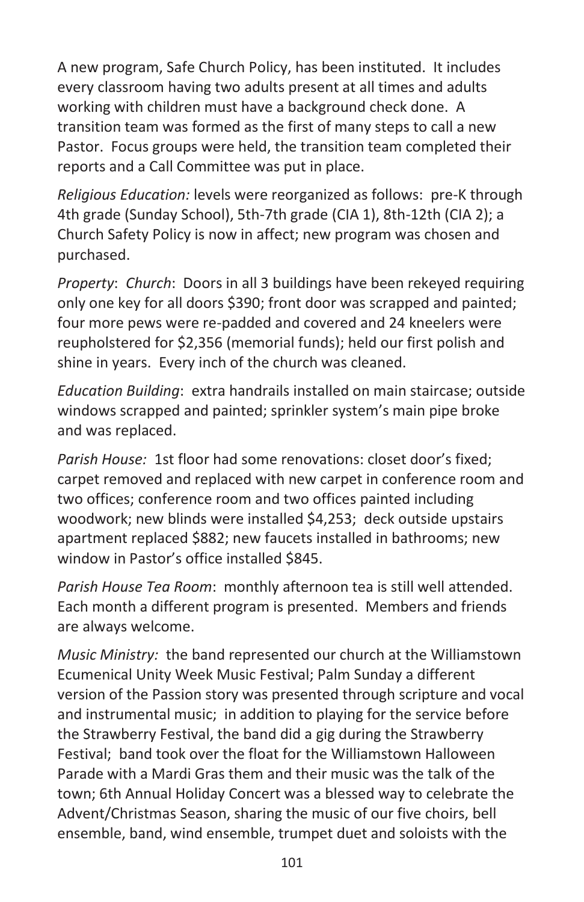A new program, Safe Church Policy, has been instituted. It includes every classroom having two adults present at all times and adults working with children must have a background check done. A transition team was formed as the first of many steps to call a new Pastor. Focus groups were held, the transition team completed their reports and a Call Committee was put in place.

*Religious Education:* levels were reorganized as follows: pre-K through 4th grade (Sunday School), 5th-7th grade (CIA 1), 8th-12th (CIA 2); a Church Safety Policy is now in affect; new program was chosen and purchased.

*Property*: *Church*: Doors in all 3 buildings have been rekeyed requiring only one key for all doors $390; front door was scrapped and painted; four more pews were re-padded and covered and 24 kneelers were reupholstered for $2,356 (memorial funds); held our first polish and shine in years. Every inch of the church was cleaned.

*Education Building*: extra handrails installed on main staircase; outside windows scrapped and painted; sprinkler system's main pipe broke and was replaced.

*Parish House:* 1st floor had some renovations: closet door's fixed; carpet removed and replaced with new carpet in conference room and two offices; conference room and two offices painted including woodwork; new blinds were installed $4,253; deck outside upstairs apartment replaced $882; new faucets installed in bathrooms; new window in Pastor's office installed $845.

*Parish House Tea Room*: monthly afternoon tea is still well attended. Each month a different program is presented. Members and friends are always welcome.

*Music Ministry:* the band represented our church at the Williamstown Ecumenical Unity Week Music Festival; Palm Sunday a different version of the Passion story was presented through scripture and vocal and instrumental music; in addition to playing for the service before the Strawberry Festival, the band did a gig during the Strawberry Festival; band took over the float for the Williamstown Halloween Parade with a Mardi Gras them and their music was the talk of the town; 6th Annual Holiday Concert was a blessed way to celebrate the Advent/Christmas Season, sharing the music of our five choirs, bell ensemble, band, wind ensemble, trumpet duet and soloists with the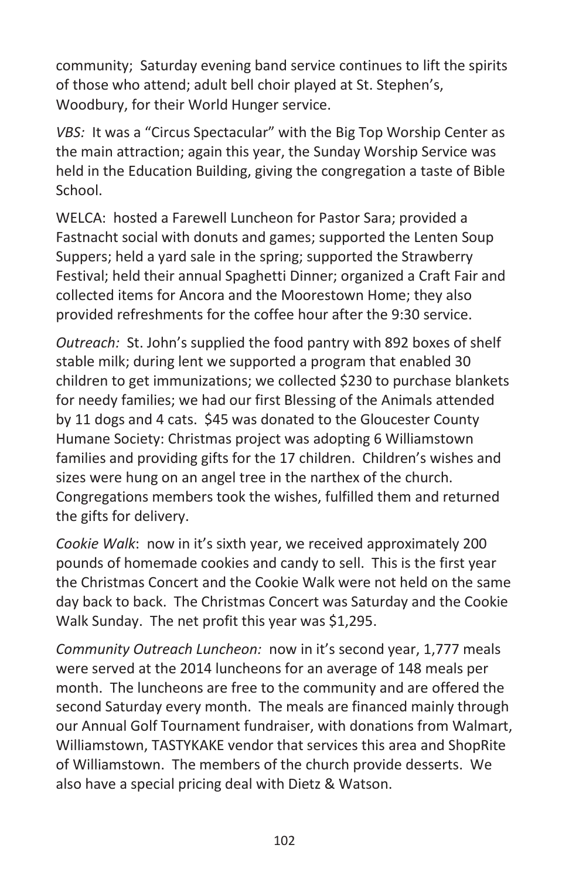community;  Saturday evening band service continues to lift the spirits of those who attend; adult bell choir played at St. Stephen's, Woodbury, for their World Hunger service.

*VBS:* It was a "Circus Spectacular" with the Big Top Worship Center as the main attraction; again this year, the Sunday Worship Service was held in the Education Building, giving the congregation a taste of Bible School.

WELCA:  hosted a Farewell Luncheon for Pastor Sara; provided a Fastnacht social with donuts and games; supported the Lenten Soup Suppers; held a yard sale in the spring; supported the Strawberry Festival; held their annual Spaghetti Dinner; organized a Craft Fair and collected items for Ancora and the Moorestown Home; they also provided refreshments for the coffee hour after the 9:30 service.

*Outreach:* St. John's supplied the food pantry with 892 boxes of shelf stable milk; during lent we supported a program that enabled 30 children to get immunizations; we collected $230 to purchase blankets for needy families; we had our first Blessing of the Animals attended by 11 dogs and 4 cats.  $45 was donated to the Gloucester County Humane Society: Christmas project was adopting 6 Williamstown families and providing gifts for the 17 children.  Children's wishes and sizes were hung on an angel tree in the narthex of the church. Congregations members took the wishes, fulfilled them and returned the gifts for delivery.

*Cookie Walk*:  now in it's sixth year, we received approximately 200 pounds of homemade cookies and candy to sell.  This is the first year the Christmas Concert and the Cookie Walk were not held on the same day back to back.  The Christmas Concert was Saturday and the Cookie Walk Sunday.  The net profit this year was $1,295.

*Community Outreach Luncheon:* now in it's second year, 1,777 meals were served at the 2014 luncheons for an average of 148 meals per month.  The luncheons are free to the community and are offered the second Saturday every month.  The meals are financed mainly through our Annual Golf Tournament fundraiser, with donations from Walmart, Williamstown, TASTYKAKE vendor that services this area and ShopRite of Williamstown.  The members of the church provide desserts.  We also have a special pricing deal with Dietz & Watson.